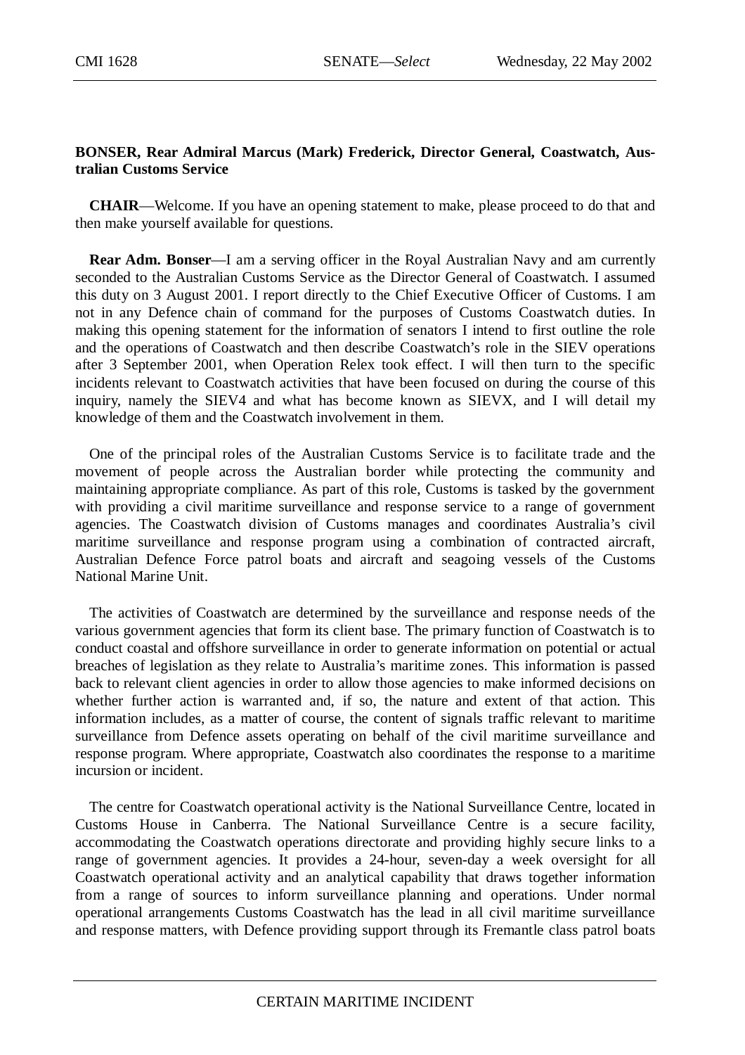**BONSER, Rear Admiral Marcus (Mark) Frederick, Director General, Coastwatch, Australian Customs Service**

**CHAIR**—Welcome. If you have an opening statement to make, please proceed to do that and then make yourself available for questions.

**Rear Adm. Bonser**—I am a serving officer in the Royal Australian Navy and am currently seconded to the Australian Customs Service as the Director General of Coastwatch. I assumed this duty on 3 August 2001. I report directly to the Chief Executive Officer of Customs. I am not in any Defence chain of command for the purposes of Customs Coastwatch duties. In making this opening statement for the information of senators I intend to first outline the role and the operations of Coastwatch and then describe Coastwatch's role in the SIEV operations after 3 September 2001, when Operation Relex took effect. I will then turn to the specific incidents relevant to Coastwatch activities that have been focused on during the course of this inquiry, namely the SIEV4 and what has become known as SIEVX, and I will detail my knowledge of them and the Coastwatch involvement in them.

One of the principal roles of the Australian Customs Service is to facilitate trade and the movement of people across the Australian border while protecting the community and maintaining appropriate compliance. As part of this role, Customs is tasked by the government with providing a civil maritime surveillance and response service to a range of government agencies. The Coastwatch division of Customs manages and coordinates Australia's civil maritime surveillance and response program using a combination of contracted aircraft, Australian Defence Force patrol boats and aircraft and seagoing vessels of the Customs National Marine Unit.

The activities of Coastwatch are determined by the surveillance and response needs of the various government agencies that form its client base. The primary function of Coastwatch is to conduct coastal and offshore surveillance in order to generate information on potential or actual breaches of legislation as they relate to Australia's maritime zones. This information is passed back to relevant client agencies in order to allow those agencies to make informed decisions on whether further action is warranted and, if so, the nature and extent of that action. This information includes, as a matter of course, the content of signals traffic relevant to maritime surveillance from Defence assets operating on behalf of the civil maritime surveillance and response program. Where appropriate, Coastwatch also coordinates the response to a maritime incursion or incident.

The centre for Coastwatch operational activity is the National Surveillance Centre, located in Customs House in Canberra. The National Surveillance Centre is a secure facility, accommodating the Coastwatch operations directorate and providing highly secure links to a range of government agencies. It provides a 24-hour, seven-day a week oversight for all Coastwatch operational activity and an analytical capability that draws together information from a range of sources to inform surveillance planning and operations. Under normal operational arrangements Customs Coastwatch has the lead in all civil maritime surveillance and response matters, with Defence providing support through its Fremantle class patrol boats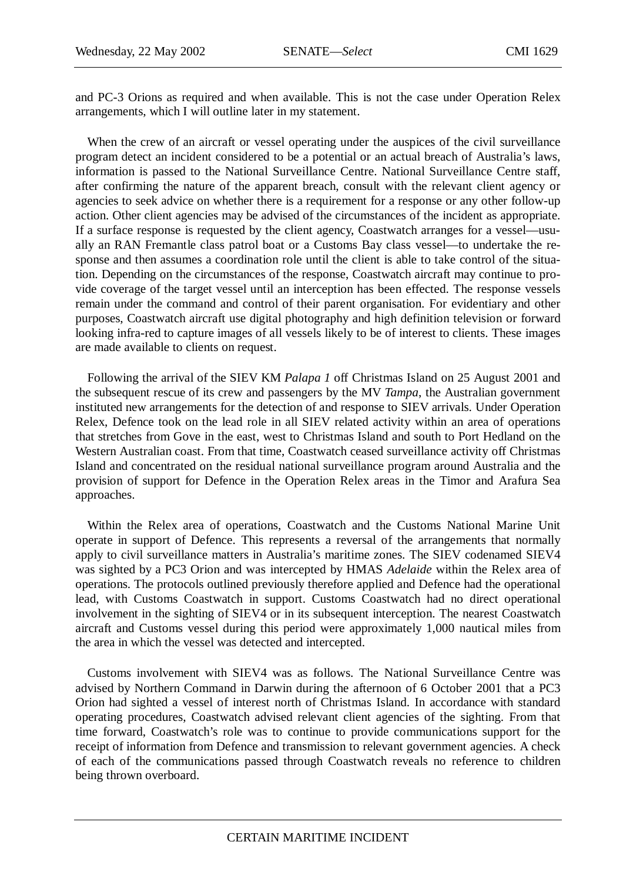and PC-3 Orions as required and when available. This is not the case under Operation Relex arrangements, which I will outline later in my statement.

When the crew of an aircraft or vessel operating under the auspices of the civil surveillance program detect an incident considered to be a potential or an actual breach of Australia's laws, information is passed to the National Surveillance Centre. National Surveillance Centre staff, after confirming the nature of the apparent breach, consult with the relevant client agency or agencies to seek advice on whether there is a requirement for a response or any other follow-up action. Other client agencies may be advised of the circumstances of the incident as appropriate. If a surface response is requested by the client agency, Coastwatch arranges for a vessel—usually an RAN Fremantle class patrol boat or a Customs Bay class vessel—to undertake the response and then assumes a coordination role until the client is able to take control of the situation. Depending on the circumstances of the response, Coastwatch aircraft may continue to provide coverage of the target vessel until an interception has been effected. The response vessels remain under the command and control of their parent organisation. For evidentiary and other purposes, Coastwatch aircraft use digital photography and high definition television or forward looking infra-red to capture images of all vessels likely to be of interest to clients. These images are made available to clients on request.

Following the arrival of the SIEV KM *Palapa 1* off Christmas Island on 25 August 2001 and the subsequent rescue of its crew and passengers by the MV *Tampa*, the Australian government instituted new arrangements for the detection of and response to SIEV arrivals. Under Operation Relex, Defence took on the lead role in all SIEV related activity within an area of operations that stretches from Gove in the east, west to Christmas Island and south to Port Hedland on the Western Australian coast. From that time, Coastwatch ceased surveillance activity off Christmas Island and concentrated on the residual national surveillance program around Australia and the provision of support for Defence in the Operation Relex areas in the Timor and Arafura Sea approaches.

Within the Relex area of operations, Coastwatch and the Customs National Marine Unit operate in support of Defence. This represents a reversal of the arrangements that normally apply to civil surveillance matters in Australia's maritime zones. The SIEV codenamed SIEV4 was sighted by a PC3 Orion and was intercepted by HMAS *Adelaide* within the Relex area of operations. The protocols outlined previously therefore applied and Defence had the operational lead, with Customs Coastwatch in support. Customs Coastwatch had no direct operational involvement in the sighting of SIEV4 or in its subsequent interception. The nearest Coastwatch aircraft and Customs vessel during this period were approximately 1,000 nautical miles from the area in which the vessel was detected and intercepted.

Customs involvement with SIEV4 was as follows. The National Surveillance Centre was advised by Northern Command in Darwin during the afternoon of 6 October 2001 that a PC3 Orion had sighted a vessel of interest north of Christmas Island. In accordance with standard operating procedures, Coastwatch advised relevant client agencies of the sighting. From that time forward, Coastwatch's role was to continue to provide communications support for the receipt of information from Defence and transmission to relevant government agencies. A check of each of the communications passed through Coastwatch reveals no reference to children being thrown overboard.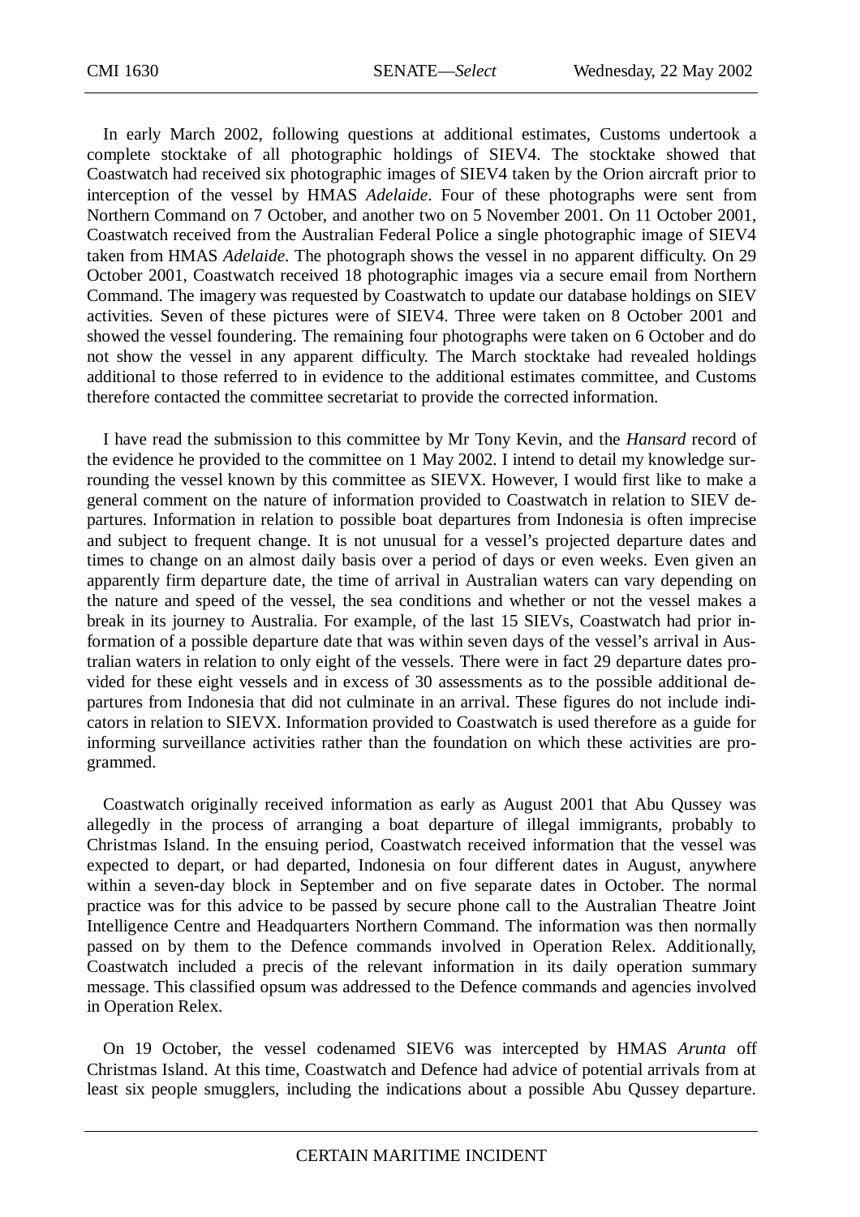In early March 2002, following questions at additional estimates, Customs undertook a complete stocktake of all photographic holdings of SIEV4. The stocktake showed that Coastwatch had received six photographic images of SIEV4 taken by the Orion aircraft prior to interception of the vessel by HMAS *Adelaide*. Four of these photographs were sent from Northern Command on 7 October, and another two on 5 November 2001. On 11 October 2001, Coastwatch received from the Australian Federal Police a single photographic image of SIEV4 taken from HMAS *Adelaide*. The photograph shows the vessel in no apparent difficulty. On 29 October 2001, Coastwatch received 18 photographic images via a secure email from Northern Command. The imagery was requested by Coastwatch to update our database holdings on SIEV activities. Seven of these pictures were of SIEV4. Three were taken on 8 October 2001 and showed the vessel foundering. The remaining four photographs were taken on 6 October and do not show the vessel in any apparent difficulty. The March stocktake had revealed holdings additional to those referred to in evidence to the additional estimates committee, and Customs therefore contacted the committee secretariat to provide the corrected information.

I have read the submission to this committee by Mr Tony Kevin, and the *Hansard* record of the evidence he provided to the committee on 1 May 2002. I intend to detail my knowledge surrounding the vessel known by this committee as SIEVX. However, I would first like to make a general comment on the nature of information provided to Coastwatch in relation to SIEV departures. Information in relation to possible boat departures from Indonesia is often imprecise and subject to frequent change. It is not unusual for a vessel's projected departure dates and times to change on an almost daily basis over a period of days or even weeks. Even given an apparently firm departure date, the time of arrival in Australian waters can vary depending on the nature and speed of the vessel, the sea conditions and whether or not the vessel makes a break in its journey to Australia. For example, of the last 15 SIEVs, Coastwatch had prior information of a possible departure date that was within seven days of the vessel's arrival in Australian waters in relation to only eight of the vessels. There were in fact 29 departure dates provided for these eight vessels and in excess of 30 assessments as to the possible additional departures from Indonesia that did not culminate in an arrival. These figures do not include indicators in relation to SIEVX. Information provided to Coastwatch is used therefore as a guide for informing surveillance activities rather than the foundation on which these activities are programmed.

Coastwatch originally received information as early as August 2001 that Abu Qussey was allegedly in the process of arranging a boat departure of illegal immigrants, probably to Christmas Island. In the ensuing period, Coastwatch received information that the vessel was expected to depart, or had departed, Indonesia on four different dates in August, anywhere within a seven-day block in September and on five separate dates in October. The normal practice was for this advice to be passed by secure phone call to the Australian Theatre Joint Intelligence Centre and Headquarters Northern Command. The information was then normally passed on by them to the Defence commands involved in Operation Relex. Additionally, Coastwatch included a precis of the relevant information in its daily operation summary message. This classified opsum was addressed to the Defence commands and agencies involved in Operation Relex.

On 19 October, the vessel codenamed SIEV6 was intercepted by HMAS *Arunta* off Christmas Island. At this time, Coastwatch and Defence had advice of potential arrivals from at least six people smugglers, including the indications about a possible Abu Qussey departure.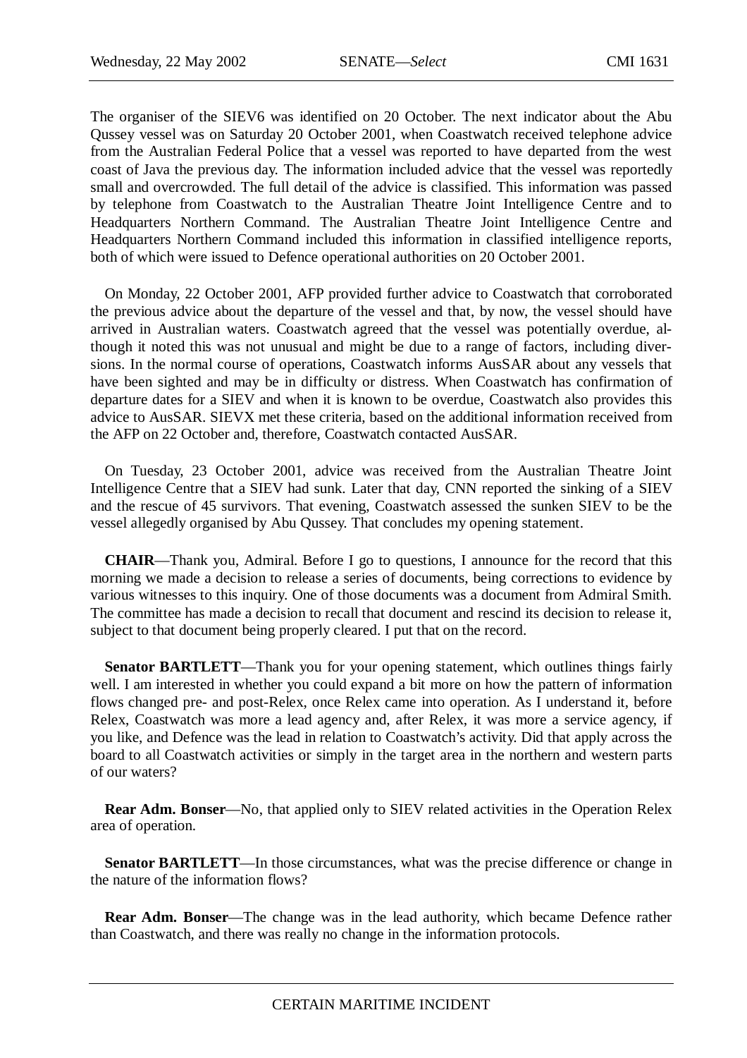The organiser of the SIEV6 was identified on 20 October. The next indicator about the Abu Qussey vessel was on Saturday 20 October 2001, when Coastwatch received telephone advice from the Australian Federal Police that a vessel was reported to have departed from the west coast of Java the previous day. The information included advice that the vessel was reportedly small and overcrowded. The full detail of the advice is classified. This information was passed by telephone from Coastwatch to the Australian Theatre Joint Intelligence Centre and to Headquarters Northern Command. The Australian Theatre Joint Intelligence Centre and Headquarters Northern Command included this information in classified intelligence reports, both of which were issued to Defence operational authorities on 20 October 2001.

On Monday, 22 October 2001, AFP provided further advice to Coastwatch that corroborated the previous advice about the departure of the vessel and that, by now, the vessel should have arrived in Australian waters. Coastwatch agreed that the vessel was potentially overdue, although it noted this was not unusual and might be due to a range of factors, including diversions. In the normal course of operations, Coastwatch informs AusSAR about any vessels that have been sighted and may be in difficulty or distress. When Coastwatch has confirmation of departure dates for a SIEV and when it is known to be overdue, Coastwatch also provides this advice to AusSAR. SIEVX met these criteria, based on the additional information received from the AFP on 22 October and, therefore, Coastwatch contacted AusSAR.

On Tuesday, 23 October 2001, advice was received from the Australian Theatre Joint Intelligence Centre that a SIEV had sunk. Later that day, CNN reported the sinking of a SIEV and the rescue of 45 survivors. That evening, Coastwatch assessed the sunken SIEV to be the vessel allegedly organised by Abu Qussey. That concludes my opening statement.

**CHAIR**—Thank you, Admiral. Before I go to questions, I announce for the record that this morning we made a decision to release a series of documents, being corrections to evidence by various witnesses to this inquiry. One of those documents was a document from Admiral Smith. The committee has made a decision to recall that document and rescind its decision to release it, subject to that document being properly cleared. I put that on the record.

**Senator BARTLETT**—Thank you for your opening statement, which outlines things fairly well. I am interested in whether you could expand a bit more on how the pattern of information flows changed pre- and post-Relex, once Relex came into operation. As I understand it, before Relex, Coastwatch was more a lead agency and, after Relex, it was more a service agency, if you like, and Defence was the lead in relation to Coastwatch's activity. Did that apply across the board to all Coastwatch activities or simply in the target area in the northern and western parts of our waters?

**Rear Adm. Bonser**—No, that applied only to SIEV related activities in the Operation Relex area of operation.

**Senator BARTLETT**—In those circumstances, what was the precise difference or change in the nature of the information flows?

**Rear Adm. Bonser**—The change was in the lead authority, which became Defence rather than Coastwatch, and there was really no change in the information protocols.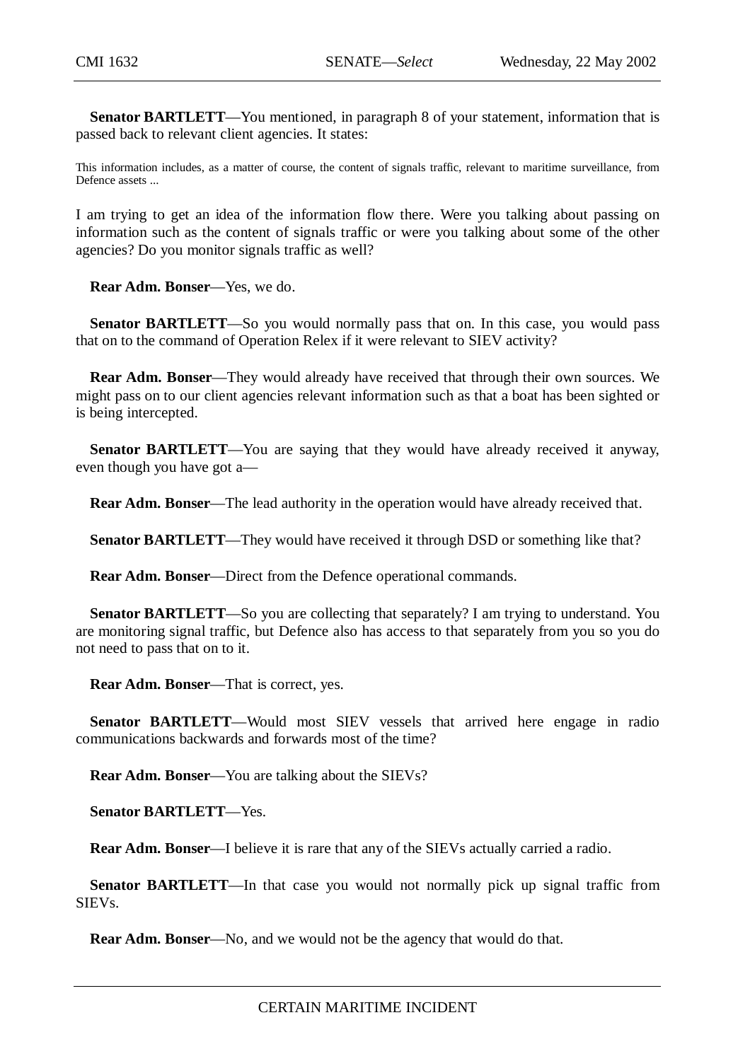**Senator BARTLETT**—You mentioned, in paragraph 8 of your statement, information that is passed back to relevant client agencies. It states:

> This information includes, as a matter of course, the content of signals traffic, relevant to maritime surveillance, from Defence assets ...

I am trying to get an idea of the information flow there. Were you talking about passing on information such as the content of signals traffic or were you talking about some of the other agencies? Do you monitor signals traffic as well?

**Rear Adm. Bonser**—Yes, we do.

**Senator BARTLETT**—So you would normally pass that on. In this case, you would pass that on to the command of Operation Relex if it were relevant to SIEV activity?

**Rear Adm. Bonser**—They would already have received that through their own sources. We might pass on to our client agencies relevant information such as that a boat has been sighted or is being intercepted.

**Senator BARTLETT**—You are saying that they would have already received it anyway, even though you have got a—

**Rear Adm. Bonser**—The lead authority in the operation would have already received that.

**Senator BARTLETT**—They would have received it through DSD or something like that?

**Rear Adm. Bonser**—Direct from the Defence operational commands.

**Senator BARTLETT**—So you are collecting that separately? I am trying to understand. You are monitoring signal traffic, but Defence also has access to that separately from you so you do not need to pass that on to it.

**Rear Adm. Bonser**—That is correct, yes.

**Senator BARTLETT**—Would most SIEV vessels that arrived here engage in radio communications backwards and forwards most of the time?

**Rear Adm. Bonser**—You are talking about the SIEVs?

**Senator BARTLETT**—Yes.

**Rear Adm. Bonser**—I believe it is rare that any of the SIEVs actually carried a radio.

**Senator BARTLETT**—In that case you would not normally pick up signal traffic from SIEVs.

**Rear Adm. Bonser**—No, and we would not be the agency that would do that.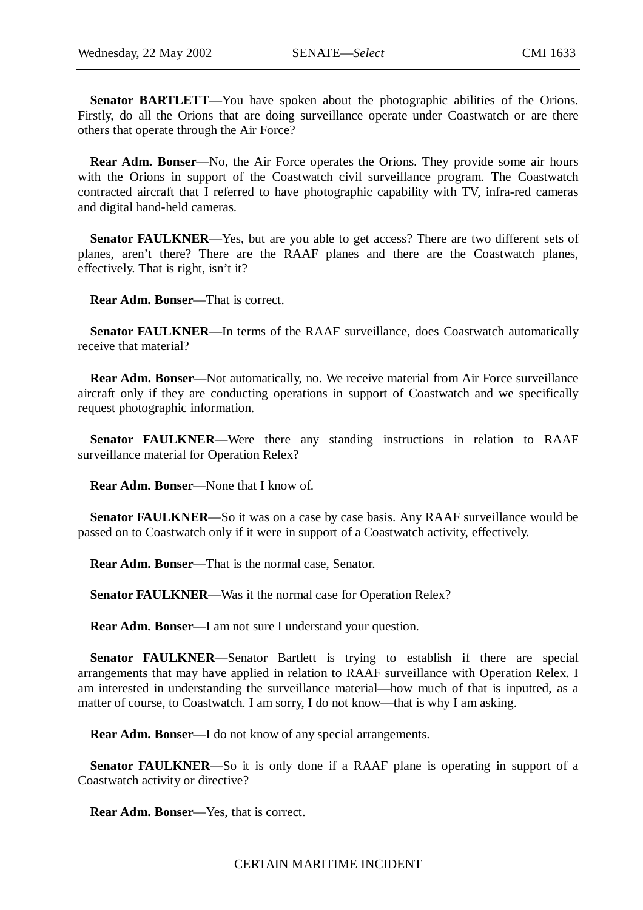**Senator BARTLETT**—You have spoken about the photographic abilities of the Orions. Firstly, do all the Orions that are doing surveillance operate under Coastwatch or are there others that operate through the Air Force?

**Rear Adm. Bonser**—No, the Air Force operates the Orions. They provide some air hours with the Orions in support of the Coastwatch civil surveillance program. The Coastwatch contracted aircraft that I referred to have photographic capability with TV, infra-red cameras and digital hand-held cameras.

**Senator FAULKNER**—Yes, but are you able to get access? There are two different sets of planes, aren't there? There are the RAAF planes and there are the Coastwatch planes, effectively. That is right, isn't it?

**Rear Adm. Bonser**—That is correct.

**Senator FAULKNER**—In terms of the RAAF surveillance, does Coastwatch automatically receive that material?

**Rear Adm. Bonser**—Not automatically, no. We receive material from Air Force surveillance aircraft only if they are conducting operations in support of Coastwatch and we specifically request photographic information.

**Senator FAULKNER**—Were there any standing instructions in relation to RAAF surveillance material for Operation Relex?

**Rear Adm. Bonser**—None that I know of.

**Senator FAULKNER**—So it was on a case by case basis. Any RAAF surveillance would be passed on to Coastwatch only if it were in support of a Coastwatch activity, effectively.

**Rear Adm. Bonser**—That is the normal case, Senator.

**Senator FAULKNER**—Was it the normal case for Operation Relex?

**Rear Adm. Bonser**—I am not sure I understand your question.

**Senator FAULKNER**—Senator Bartlett is trying to establish if there are special arrangements that may have applied in relation to RAAF surveillance with Operation Relex. I am interested in understanding the surveillance material—how much of that is inputted, as a matter of course, to Coastwatch. I am sorry, I do not know—that is why I am asking.

**Rear Adm. Bonser**—I do not know of any special arrangements.

**Senator FAULKNER**—So it is only done if a RAAF plane is operating in support of a Coastwatch activity or directive?

**Rear Adm. Bonser**—Yes, that is correct.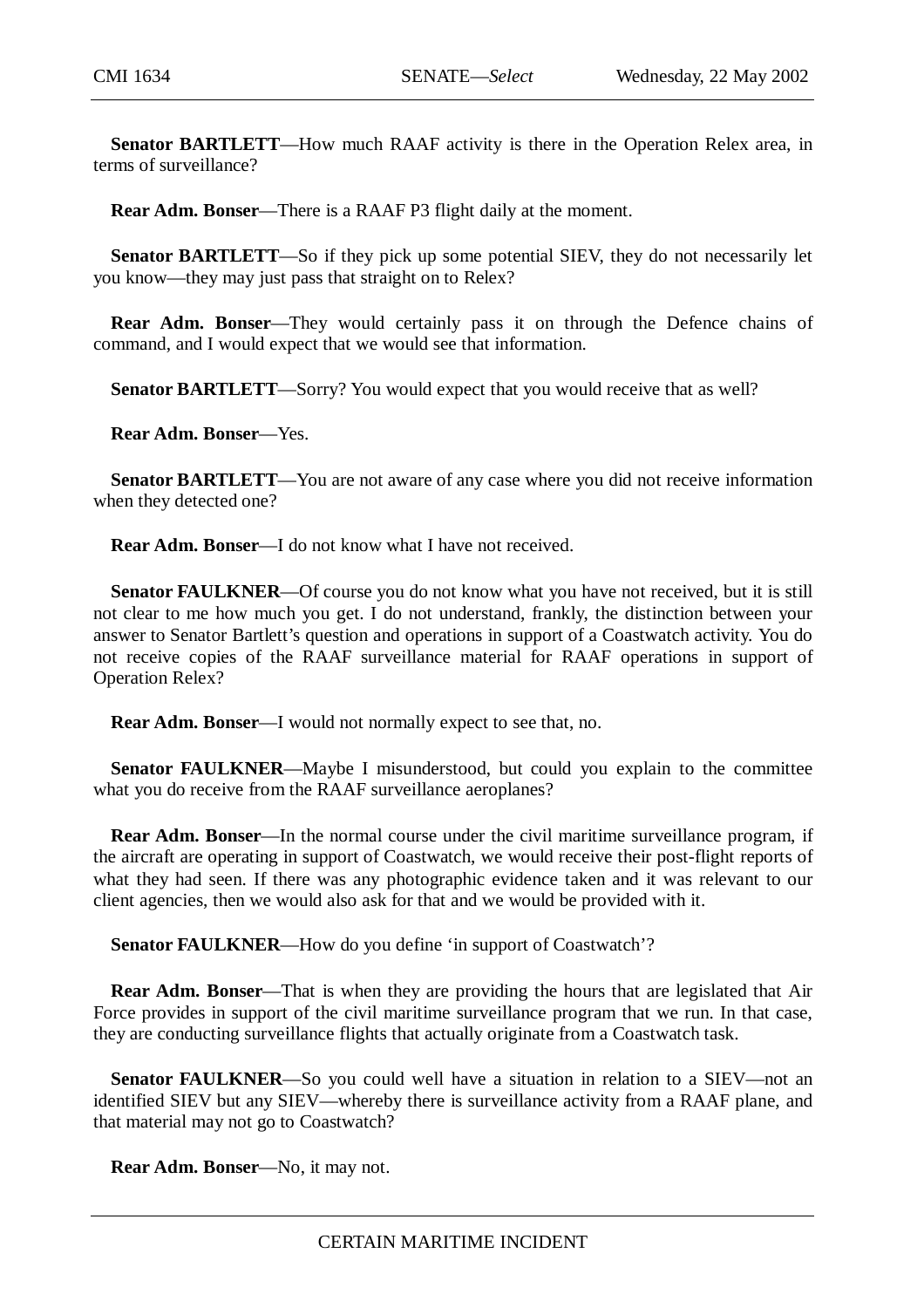**Senator BARTLETT**—How much RAAF activity is there in the Operation Relex area, in terms of surveillance?

**Rear Adm. Bonser**—There is a RAAF P3 flight daily at the moment.

**Senator BARTLETT**—So if they pick up some potential SIEV, they do not necessarily let you know—they may just pass that straight on to Relex?

**Rear Adm. Bonser**—They would certainly pass it on through the Defence chains of command, and I would expect that we would see that information.

**Senator BARTLETT**—Sorry? You would expect that you would receive that as well?

**Rear Adm. Bonser**—Yes.

**Senator BARTLETT**—You are not aware of any case where you did not receive information when they detected one?

**Rear Adm. Bonser**—I do not know what I have not received.

**Senator FAULKNER**—Of course you do not know what you have not received, but it is still not clear to me how much you get. I do not understand, frankly, the distinction between your answer to Senator Bartlett's question and operations in support of a Coastwatch activity. You do not receive copies of the RAAF surveillance material for RAAF operations in support of Operation Relex?

**Rear Adm. Bonser**—I would not normally expect to see that, no.

**Senator FAULKNER**—Maybe I misunderstood, but could you explain to the committee what you do receive from the RAAF surveillance aeroplanes?

**Rear Adm. Bonser**—In the normal course under the civil maritime surveillance program, if the aircraft are operating in support of Coastwatch, we would receive their post-flight reports of what they had seen. If there was any photographic evidence taken and it was relevant to our client agencies, then we would also ask for that and we would be provided with it.

**Senator FAULKNER**—How do you define 'in support of Coastwatch'?

**Rear Adm. Bonser**—That is when they are providing the hours that are legislated that Air Force provides in support of the civil maritime surveillance program that we run. In that case, they are conducting surveillance flights that actually originate from a Coastwatch task.

**Senator FAULKNER**—So you could well have a situation in relation to a SIEV—not an identified SIEV but any SIEV—whereby there is surveillance activity from a RAAF plane, and that material may not go to Coastwatch?

**Rear Adm. Bonser**—No, it may not.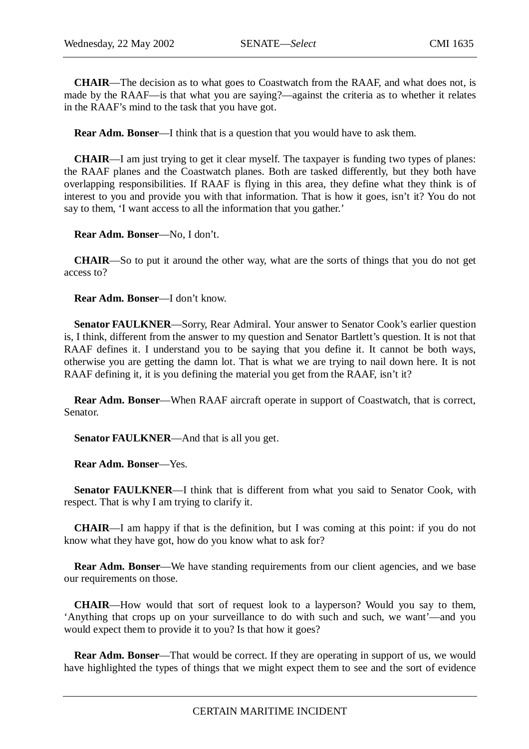**CHAIR**—The decision as to what goes to Coastwatch from the RAAF, and what does not, is made by the RAAF—is that what you are saying?—against the criteria as to whether it relates in the RAAF's mind to the task that you have got.

**Rear Adm. Bonser**—I think that is a question that you would have to ask them.

**CHAIR**—I am just trying to get it clear myself. The taxpayer is funding two types of planes: the RAAF planes and the Coastwatch planes. Both are tasked differently, but they both have overlapping responsibilities. If RAAF is flying in this area, they define what they think is of interest to you and provide you with that information. That is how it goes, isn't it? You do not say to them, 'I want access to all the information that you gather.'

**Rear Adm. Bonser**—No, I don't.

**CHAIR**—So to put it around the other way, what are the sorts of things that you do not get access to?

**Rear Adm. Bonser**—I don't know.

**Senator FAULKNER**—Sorry, Rear Admiral. Your answer to Senator Cook's earlier question is, I think, different from the answer to my question and Senator Bartlett's question. It is not that RAAF defines it. I understand you to be saying that you define it. It cannot be both ways, otherwise you are getting the damn lot. That is what we are trying to nail down here. It is not RAAF defining it, it is you defining the material you get from the RAAF, isn't it?

**Rear Adm. Bonser**—When RAAF aircraft operate in support of Coastwatch, that is correct, Senator.

**Senator FAULKNER**—And that is all you get.

**Rear Adm. Bonser**—Yes.

**Senator FAULKNER**—I think that is different from what you said to Senator Cook, with respect. That is why I am trying to clarify it.

**CHAIR**—I am happy if that is the definition, but I was coming at this point: if you do not know what they have got, how do you know what to ask for?

**Rear Adm. Bonser**—We have standing requirements from our client agencies, and we base our requirements on those.

**CHAIR**—How would that sort of request look to a layperson? Would you say to them, 'Anything that crops up on your surveillance to do with such and such, we want'—and you would expect them to provide it to you? Is that how it goes?

**Rear Adm. Bonser**—That would be correct. If they are operating in support of us, we would have highlighted the types of things that we might expect them to see and the sort of evidence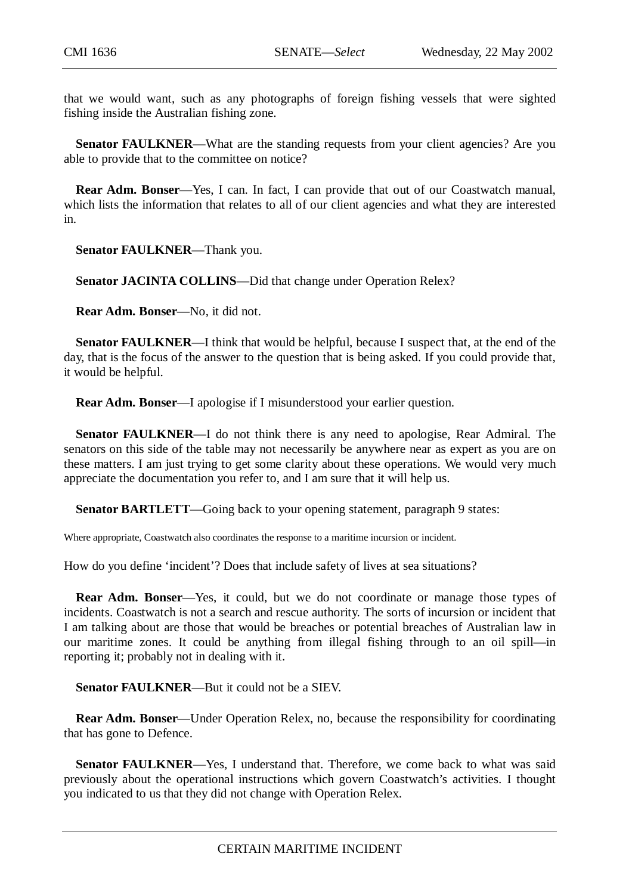that we would want, such as any photographs of foreign fishing vessels that were sighted fishing inside the Australian fishing zone.

**Senator FAULKNER**—What are the standing requests from your client agencies? Are you able to provide that to the committee on notice?

**Rear Adm. Bonser**—Yes, I can. In fact, I can provide that out of our Coastwatch manual, which lists the information that relates to all of our client agencies and what they are interested in.

**Senator FAULKNER**—Thank you.

**Senator JACINTA COLLINS**—Did that change under Operation Relex?

**Rear Adm. Bonser**—No, it did not.

**Senator FAULKNER**—I think that would be helpful, because I suspect that, at the end of the day, that is the focus of the answer to the question that is being asked. If you could provide that, it would be helpful.

**Rear Adm. Bonser**—I apologise if I misunderstood your earlier question.

**Senator FAULKNER**—I do not think there is any need to apologise, Rear Admiral. The senators on this side of the table may not necessarily be anywhere near as expert as you are on these matters. I am just trying to get some clarity about these operations. We would very much appreciate the documentation you refer to, and I am sure that it will help us.

**Senator BARTLETT**—Going back to your opening statement, paragraph 9 states:

> Where appropriate, Coastwatch also coordinates the response to a maritime incursion or incident.

How do you define 'incident'? Does that include safety of lives at sea situations?

**Rear Adm. Bonser**—Yes, it could, but we do not coordinate or manage those types of incidents. Coastwatch is not a search and rescue authority. The sorts of incursion or incident that I am talking about are those that would be breaches or potential breaches of Australian law in our maritime zones. It could be anything from illegal fishing through to an oil spill—in reporting it; probably not in dealing with it.

**Senator FAULKNER**—But it could not be a SIEV.

**Rear Adm. Bonser**—Under Operation Relex, no, because the responsibility for coordinating that has gone to Defence.

**Senator FAULKNER**—Yes, I understand that. Therefore, we come back to what was said previously about the operational instructions which govern Coastwatch's activities. I thought you indicated to us that they did not change with Operation Relex.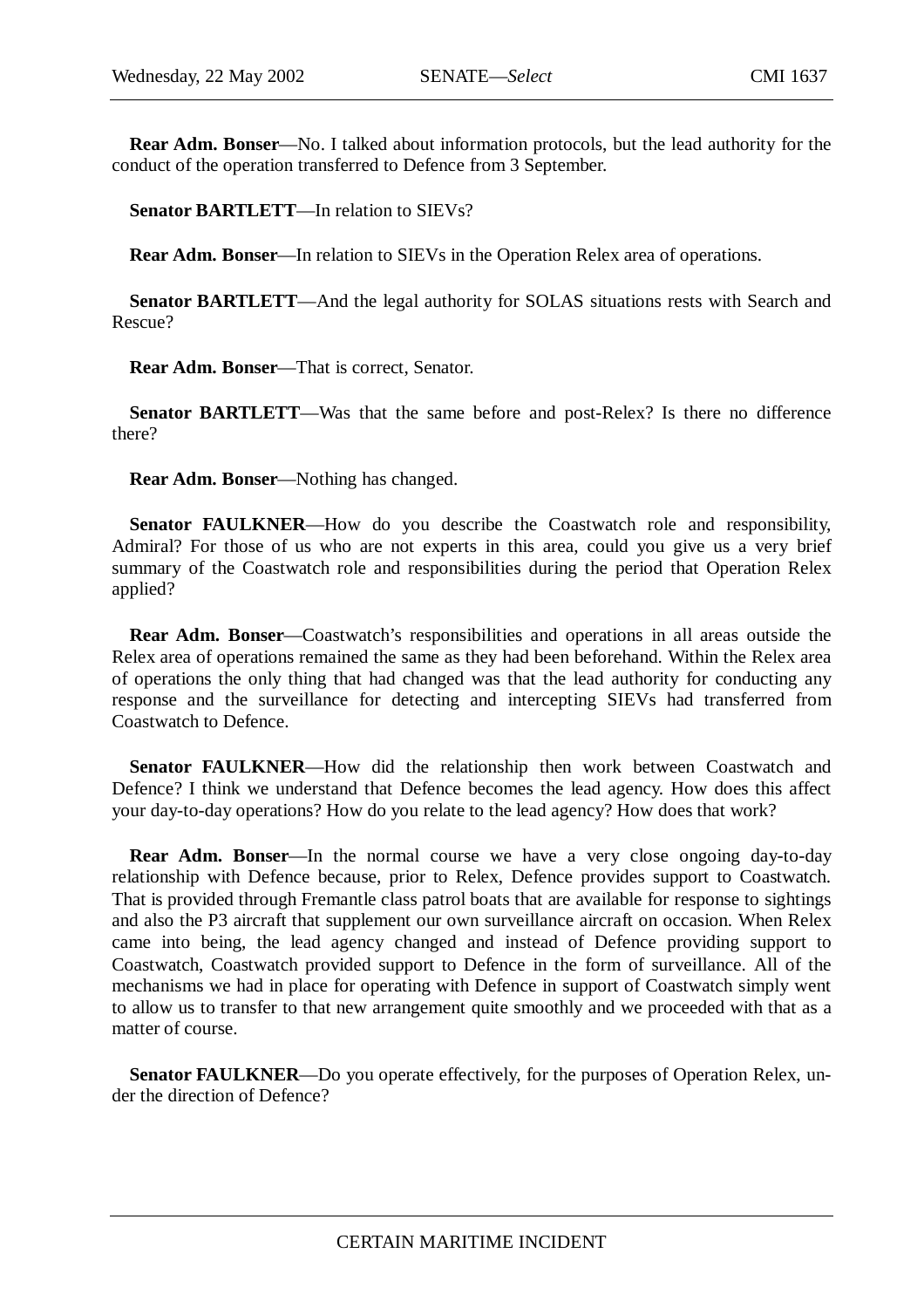**Rear Adm. Bonser**—No. I talked about information protocols, but the lead authority for the conduct of the operation transferred to Defence from 3 September.

**Senator BARTLETT**—In relation to SIEVs?

**Rear Adm. Bonser**—In relation to SIEVs in the Operation Relex area of operations.

**Senator BARTLETT**—And the legal authority for SOLAS situations rests with Search and Rescue?

**Rear Adm. Bonser**—That is correct, Senator.

**Senator BARTLETT**—Was that the same before and post-Relex? Is there no difference there?

**Rear Adm. Bonser**—Nothing has changed.

**Senator FAULKNER**—How do you describe the Coastwatch role and responsibility, Admiral? For those of us who are not experts in this area, could you give us a very brief summary of the Coastwatch role and responsibilities during the period that Operation Relex applied?

**Rear Adm. Bonser**—Coastwatch's responsibilities and operations in all areas outside the Relex area of operations remained the same as they had been beforehand. Within the Relex area of operations the only thing that had changed was that the lead authority for conducting any response and the surveillance for detecting and intercepting SIEVs had transferred from Coastwatch to Defence.

**Senator FAULKNER**—How did the relationship then work between Coastwatch and Defence? I think we understand that Defence becomes the lead agency. How does this affect your day-to-day operations? How do you relate to the lead agency? How does that work?

**Rear Adm. Bonser**—In the normal course we have a very close ongoing day-to-day relationship with Defence because, prior to Relex, Defence provides support to Coastwatch. That is provided through Fremantle class patrol boats that are available for response to sightings and also the P3 aircraft that supplement our own surveillance aircraft on occasion. When Relex came into being, the lead agency changed and instead of Defence providing support to Coastwatch, Coastwatch provided support to Defence in the form of surveillance. All of the mechanisms we had in place for operating with Defence in support of Coastwatch simply went to allow us to transfer to that new arrangement quite smoothly and we proceeded with that as a matter of course.

**Senator FAULKNER**—Do you operate effectively, for the purposes of Operation Relex, under the direction of Defence?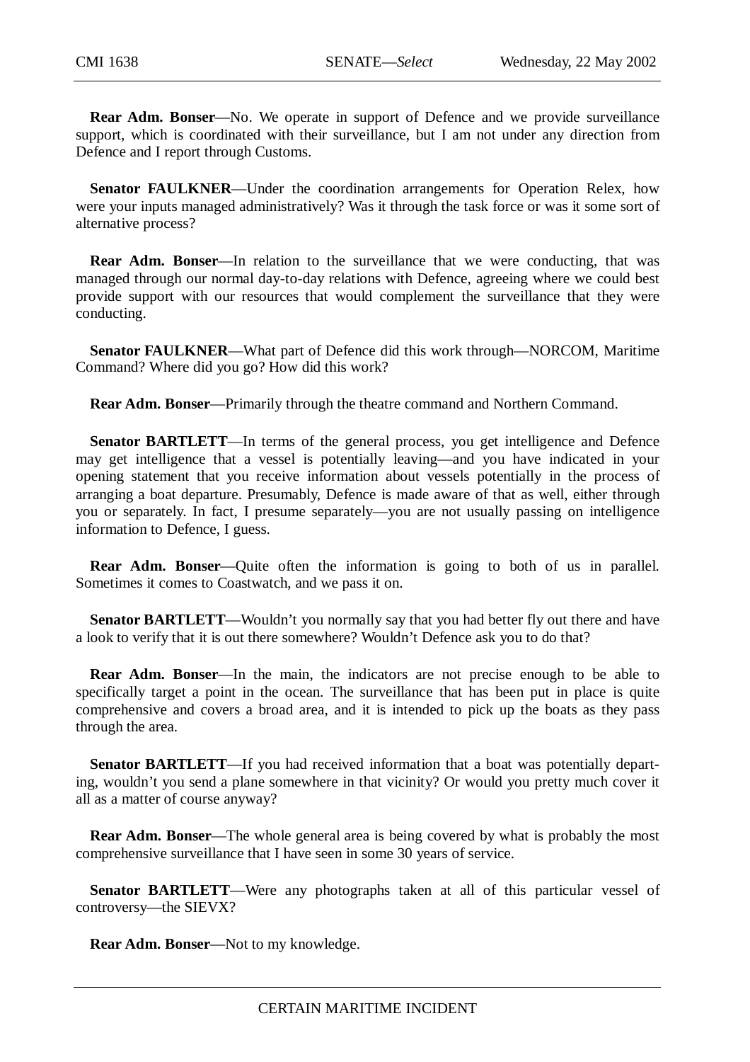**Rear Adm. Bonser**—No. We operate in support of Defence and we provide surveillance support, which is coordinated with their surveillance, but I am not under any direction from Defence and I report through Customs.

**Senator FAULKNER**—Under the coordination arrangements for Operation Relex, how were your inputs managed administratively? Was it through the task force or was it some sort of alternative process?

**Rear Adm. Bonser**—In relation to the surveillance that we were conducting, that was managed through our normal day-to-day relations with Defence, agreeing where we could best provide support with our resources that would complement the surveillance that they were conducting.

**Senator FAULKNER**—What part of Defence did this work through—NORCOM, Maritime Command? Where did you go? How did this work?

**Rear Adm. Bonser**—Primarily through the theatre command and Northern Command.

**Senator BARTLETT**—In terms of the general process, you get intelligence and Defence may get intelligence that a vessel is potentially leaving—and you have indicated in your opening statement that you receive information about vessels potentially in the process of arranging a boat departure. Presumably, Defence is made aware of that as well, either through you or separately. In fact, I presume separately—you are not usually passing on intelligence information to Defence, I guess.

**Rear Adm. Bonser**—Quite often the information is going to both of us in parallel. Sometimes it comes to Coastwatch, and we pass it on.

**Senator BARTLETT**—Wouldn't you normally say that you had better fly out there and have a look to verify that it is out there somewhere? Wouldn't Defence ask you to do that?

**Rear Adm. Bonser**—In the main, the indicators are not precise enough to be able to specifically target a point in the ocean. The surveillance that has been put in place is quite comprehensive and covers a broad area, and it is intended to pick up the boats as they pass through the area.

**Senator BARTLETT**—If you had received information that a boat was potentially departing, wouldn't you send a plane somewhere in that vicinity? Or would you pretty much cover it all as a matter of course anyway?

**Rear Adm. Bonser**—The whole general area is being covered by what is probably the most comprehensive surveillance that I have seen in some 30 years of service.

**Senator BARTLETT**—Were any photographs taken at all of this particular vessel of controversy—the SIEVX?

**Rear Adm. Bonser**—Not to my knowledge.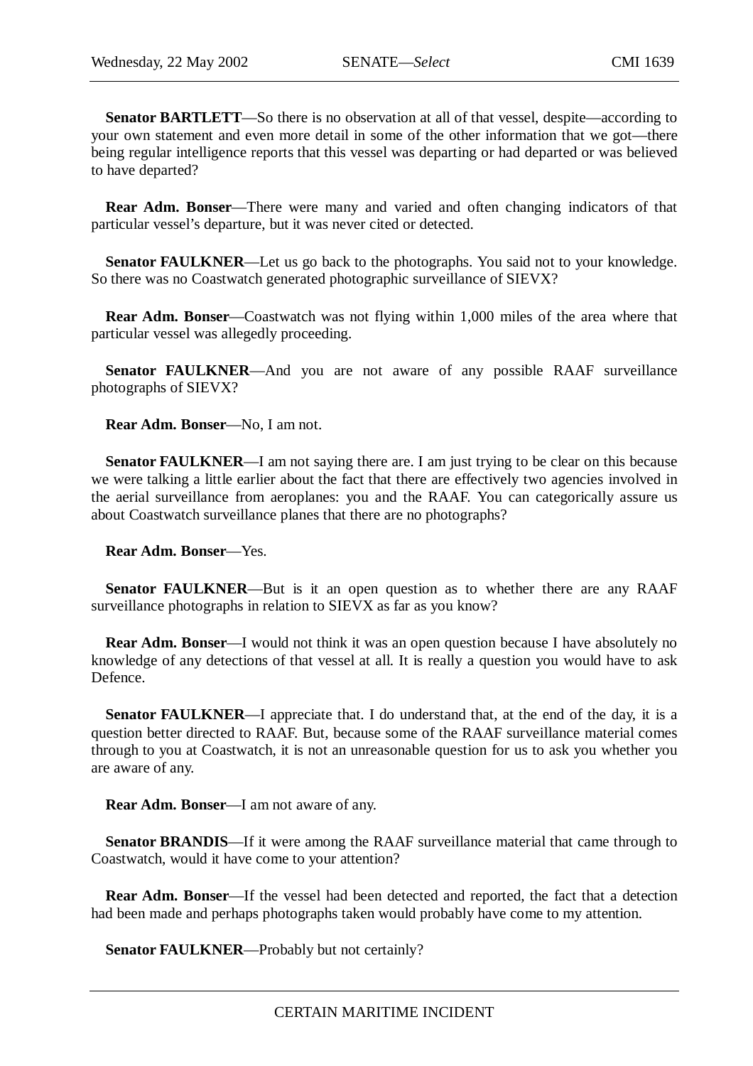**Senator BARTLETT**—So there is no observation at all of that vessel, despite—according to your own statement and even more detail in some of the other information that we got—there being regular intelligence reports that this vessel was departing or had departed or was believed to have departed?

**Rear Adm. Bonser**—There were many and varied and often changing indicators of that particular vessel's departure, but it was never cited or detected.

**Senator FAULKNER**—Let us go back to the photographs. You said not to your knowledge. So there was no Coastwatch generated photographic surveillance of SIEVX?

**Rear Adm. Bonser**—Coastwatch was not flying within 1,000 miles of the area where that particular vessel was allegedly proceeding.

**Senator FAULKNER**—And you are not aware of any possible RAAF surveillance photographs of SIEVX?

**Rear Adm. Bonser**—No, I am not.

**Senator FAULKNER**—I am not saying there are. I am just trying to be clear on this because we were talking a little earlier about the fact that there are effectively two agencies involved in the aerial surveillance from aeroplanes: you and the RAAF. You can categorically assure us about Coastwatch surveillance planes that there are no photographs?

**Rear Adm. Bonser**—Yes.

**Senator FAULKNER**—But is it an open question as to whether there are any RAAF surveillance photographs in relation to SIEVX as far as you know?

**Rear Adm. Bonser**—I would not think it was an open question because I have absolutely no knowledge of any detections of that vessel at all. It is really a question you would have to ask Defence.

**Senator FAULKNER**—I appreciate that. I do understand that, at the end of the day, it is a question better directed to RAAF. But, because some of the RAAF surveillance material comes through to you at Coastwatch, it is not an unreasonable question for us to ask you whether you are aware of any.

**Rear Adm. Bonser**—I am not aware of any.

**Senator BRANDIS**—If it were among the RAAF surveillance material that came through to Coastwatch, would it have come to your attention?

**Rear Adm. Bonser**—If the vessel had been detected and reported, the fact that a detection had been made and perhaps photographs taken would probably have come to my attention.

**Senator FAULKNER**—Probably but not certainly?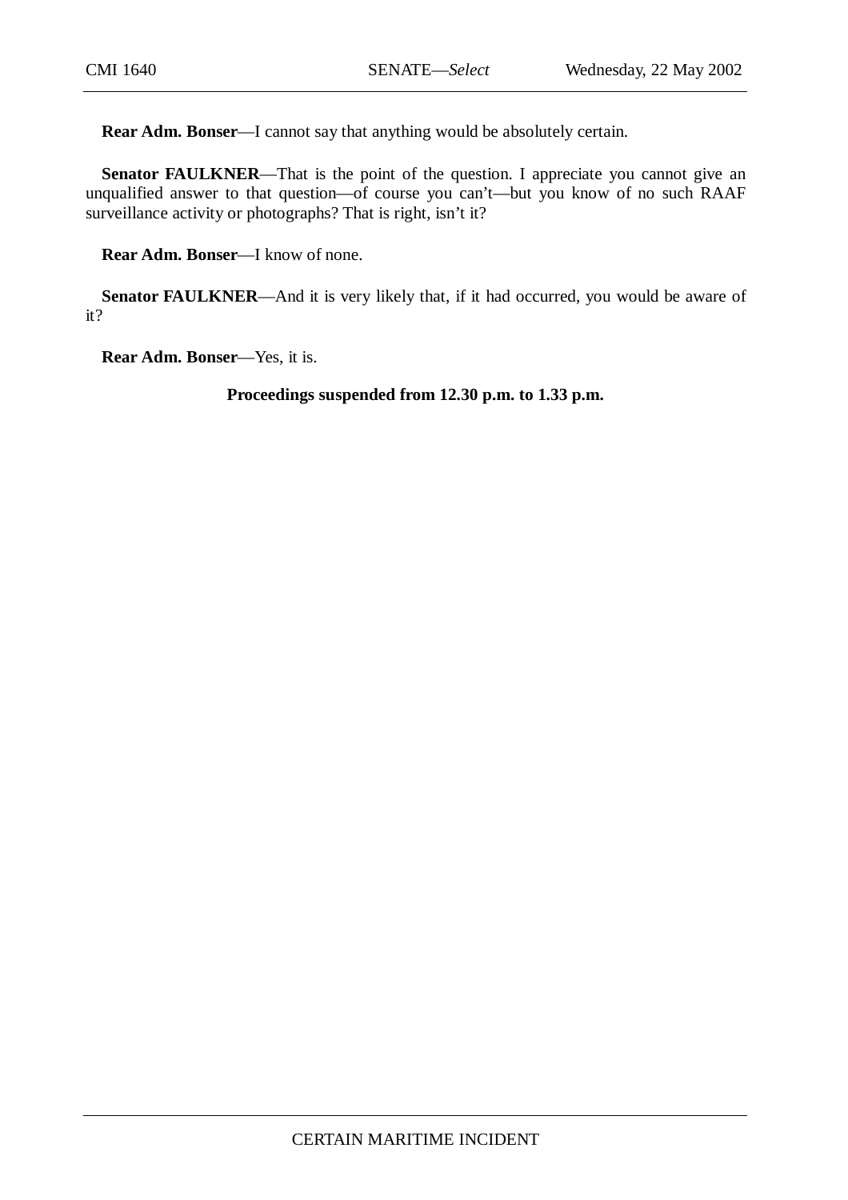**Rear Adm. Bonser**—I cannot say that anything would be absolutely certain.

**Senator FAULKNER**—That is the point of the question. I appreciate you cannot give an unqualified answer to that question—of course you can't—but you know of no such RAAF surveillance activity or photographs? That is right, isn't it?

**Rear Adm. Bonser**—I know of none.

**Senator FAULKNER**—And it is very likely that, if it had occurred, you would be aware of it?

**Rear Adm. Bonser**—Yes, it is.

**Proceedings suspended from 12.30 p.m. to 1.33 p.m.**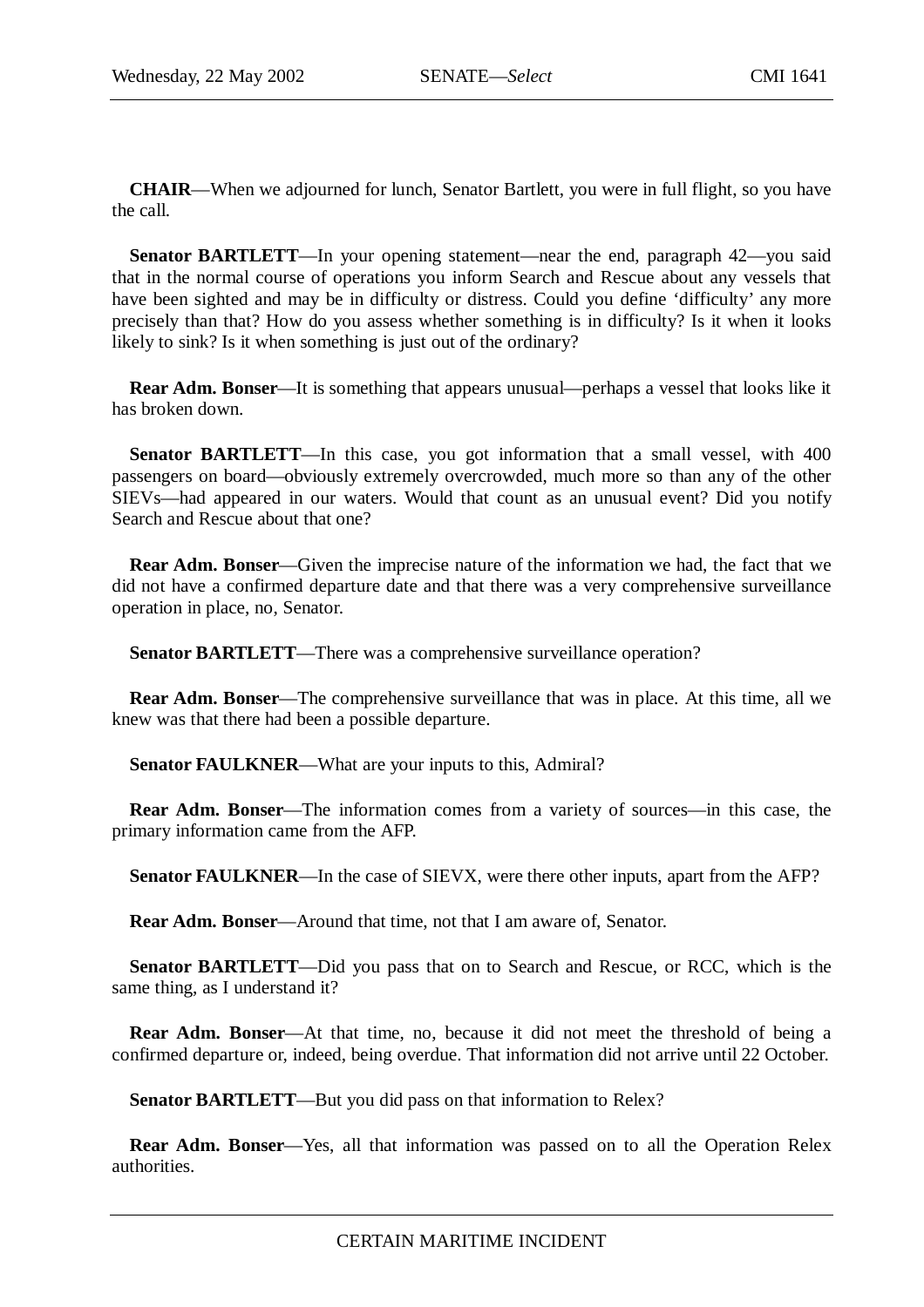**CHAIR**—When we adjourned for lunch, Senator Bartlett, you were in full flight, so you have the call.

**Senator BARTLETT**—In your opening statement—near the end, paragraph 42—you said that in the normal course of operations you inform Search and Rescue about any vessels that have been sighted and may be in difficulty or distress. Could you define 'difficulty' any more precisely than that? How do you assess whether something is in difficulty? Is it when it looks likely to sink? Is it when something is just out of the ordinary?

**Rear Adm. Bonser**—It is something that appears unusual—perhaps a vessel that looks like it has broken down.

**Senator BARTLETT**—In this case, you got information that a small vessel, with 400 passengers on board—obviously extremely overcrowded, much more so than any of the other SIEVs—had appeared in our waters. Would that count as an unusual event? Did you notify Search and Rescue about that one?

**Rear Adm. Bonser**—Given the imprecise nature of the information we had, the fact that we did not have a confirmed departure date and that there was a very comprehensive surveillance operation in place, no, Senator.

**Senator BARTLETT**—There was a comprehensive surveillance operation?

**Rear Adm. Bonser**—The comprehensive surveillance that was in place. At this time, all we knew was that there had been a possible departure.

**Senator FAULKNER**—What are your inputs to this, Admiral?

**Rear Adm. Bonser**—The information comes from a variety of sources—in this case, the primary information came from the AFP.

**Senator FAULKNER**—In the case of SIEVX, were there other inputs, apart from the AFP?

**Rear Adm. Bonser**—Around that time, not that I am aware of, Senator.

**Senator BARTLETT**—Did you pass that on to Search and Rescue, or RCC, which is the same thing, as I understand it?

**Rear Adm. Bonser**—At that time, no, because it did not meet the threshold of being a confirmed departure or, indeed, being overdue. That information did not arrive until 22 October.

**Senator BARTLETT**—But you did pass on that information to Relex?

**Rear Adm. Bonser**—Yes, all that information was passed on to all the Operation Relex authorities.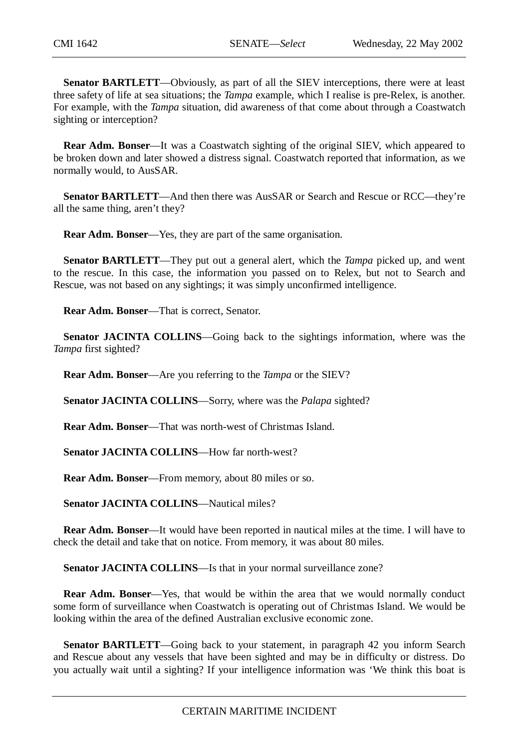**Senator BARTLETT**—Obviously, as part of all the SIEV interceptions, there were at least three safety of life at sea situations; the *Tampa* example, which I realise is pre-Relex, is another. For example, with the *Tampa* situation, did awareness of that come about through a Coastwatch sighting or interception?

**Rear Adm. Bonser**—It was a Coastwatch sighting of the original SIEV, which appeared to be broken down and later showed a distress signal. Coastwatch reported that information, as we normally would, to AusSAR.

**Senator BARTLETT**—And then there was AusSAR or Search and Rescue or RCC—they're all the same thing, aren't they?

**Rear Adm. Bonser**—Yes, they are part of the same organisation.

**Senator BARTLETT**—They put out a general alert, which the *Tampa* picked up, and went to the rescue. In this case, the information you passed on to Relex, but not to Search and Rescue, was not based on any sightings; it was simply unconfirmed intelligence.

**Rear Adm. Bonser**—That is correct, Senator.

**Senator JACINTA COLLINS**—Going back to the sightings information, where was the *Tampa* first sighted?

**Rear Adm. Bonser**—Are you referring to the *Tampa* or the SIEV?

**Senator JACINTA COLLINS**—Sorry, where was the *Palapa* sighted?

**Rear Adm. Bonser**—That was north-west of Christmas Island.

**Senator JACINTA COLLINS**—How far north-west?

**Rear Adm. Bonser**—From memory, about 80 miles or so.

**Senator JACINTA COLLINS**—Nautical miles?

**Rear Adm. Bonser**—It would have been reported in nautical miles at the time. I will have to check the detail and take that on notice. From memory, it was about 80 miles.

**Senator JACINTA COLLINS**—Is that in your normal surveillance zone?

**Rear Adm. Bonser**—Yes, that would be within the area that we would normally conduct some form of surveillance when Coastwatch is operating out of Christmas Island. We would be looking within the area of the defined Australian exclusive economic zone.

**Senator BARTLETT**—Going back to your statement, in paragraph 42 you inform Search and Rescue about any vessels that have been sighted and may be in difficulty or distress. Do you actually wait until a sighting? If your intelligence information was 'We think this boat is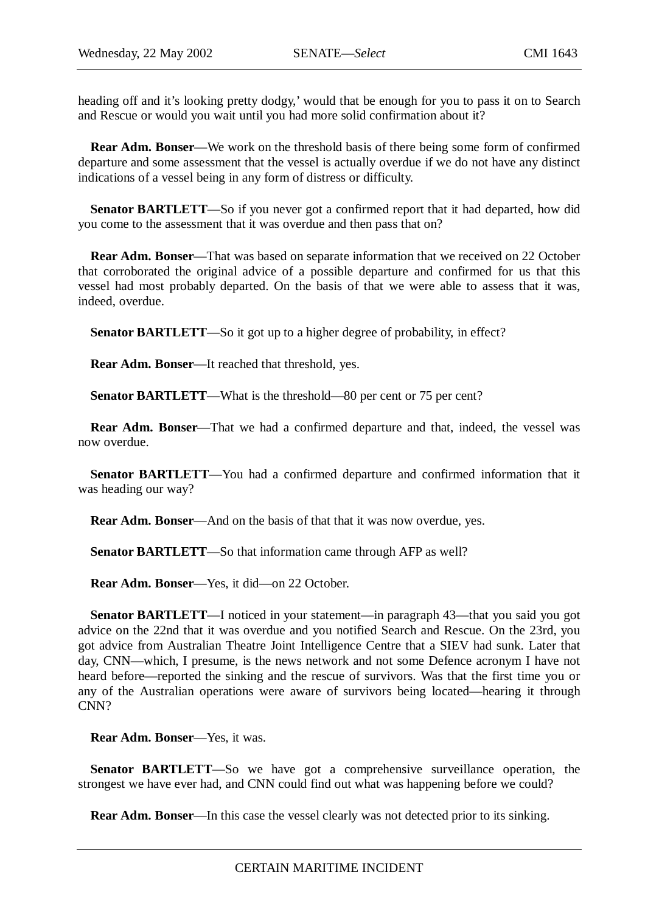heading off and it's looking pretty dodgy,' would that be enough for you to pass it on to Search and Rescue or would you wait until you had more solid confirmation about it?

**Rear Adm. Bonser**—We work on the threshold basis of there being some form of confirmed departure and some assessment that the vessel is actually overdue if we do not have any distinct indications of a vessel being in any form of distress or difficulty.

**Senator BARTLETT**—So if you never got a confirmed report that it had departed, how did you come to the assessment that it was overdue and then pass that on?

**Rear Adm. Bonser**—That was based on separate information that we received on 22 October that corroborated the original advice of a possible departure and confirmed for us that this vessel had most probably departed. On the basis of that we were able to assess that it was, indeed, overdue.

**Senator BARTLETT**—So it got up to a higher degree of probability, in effect?

**Rear Adm. Bonser**—It reached that threshold, yes.

**Senator BARTLETT**—What is the threshold—80 per cent or 75 per cent?

**Rear Adm. Bonser**—That we had a confirmed departure and that, indeed, the vessel was now overdue.

**Senator BARTLETT**—You had a confirmed departure and confirmed information that it was heading our way?

**Rear Adm. Bonser**—And on the basis of that that it was now overdue, yes.

**Senator BARTLETT**—So that information came through AFP as well?

**Rear Adm. Bonser**—Yes, it did—on 22 October.

**Senator BARTLETT**—I noticed in your statement—in paragraph 43—that you said you got advice on the 22nd that it was overdue and you notified Search and Rescue. On the 23rd, you got advice from Australian Theatre Joint Intelligence Centre that a SIEV had sunk. Later that day, CNN—which, I presume, is the news network and not some Defence acronym I have not heard before—reported the sinking and the rescue of survivors. Was that the first time you or any of the Australian operations were aware of survivors being located—hearing it through CNN?

**Rear Adm. Bonser**—Yes, it was.

**Senator BARTLETT**—So we have got a comprehensive surveillance operation, the strongest we have ever had, and CNN could find out what was happening before we could?

**Rear Adm. Bonser**—In this case the vessel clearly was not detected prior to its sinking.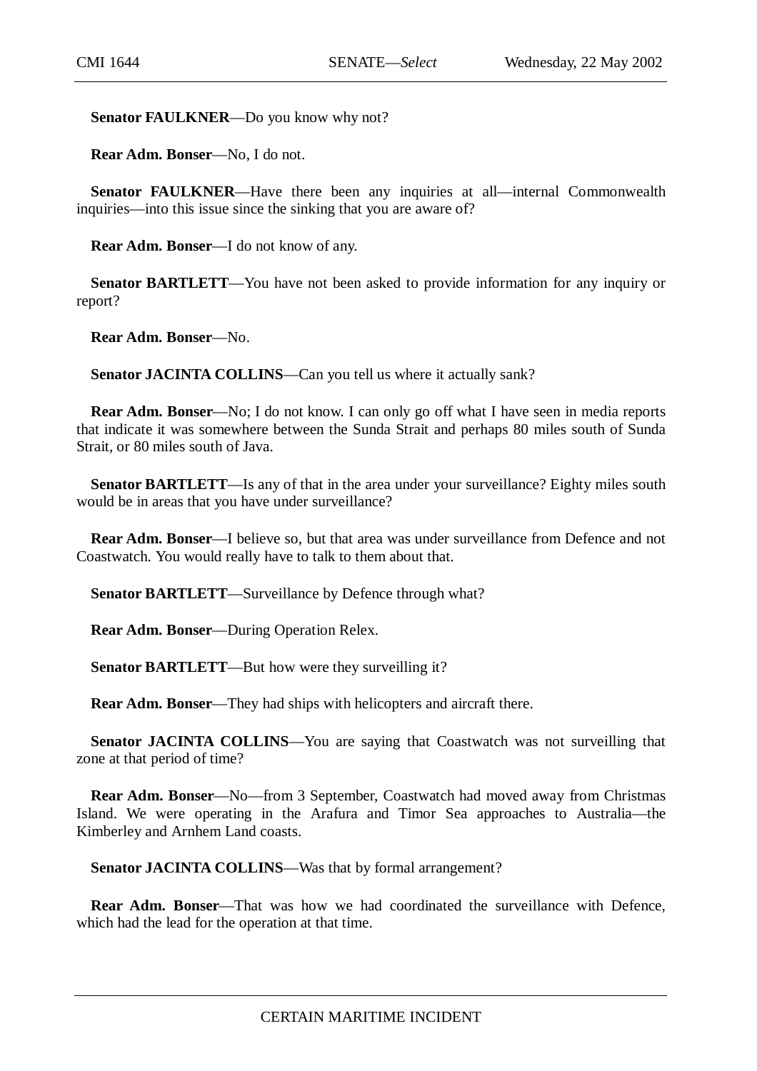**Senator FAULKNER**—Do you know why not?

**Rear Adm. Bonser**—No, I do not.

**Senator FAULKNER**—Have there been any inquiries at all—internal Commonwealth inquiries—into this issue since the sinking that you are aware of?

**Rear Adm. Bonser**—I do not know of any.

**Senator BARTLETT**—You have not been asked to provide information for any inquiry or report?

**Rear Adm. Bonser**—No.

**Senator JACINTA COLLINS**—Can you tell us where it actually sank?

**Rear Adm. Bonser**—No; I do not know. I can only go off what I have seen in media reports that indicate it was somewhere between the Sunda Strait and perhaps 80 miles south of Sunda Strait, or 80 miles south of Java.

**Senator BARTLETT**—Is any of that in the area under your surveillance? Eighty miles south would be in areas that you have under surveillance?

**Rear Adm. Bonser**—I believe so, but that area was under surveillance from Defence and not Coastwatch. You would really have to talk to them about that.

**Senator BARTLETT**—Surveillance by Defence through what?

**Rear Adm. Bonser**—During Operation Relex.

**Senator BARTLETT**—But how were they surveilling it?

**Rear Adm. Bonser**—They had ships with helicopters and aircraft there.

**Senator JACINTA COLLINS**—You are saying that Coastwatch was not surveilling that zone at that period of time?

**Rear Adm. Bonser**—No—from 3 September, Coastwatch had moved away from Christmas Island. We were operating in the Arafura and Timor Sea approaches to Australia—the Kimberley and Arnhem Land coasts.

**Senator JACINTA COLLINS**—Was that by formal arrangement?

**Rear Adm. Bonser**—That was how we had coordinated the surveillance with Defence, which had the lead for the operation at that time.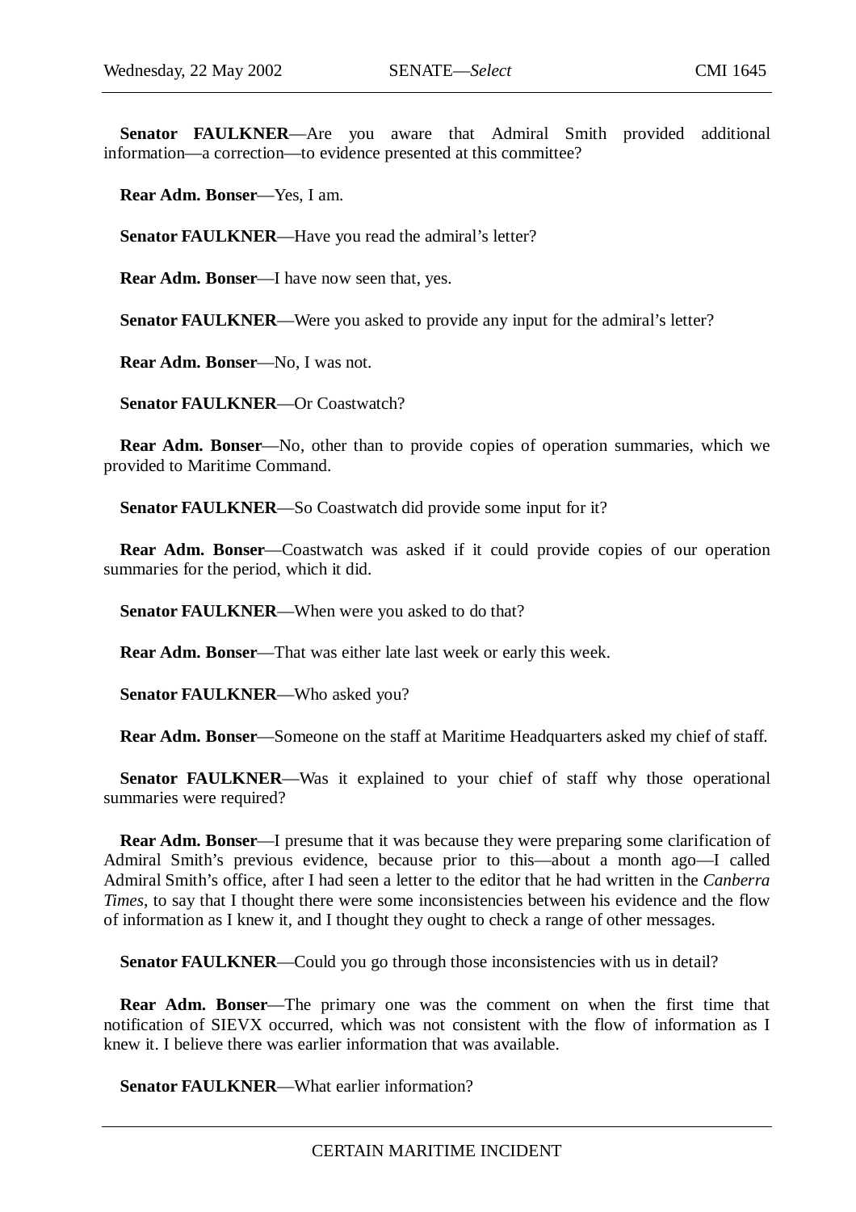**Senator FAULKNER**—Are you aware that Admiral Smith provided additional information—a correction—to evidence presented at this committee?

**Rear Adm. Bonser**—Yes, I am.

**Senator FAULKNER**—Have you read the admiral's letter?

**Rear Adm. Bonser**—I have now seen that, yes.

**Senator FAULKNER**—Were you asked to provide any input for the admiral's letter?

**Rear Adm. Bonser**—No, I was not.

**Senator FAULKNER**—Or Coastwatch?

**Rear Adm. Bonser**—No, other than to provide copies of operation summaries, which we provided to Maritime Command.

**Senator FAULKNER**—So Coastwatch did provide some input for it?

**Rear Adm. Bonser**—Coastwatch was asked if it could provide copies of our operation summaries for the period, which it did.

**Senator FAULKNER**—When were you asked to do that?

**Rear Adm. Bonser**—That was either late last week or early this week.

**Senator FAULKNER**—Who asked you?

**Rear Adm. Bonser**—Someone on the staff at Maritime Headquarters asked my chief of staff.

**Senator FAULKNER**—Was it explained to your chief of staff why those operational summaries were required?

**Rear Adm. Bonser**—I presume that it was because they were preparing some clarification of Admiral Smith's previous evidence, because prior to this—about a month ago—I called Admiral Smith's office, after I had seen a letter to the editor that he had written in the *Canberra Times*, to say that I thought there were some inconsistencies between his evidence and the flow of information as I knew it, and I thought they ought to check a range of other messages.

**Senator FAULKNER**—Could you go through those inconsistencies with us in detail?

**Rear Adm. Bonser**—The primary one was the comment on when the first time that notification of SIEVX occurred, which was not consistent with the flow of information as I knew it. I believe there was earlier information that was available.

**Senator FAULKNER**—What earlier information?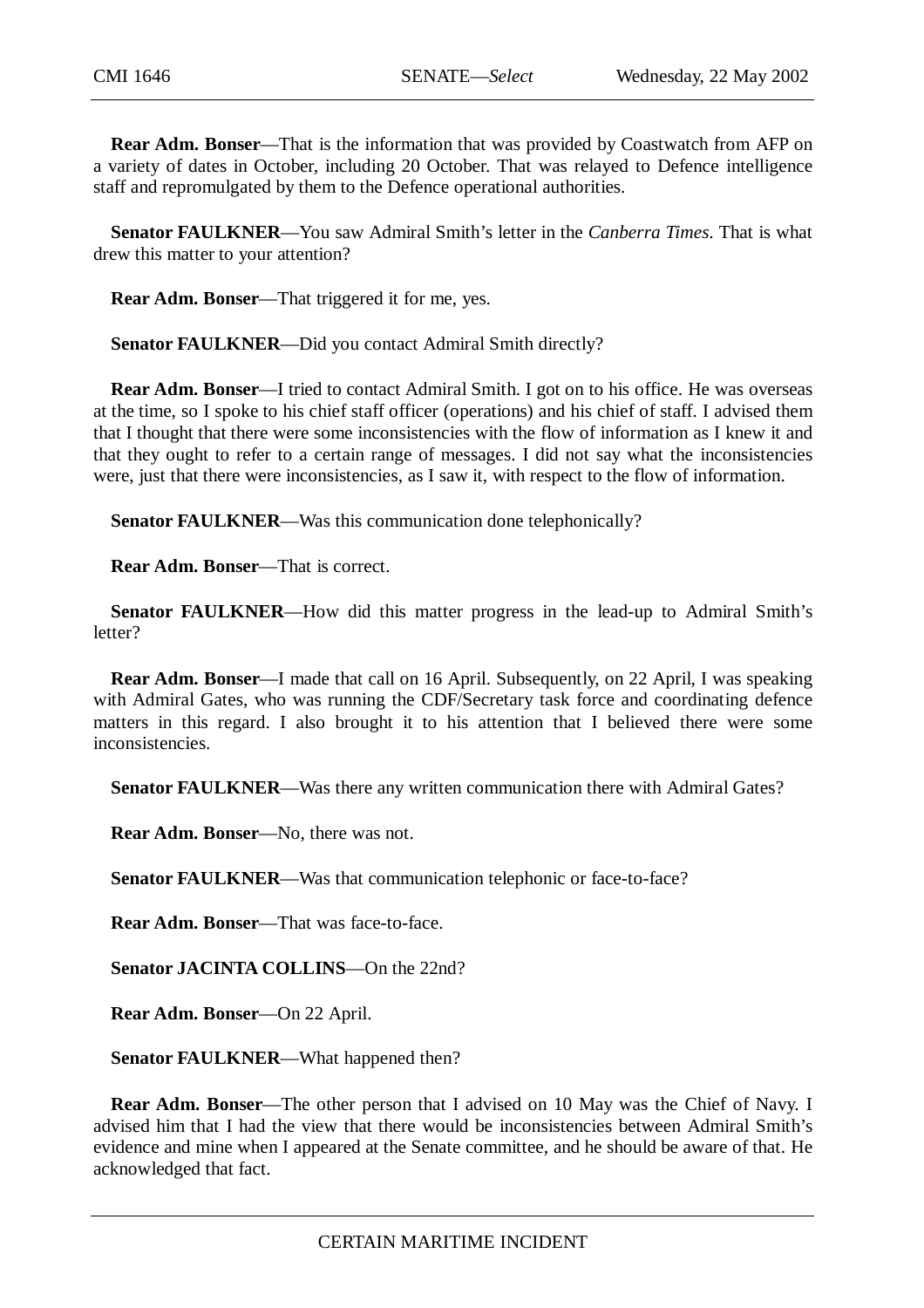**Rear Adm. Bonser**—That is the information that was provided by Coastwatch from AFP on a variety of dates in October, including 20 October. That was relayed to Defence intelligence staff and repromulgated by them to the Defence operational authorities.

**Senator FAULKNER**—You saw Admiral Smith's letter in the *Canberra Times*. That is what drew this matter to your attention?

**Rear Adm. Bonser**—That triggered it for me, yes.

**Senator FAULKNER**—Did you contact Admiral Smith directly?

**Rear Adm. Bonser**—I tried to contact Admiral Smith. I got on to his office. He was overseas at the time, so I spoke to his chief staff officer (operations) and his chief of staff. I advised them that I thought that there were some inconsistencies with the flow of information as I knew it and that they ought to refer to a certain range of messages. I did not say what the inconsistencies were, just that there were inconsistencies, as I saw it, with respect to the flow of information.

**Senator FAULKNER**—Was this communication done telephonically?

**Rear Adm. Bonser**—That is correct.

**Senator FAULKNER**—How did this matter progress in the lead-up to Admiral Smith's letter?

**Rear Adm. Bonser**—I made that call on 16 April. Subsequently, on 22 April, I was speaking with Admiral Gates, who was running the CDF/Secretary task force and coordinating defence matters in this regard. I also brought it to his attention that I believed there were some inconsistencies.

**Senator FAULKNER**—Was there any written communication there with Admiral Gates?

**Rear Adm. Bonser**—No, there was not.

**Senator FAULKNER**—Was that communication telephonic or face-to-face?

**Rear Adm. Bonser**—That was face-to-face.

**Senator JACINTA COLLINS**—On the 22nd?

**Rear Adm. Bonser**—On 22 April.

**Senator FAULKNER**—What happened then?

**Rear Adm. Bonser**—The other person that I advised on 10 May was the Chief of Navy. I advised him that I had the view that there would be inconsistencies between Admiral Smith's evidence and mine when I appeared at the Senate committee, and he should be aware of that. He acknowledged that fact.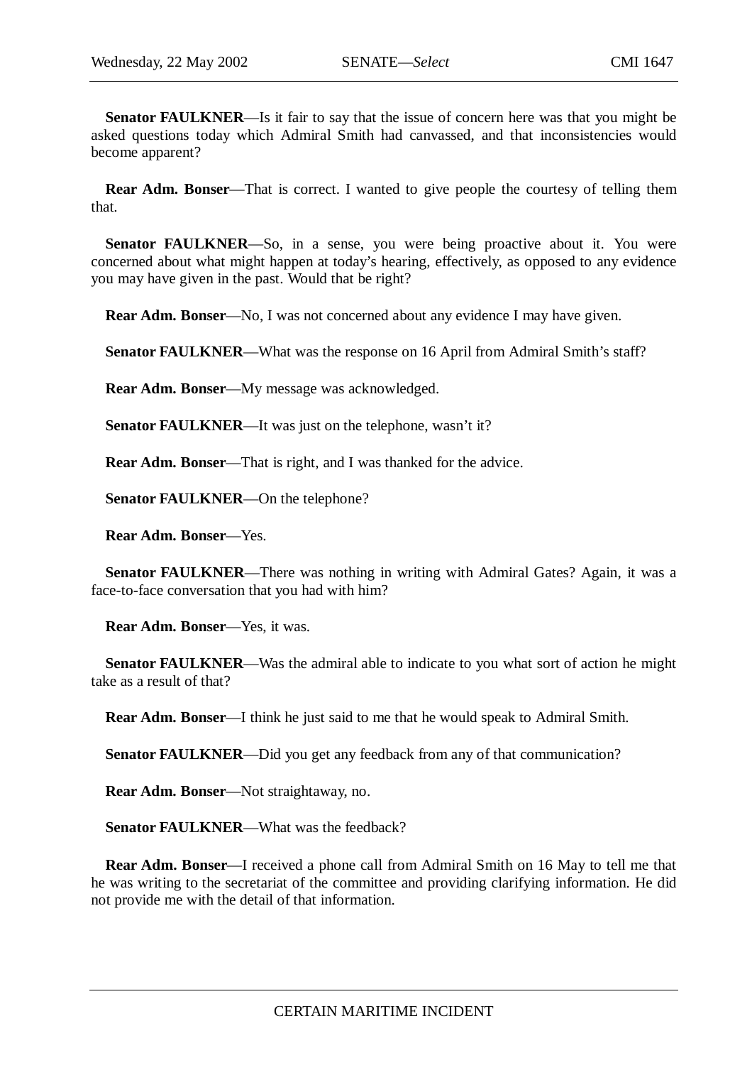**Senator FAULKNER**—Is it fair to say that the issue of concern here was that you might be asked questions today which Admiral Smith had canvassed, and that inconsistencies would become apparent?

**Rear Adm. Bonser**—That is correct. I wanted to give people the courtesy of telling them that.

**Senator FAULKNER**—So, in a sense, you were being proactive about it. You were concerned about what might happen at today's hearing, effectively, as opposed to any evidence you may have given in the past. Would that be right?

**Rear Adm. Bonser**—No, I was not concerned about any evidence I may have given.

**Senator FAULKNER**—What was the response on 16 April from Admiral Smith's staff?

**Rear Adm. Bonser**—My message was acknowledged.

**Senator FAULKNER**—It was just on the telephone, wasn't it?

**Rear Adm. Bonser**—That is right, and I was thanked for the advice.

**Senator FAULKNER**—On the telephone?

**Rear Adm. Bonser**—Yes.

**Senator FAULKNER**—There was nothing in writing with Admiral Gates? Again, it was a face-to-face conversation that you had with him?

**Rear Adm. Bonser**—Yes, it was.

**Senator FAULKNER**—Was the admiral able to indicate to you what sort of action he might take as a result of that?

**Rear Adm. Bonser**—I think he just said to me that he would speak to Admiral Smith.

**Senator FAULKNER**—Did you get any feedback from any of that communication?

**Rear Adm. Bonser**—Not straightaway, no.

**Senator FAULKNER**—What was the feedback?

**Rear Adm. Bonser**—I received a phone call from Admiral Smith on 16 May to tell me that he was writing to the secretariat of the committee and providing clarifying information. He did not provide me with the detail of that information.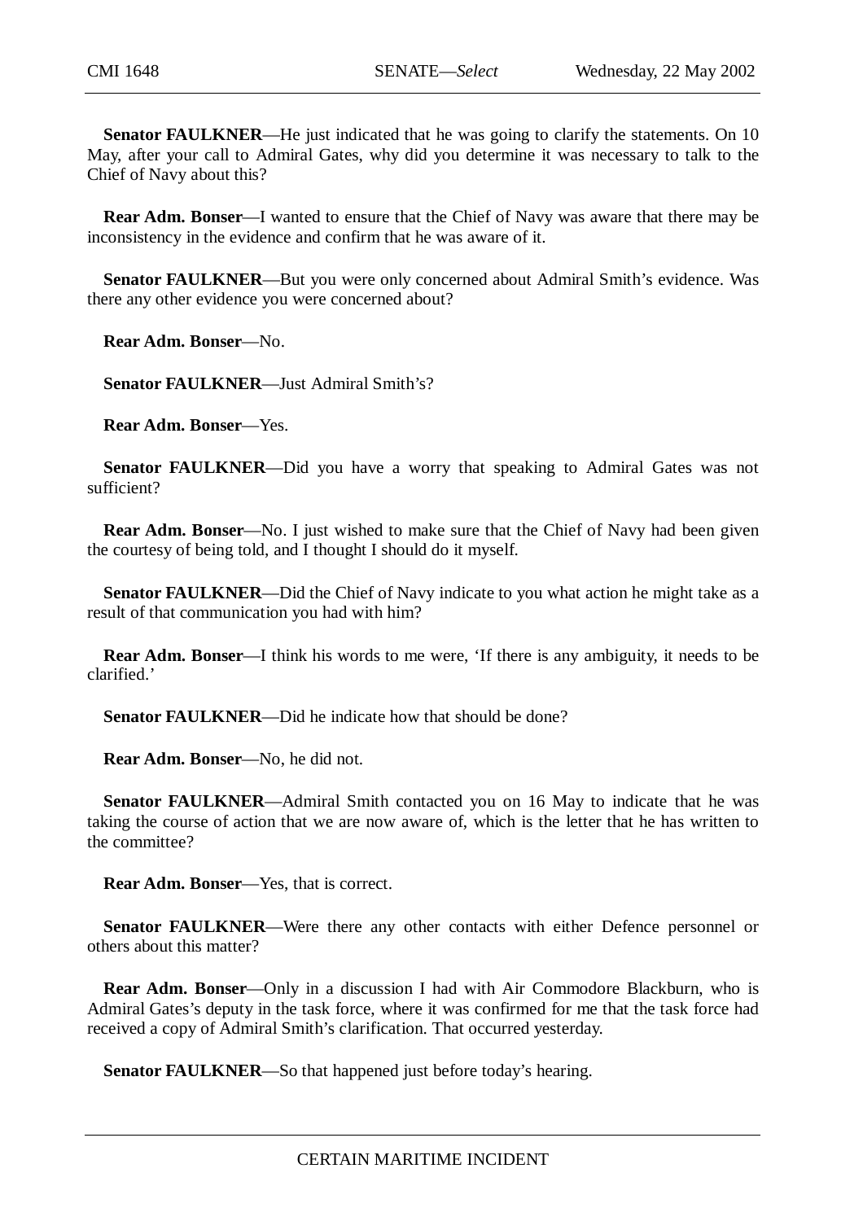**Senator FAULKNER**—He just indicated that he was going to clarify the statements. On 10 May, after your call to Admiral Gates, why did you determine it was necessary to talk to the Chief of Navy about this?

**Rear Adm. Bonser**—I wanted to ensure that the Chief of Navy was aware that there may be inconsistency in the evidence and confirm that he was aware of it.

**Senator FAULKNER**—But you were only concerned about Admiral Smith's evidence. Was there any other evidence you were concerned about?

**Rear Adm. Bonser**—No.

**Senator FAULKNER**—Just Admiral Smith's?

**Rear Adm. Bonser**—Yes.

**Senator FAULKNER**—Did you have a worry that speaking to Admiral Gates was not sufficient?

**Rear Adm. Bonser**—No. I just wished to make sure that the Chief of Navy had been given the courtesy of being told, and I thought I should do it myself.

**Senator FAULKNER**—Did the Chief of Navy indicate to you what action he might take as a result of that communication you had with him?

**Rear Adm. Bonser**—I think his words to me were, 'If there is any ambiguity, it needs to be clarified.'

**Senator FAULKNER**—Did he indicate how that should be done?

**Rear Adm. Bonser**—No, he did not.

**Senator FAULKNER**—Admiral Smith contacted you on 16 May to indicate that he was taking the course of action that we are now aware of, which is the letter that he has written to the committee?

**Rear Adm. Bonser**—Yes, that is correct.

**Senator FAULKNER**—Were there any other contacts with either Defence personnel or others about this matter?

**Rear Adm. Bonser**—Only in a discussion I had with Air Commodore Blackburn, who is Admiral Gates's deputy in the task force, where it was confirmed for me that the task force had received a copy of Admiral Smith's clarification. That occurred yesterday.

**Senator FAULKNER**—So that happened just before today's hearing.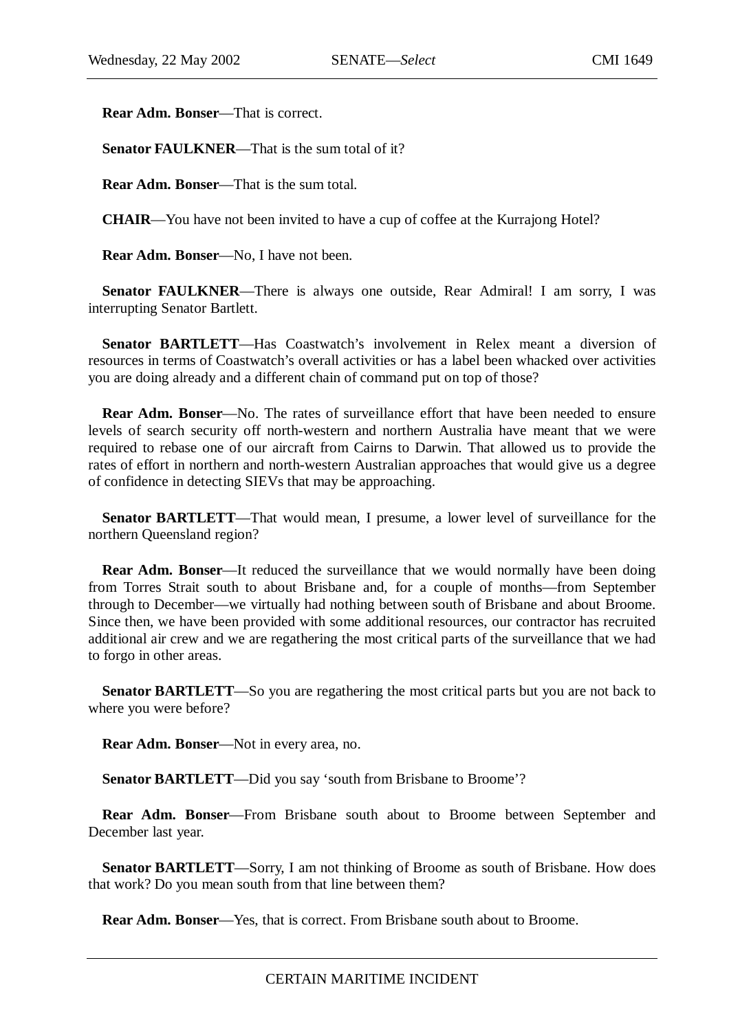**Rear Adm. Bonser**—That is correct.

**Senator FAULKNER**—That is the sum total of it?

**Rear Adm. Bonser**—That is the sum total.

**CHAIR**—You have not been invited to have a cup of coffee at the Kurrajong Hotel?

**Rear Adm. Bonser**—No, I have not been.

**Senator FAULKNER**—There is always one outside, Rear Admiral! I am sorry, I was interrupting Senator Bartlett.

**Senator BARTLETT**—Has Coastwatch's involvement in Relex meant a diversion of resources in terms of Coastwatch's overall activities or has a label been whacked over activities you are doing already and a different chain of command put on top of those?

**Rear Adm. Bonser**—No. The rates of surveillance effort that have been needed to ensure levels of search security off north-western and northern Australia have meant that we were required to rebase one of our aircraft from Cairns to Darwin. That allowed us to provide the rates of effort in northern and north-western Australian approaches that would give us a degree of confidence in detecting SIEVs that may be approaching.

**Senator BARTLETT**—That would mean, I presume, a lower level of surveillance for the northern Queensland region?

**Rear Adm. Bonser**—It reduced the surveillance that we would normally have been doing from Torres Strait south to about Brisbane and, for a couple of months—from September through to December—we virtually had nothing between south of Brisbane and about Broome. Since then, we have been provided with some additional resources, our contractor has recruited additional air crew and we are regathering the most critical parts of the surveillance that we had to forgo in other areas.

**Senator BARTLETT**—So you are regathering the most critical parts but you are not back to where you were before?

**Rear Adm. Bonser**—Not in every area, no.

**Senator BARTLETT**—Did you say 'south from Brisbane to Broome'?

**Rear Adm. Bonser**—From Brisbane south about to Broome between September and December last year.

**Senator BARTLETT**—Sorry, I am not thinking of Broome as south of Brisbane. How does that work? Do you mean south from that line between them?

**Rear Adm. Bonser**—Yes, that is correct. From Brisbane south about to Broome.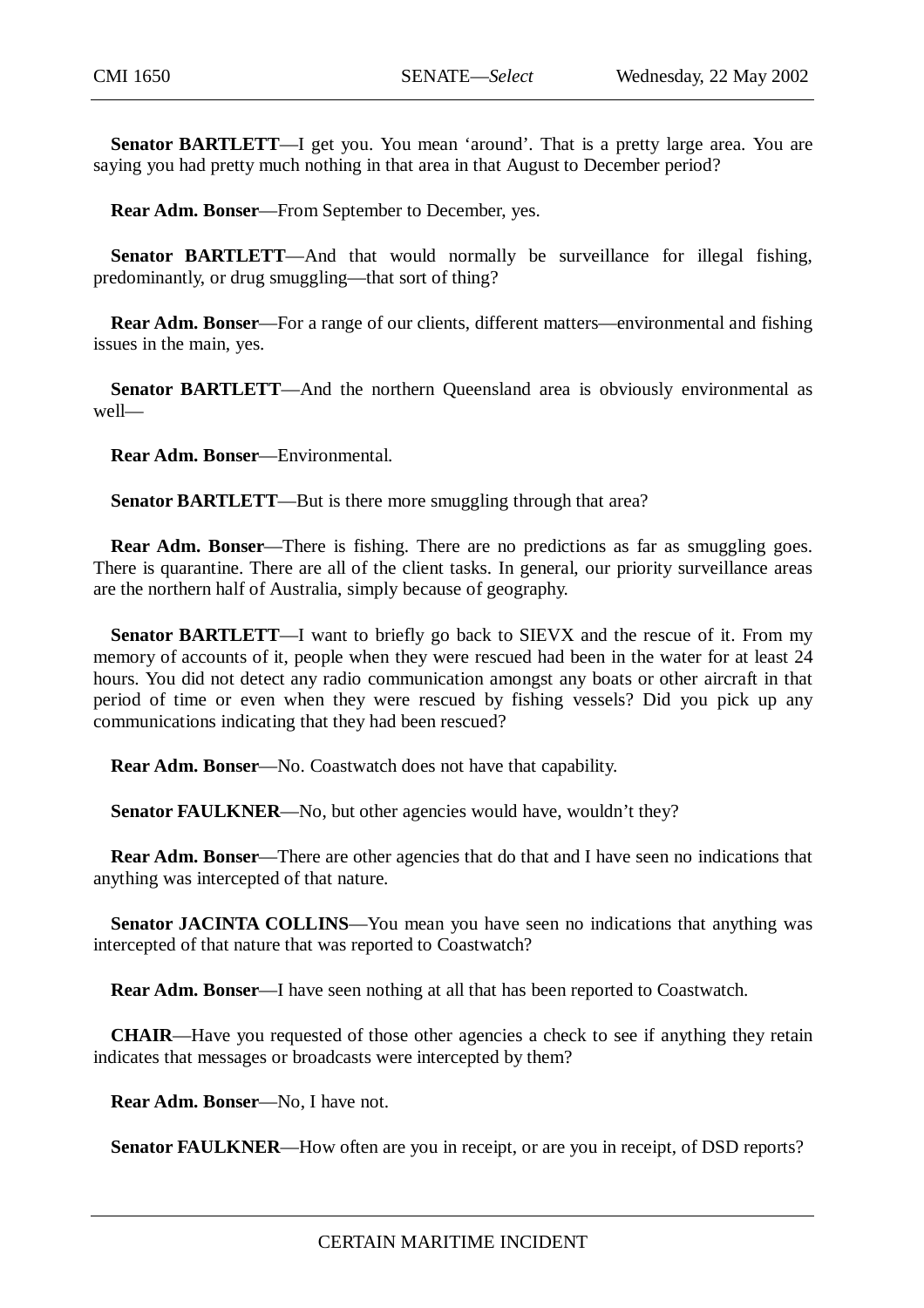**Senator BARTLETT**—I get you. You mean 'around'. That is a pretty large area. You are saying you had pretty much nothing in that area in that August to December period?

**Rear Adm. Bonser**—From September to December, yes.

**Senator BARTLETT**—And that would normally be surveillance for illegal fishing, predominantly, or drug smuggling—that sort of thing?

**Rear Adm. Bonser**—For a range of our clients, different matters—environmental and fishing issues in the main, yes.

**Senator BARTLETT**—And the northern Queensland area is obviously environmental as well—

**Rear Adm. Bonser**—Environmental.

**Senator BARTLETT**—But is there more smuggling through that area?

**Rear Adm. Bonser**—There is fishing. There are no predictions as far as smuggling goes. There is quarantine. There are all of the client tasks. In general, our priority surveillance areas are the northern half of Australia, simply because of geography.

**Senator BARTLETT**—I want to briefly go back to SIEVX and the rescue of it. From my memory of accounts of it, people when they were rescued had been in the water for at least 24 hours. You did not detect any radio communication amongst any boats or other aircraft in that period of time or even when they were rescued by fishing vessels? Did you pick up any communications indicating that they had been rescued?

**Rear Adm. Bonser**—No. Coastwatch does not have that capability.

**Senator FAULKNER**—No, but other agencies would have, wouldn't they?

**Rear Adm. Bonser**—There are other agencies that do that and I have seen no indications that anything was intercepted of that nature.

**Senator JACINTA COLLINS**—You mean you have seen no indications that anything was intercepted of that nature that was reported to Coastwatch?

**Rear Adm. Bonser**—I have seen nothing at all that has been reported to Coastwatch.

**CHAIR**—Have you requested of those other agencies a check to see if anything they retain indicates that messages or broadcasts were intercepted by them?

**Rear Adm. Bonser**—No, I have not.

**Senator FAULKNER**—How often are you in receipt, or are you in receipt, of DSD reports?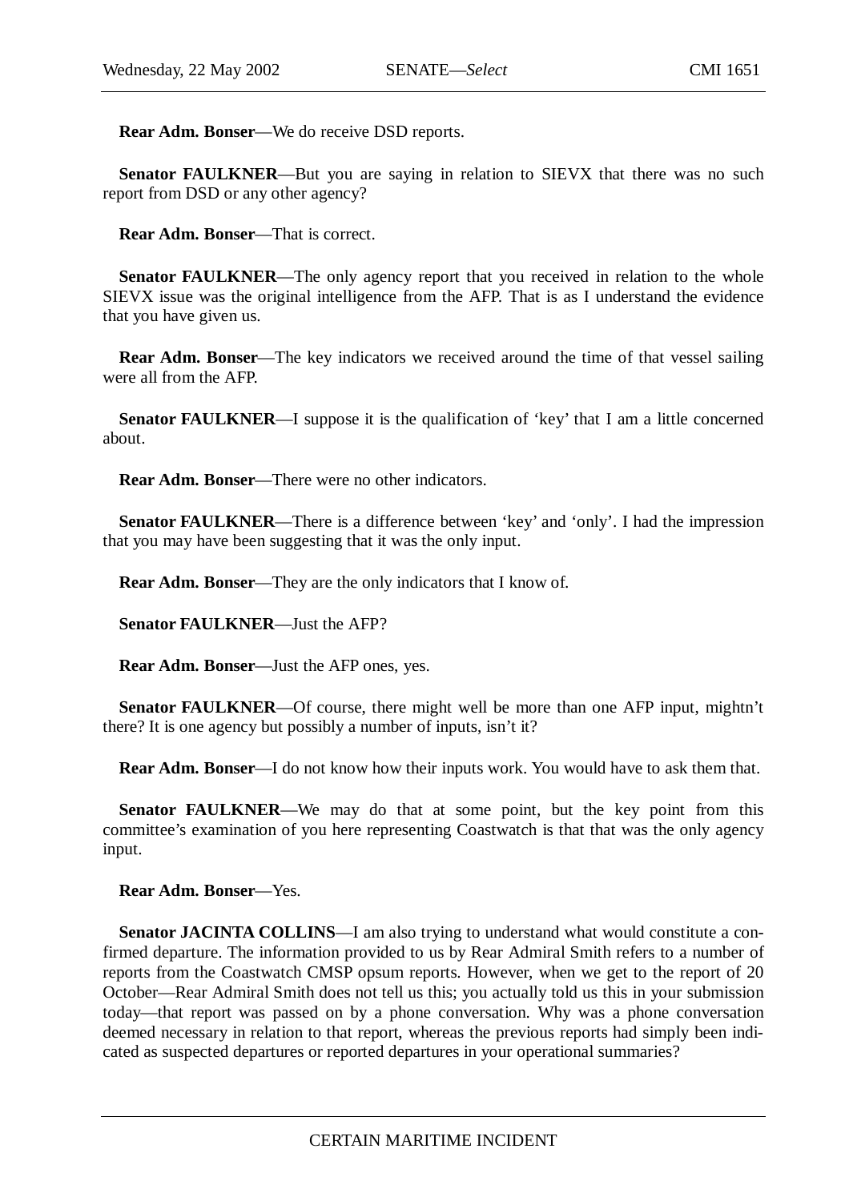**Rear Adm. Bonser**—We do receive DSD reports.

**Senator FAULKNER**—But you are saying in relation to SIEVX that there was no such report from DSD or any other agency?

**Rear Adm. Bonser**—That is correct.

**Senator FAULKNER**—The only agency report that you received in relation to the whole SIEVX issue was the original intelligence from the AFP. That is as I understand the evidence that you have given us.

**Rear Adm. Bonser**—The key indicators we received around the time of that vessel sailing were all from the AFP.

**Senator FAULKNER**—I suppose it is the qualification of 'key' that I am a little concerned about.

**Rear Adm. Bonser**—There were no other indicators.

**Senator FAULKNER**—There is a difference between 'key' and 'only'. I had the impression that you may have been suggesting that it was the only input.

**Rear Adm. Bonser**—They are the only indicators that I know of.

**Senator FAULKNER**—Just the AFP?

**Rear Adm. Bonser**—Just the AFP ones, yes.

**Senator FAULKNER**—Of course, there might well be more than one AFP input, mightn't there? It is one agency but possibly a number of inputs, isn't it?

**Rear Adm. Bonser**—I do not know how their inputs work. You would have to ask them that.

**Senator FAULKNER**—We may do that at some point, but the key point from this committee's examination of you here representing Coastwatch is that that was the only agency input.

**Rear Adm. Bonser**—Yes.

**Senator JACINTA COLLINS**—I am also trying to understand what would constitute a confirmed departure. The information provided to us by Rear Admiral Smith refers to a number of reports from the Coastwatch CMSP opsum reports. However, when we get to the report of 20 October—Rear Admiral Smith does not tell us this; you actually told us this in your submission today—that report was passed on by a phone conversation. Why was a phone conversation deemed necessary in relation to that report, whereas the previous reports had simply been indicated as suspected departures or reported departures in your operational summaries?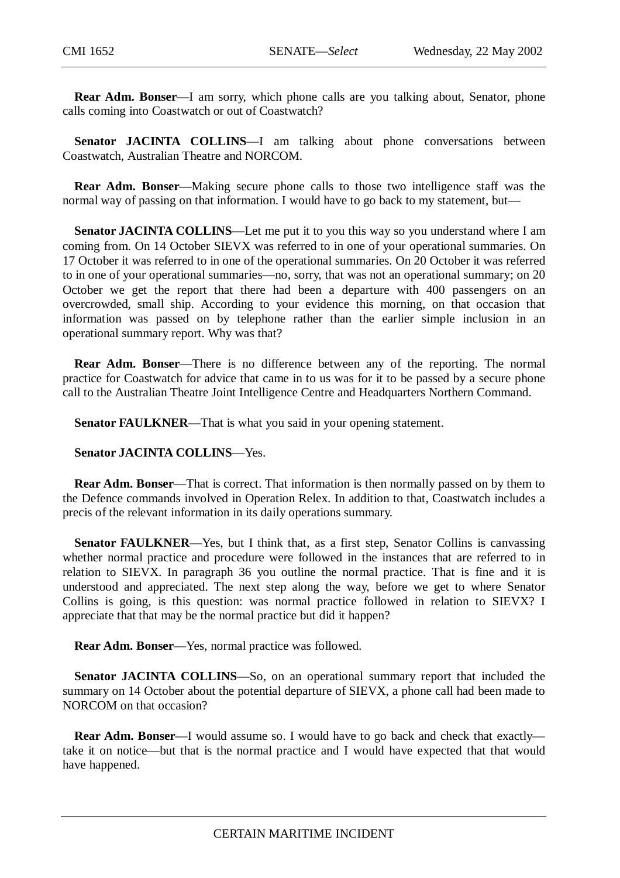**Rear Adm. Bonser**—I am sorry, which phone calls are you talking about, Senator, phone calls coming into Coastwatch or out of Coastwatch?

**Senator JACINTA COLLINS**—I am talking about phone conversations between Coastwatch, Australian Theatre and NORCOM.

**Rear Adm. Bonser**—Making secure phone calls to those two intelligence staff was the normal way of passing on that information. I would have to go back to my statement, but—

**Senator JACINTA COLLINS**—Let me put it to you this way so you understand where I am coming from. On 14 October SIEVX was referred to in one of your operational summaries. On 17 October it was referred to in one of the operational summaries. On 20 October it was referred to in one of your operational summaries—no, sorry, that was not an operational summary; on 20 October we get the report that there had been a departure with 400 passengers on an overcrowded, small ship. According to your evidence this morning, on that occasion that information was passed on by telephone rather than the earlier simple inclusion in an operational summary report. Why was that?

**Rear Adm. Bonser**—There is no difference between any of the reporting. The normal practice for Coastwatch for advice that came in to us was for it to be passed by a secure phone call to the Australian Theatre Joint Intelligence Centre and Headquarters Northern Command.

**Senator FAULKNER**—That is what you said in your opening statement.

**Senator JACINTA COLLINS**—Yes.

**Rear Adm. Bonser**—That is correct. That information is then normally passed on by them to the Defence commands involved in Operation Relex. In addition to that, Coastwatch includes a precis of the relevant information in its daily operations summary.

**Senator FAULKNER**—Yes, but I think that, as a first step, Senator Collins is canvassing whether normal practice and procedure were followed in the instances that are referred to in relation to SIEVX. In paragraph 36 you outline the normal practice. That is fine and it is understood and appreciated. The next step along the way, before we get to where Senator Collins is going, is this question: was normal practice followed in relation to SIEVX? I appreciate that that may be the normal practice but did it happen?

**Rear Adm. Bonser**—Yes, normal practice was followed.

**Senator JACINTA COLLINS**—So, on an operational summary report that included the summary on 14 October about the potential departure of SIEVX, a phone call had been made to NORCOM on that occasion?

**Rear Adm. Bonser**—I would assume so. I would have to go back and check that exactly—take it on notice—but that is the normal practice and I would have expected that that would have happened.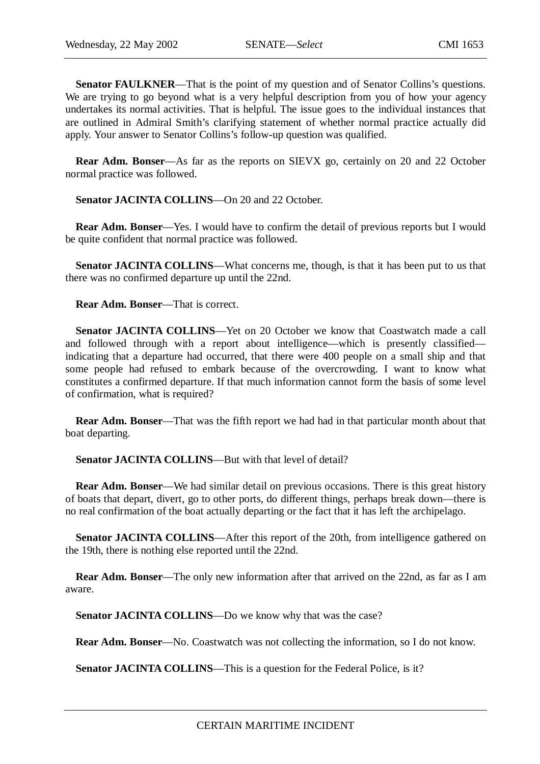**Senator FAULKNER**—That is the point of my question and of Senator Collins's questions. We are trying to go beyond what is a very helpful description from you of how your agency undertakes its normal activities. That is helpful. The issue goes to the individual instances that are outlined in Admiral Smith's clarifying statement of whether normal practice actually did apply. Your answer to Senator Collins's follow-up question was qualified.

**Rear Adm. Bonser**—As far as the reports on SIEVX go, certainly on 20 and 22 October normal practice was followed.

**Senator JACINTA COLLINS**—On 20 and 22 October.

**Rear Adm. Bonser**—Yes. I would have to confirm the detail of previous reports but I would be quite confident that normal practice was followed.

**Senator JACINTA COLLINS**—What concerns me, though, is that it has been put to us that there was no confirmed departure up until the 22nd.

**Rear Adm. Bonser**—That is correct.

**Senator JACINTA COLLINS**—Yet on 20 October we know that Coastwatch made a call and followed through with a report about intelligence—which is presently classified—indicating that a departure had occurred, that there were 400 people on a small ship and that some people had refused to embark because of the overcrowding. I want to know what constitutes a confirmed departure. If that much information cannot form the basis of some level of confirmation, what is required?

**Rear Adm. Bonser**—That was the fifth report we had had in that particular month about that boat departing.

**Senator JACINTA COLLINS**—But with that level of detail?

**Rear Adm. Bonser**—We had similar detail on previous occasions. There is this great history of boats that depart, divert, go to other ports, do different things, perhaps break down—there is no real confirmation of the boat actually departing or the fact that it has left the archipelago.

**Senator JACINTA COLLINS**—After this report of the 20th, from intelligence gathered on the 19th, there is nothing else reported until the 22nd.

**Rear Adm. Bonser**—The only new information after that arrived on the 22nd, as far as I am aware.

**Senator JACINTA COLLINS**—Do we know why that was the case?

**Rear Adm. Bonser**—No. Coastwatch was not collecting the information, so I do not know.

**Senator JACINTA COLLINS**—This is a question for the Federal Police, is it?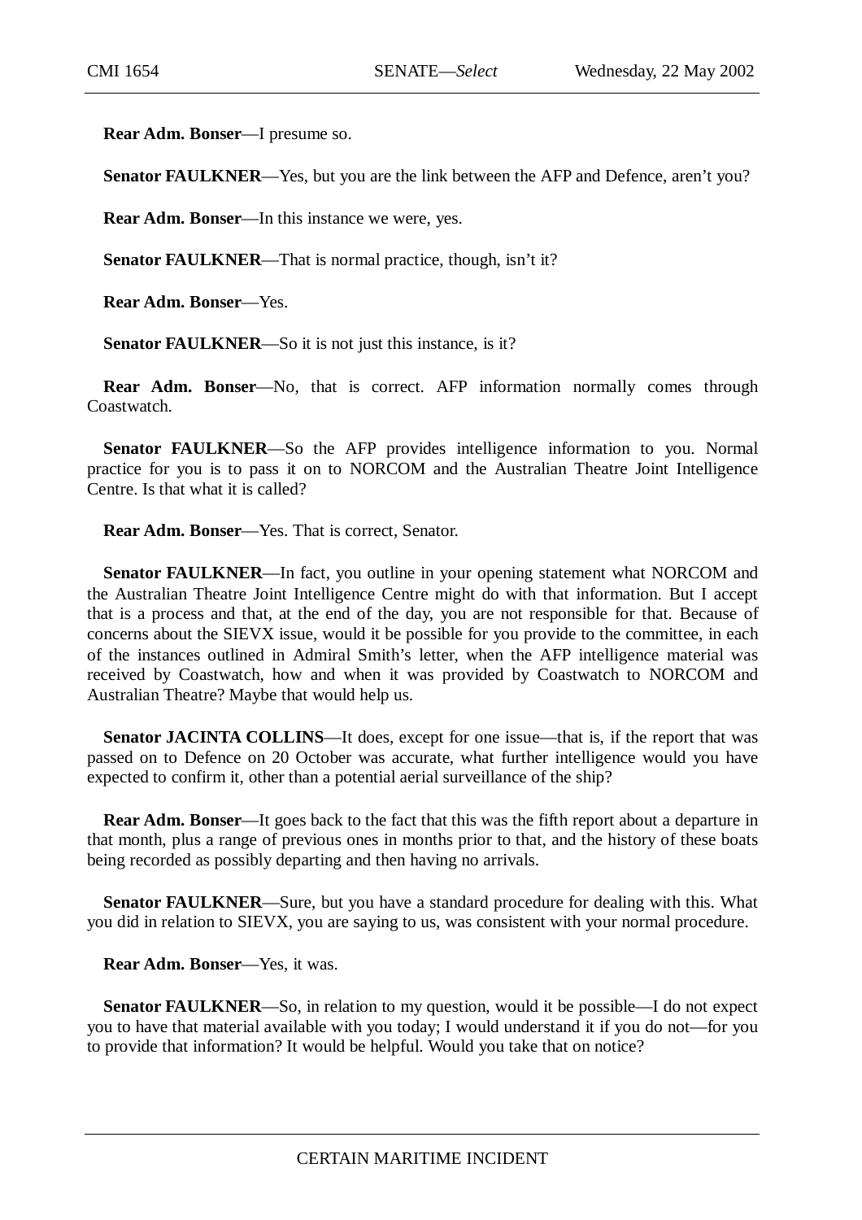**Rear Adm. Bonser**—I presume so.

**Senator FAULKNER**—Yes, but you are the link between the AFP and Defence, aren't you?

**Rear Adm. Bonser**—In this instance we were, yes.

**Senator FAULKNER**—That is normal practice, though, isn't it?

**Rear Adm. Bonser**—Yes.

**Senator FAULKNER**—So it is not just this instance, is it?

**Rear Adm. Bonser**—No, that is correct. AFP information normally comes through Coastwatch.

**Senator FAULKNER**—So the AFP provides intelligence information to you. Normal practice for you is to pass it on to NORCOM and the Australian Theatre Joint Intelligence Centre. Is that what it is called?

**Rear Adm. Bonser**—Yes. That is correct, Senator.

**Senator FAULKNER**—In fact, you outline in your opening statement what NORCOM and the Australian Theatre Joint Intelligence Centre might do with that information. But I accept that is a process and that, at the end of the day, you are not responsible for that. Because of concerns about the SIEVX issue, would it be possible for you provide to the committee, in each of the instances outlined in Admiral Smith's letter, when the AFP intelligence material was received by Coastwatch, how and when it was provided by Coastwatch to NORCOM and Australian Theatre? Maybe that would help us.

**Senator JACINTA COLLINS**—It does, except for one issue—that is, if the report that was passed on to Defence on 20 October was accurate, what further intelligence would you have expected to confirm it, other than a potential aerial surveillance of the ship?

**Rear Adm. Bonser**—It goes back to the fact that this was the fifth report about a departure in that month, plus a range of previous ones in months prior to that, and the history of these boats being recorded as possibly departing and then having no arrivals.

**Senator FAULKNER**—Sure, but you have a standard procedure for dealing with this. What you did in relation to SIEVX, you are saying to us, was consistent with your normal procedure.

**Rear Adm. Bonser**—Yes, it was.

**Senator FAULKNER**—So, in relation to my question, would it be possible—I do not expect you to have that material available with you today; I would understand it if you do not—for you to provide that information? It would be helpful. Would you take that on notice?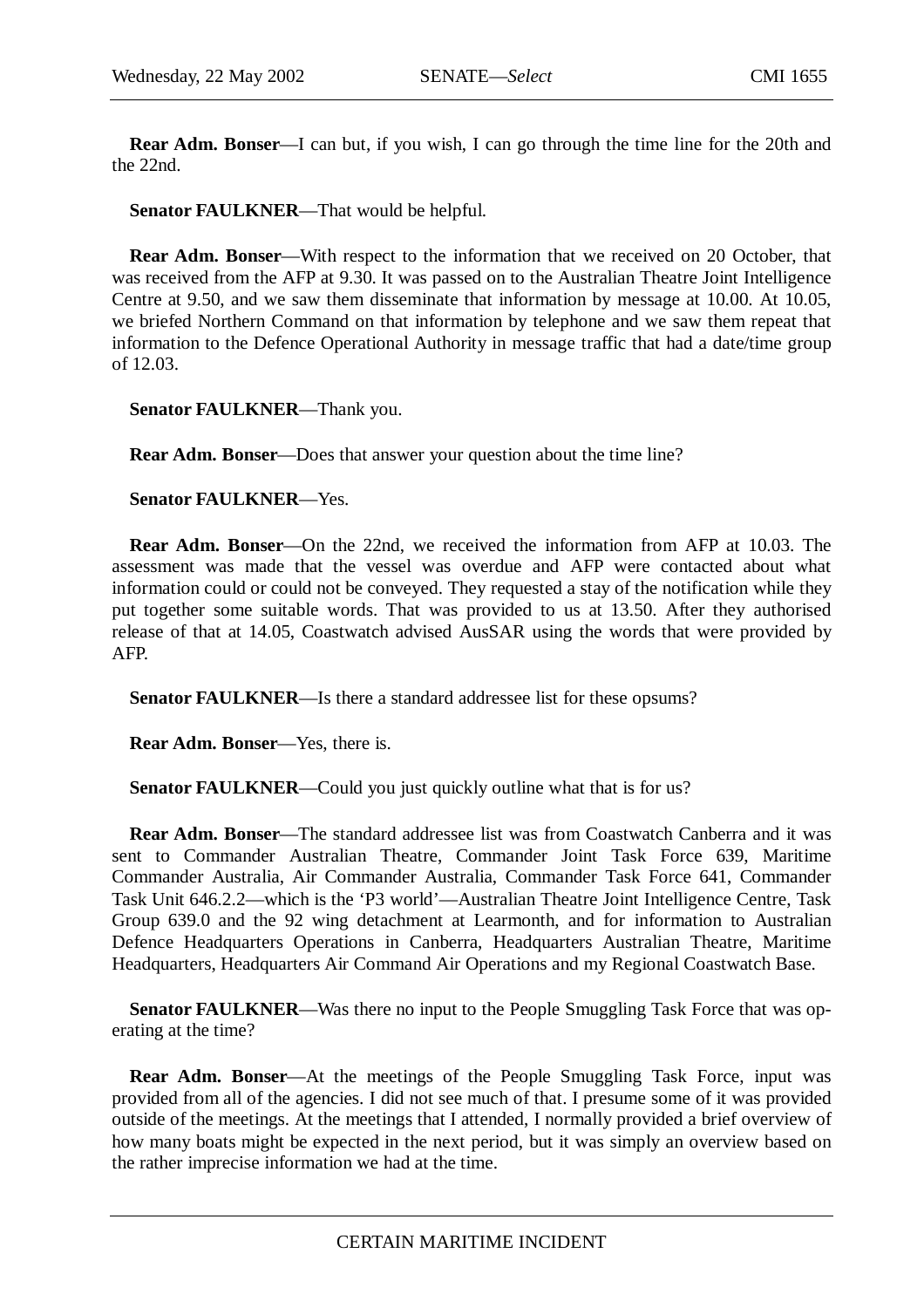**Rear Adm. Bonser**—I can but, if you wish, I can go through the time line for the 20th and the 22nd.

**Senator FAULKNER**—That would be helpful.

**Rear Adm. Bonser**—With respect to the information that we received on 20 October, that was received from the AFP at 9.30. It was passed on to the Australian Theatre Joint Intelligence Centre at 9.50, and we saw them disseminate that information by message at 10.00. At 10.05, we briefed Northern Command on that information by telephone and we saw them repeat that information to the Defence Operational Authority in message traffic that had a date/time group of 12.03.

**Senator FAULKNER**—Thank you.

**Rear Adm. Bonser**—Does that answer your question about the time line?

**Senator FAULKNER**—Yes.

**Rear Adm. Bonser**—On the 22nd, we received the information from AFP at 10.03. The assessment was made that the vessel was overdue and AFP were contacted about what information could or could not be conveyed. They requested a stay of the notification while they put together some suitable words. That was provided to us at 13.50. After they authorised release of that at 14.05, Coastwatch advised AusSAR using the words that were provided by AFP.

**Senator FAULKNER**—Is there a standard addressee list for these opsums?

**Rear Adm. Bonser**—Yes, there is.

**Senator FAULKNER**—Could you just quickly outline what that is for us?

**Rear Adm. Bonser**—The standard addressee list was from Coastwatch Canberra and it was sent to Commander Australian Theatre, Commander Joint Task Force 639, Maritime Commander Australia, Air Commander Australia, Commander Task Force 641, Commander Task Unit 646.2.2—which is the 'P3 world'—Australian Theatre Joint Intelligence Centre, Task Group 639.0 and the 92 wing detachment at Learmonth, and for information to Australian Defence Headquarters Operations in Canberra, Headquarters Australian Theatre, Maritime Headquarters, Headquarters Air Command Air Operations and my Regional Coastwatch Base.

**Senator FAULKNER**—Was there no input to the People Smuggling Task Force that was operating at the time?

**Rear Adm. Bonser**—At the meetings of the People Smuggling Task Force, input was provided from all of the agencies. I did not see much of that. I presume some of it was provided outside of the meetings. At the meetings that I attended, I normally provided a brief overview of how many boats might be expected in the next period, but it was simply an overview based on the rather imprecise information we had at the time.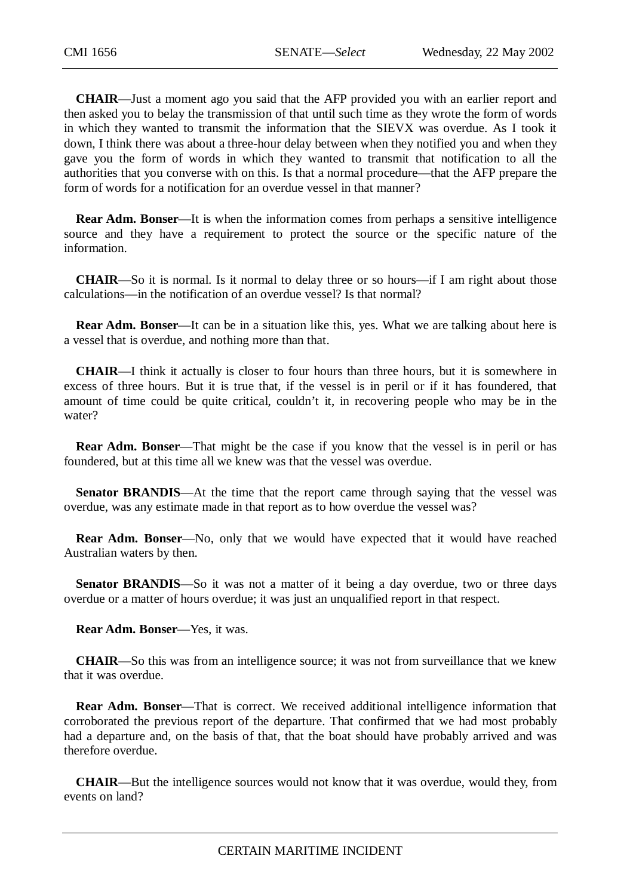**CHAIR**—Just a moment ago you said that the AFP provided you with an earlier report and then asked you to belay the transmission of that until such time as they wrote the form of words in which they wanted to transmit the information that the SIEVX was overdue. As I took it down, I think there was about a three-hour delay between when they notified you and when they gave you the form of words in which they wanted to transmit that notification to all the authorities that you converse with on this. Is that a normal procedure—that the AFP prepare the form of words for a notification for an overdue vessel in that manner?

**Rear Adm. Bonser**—It is when the information comes from perhaps a sensitive intelligence source and they have a requirement to protect the source or the specific nature of the information.

**CHAIR**—So it is normal. Is it normal to delay three or so hours—if I am right about those calculations—in the notification of an overdue vessel? Is that normal?

**Rear Adm. Bonser**—It can be in a situation like this, yes. What we are talking about here is a vessel that is overdue, and nothing more than that.

**CHAIR**—I think it actually is closer to four hours than three hours, but it is somewhere in excess of three hours. But it is true that, if the vessel is in peril or if it has foundered, that amount of time could be quite critical, couldn't it, in recovering people who may be in the water?

**Rear Adm. Bonser**—That might be the case if you know that the vessel is in peril or has foundered, but at this time all we knew was that the vessel was overdue.

**Senator BRANDIS**—At the time that the report came through saying that the vessel was overdue, was any estimate made in that report as to how overdue the vessel was?

**Rear Adm. Bonser**—No, only that we would have expected that it would have reached Australian waters by then.

**Senator BRANDIS**—So it was not a matter of it being a day overdue, two or three days overdue or a matter of hours overdue; it was just an unqualified report in that respect.

**Rear Adm. Bonser**—Yes, it was.

**CHAIR**—So this was from an intelligence source; it was not from surveillance that we knew that it was overdue.

**Rear Adm. Bonser**—That is correct. We received additional intelligence information that corroborated the previous report of the departure. That confirmed that we had most probably had a departure and, on the basis of that, that the boat should have probably arrived and was therefore overdue.

**CHAIR**—But the intelligence sources would not know that it was overdue, would they, from events on land?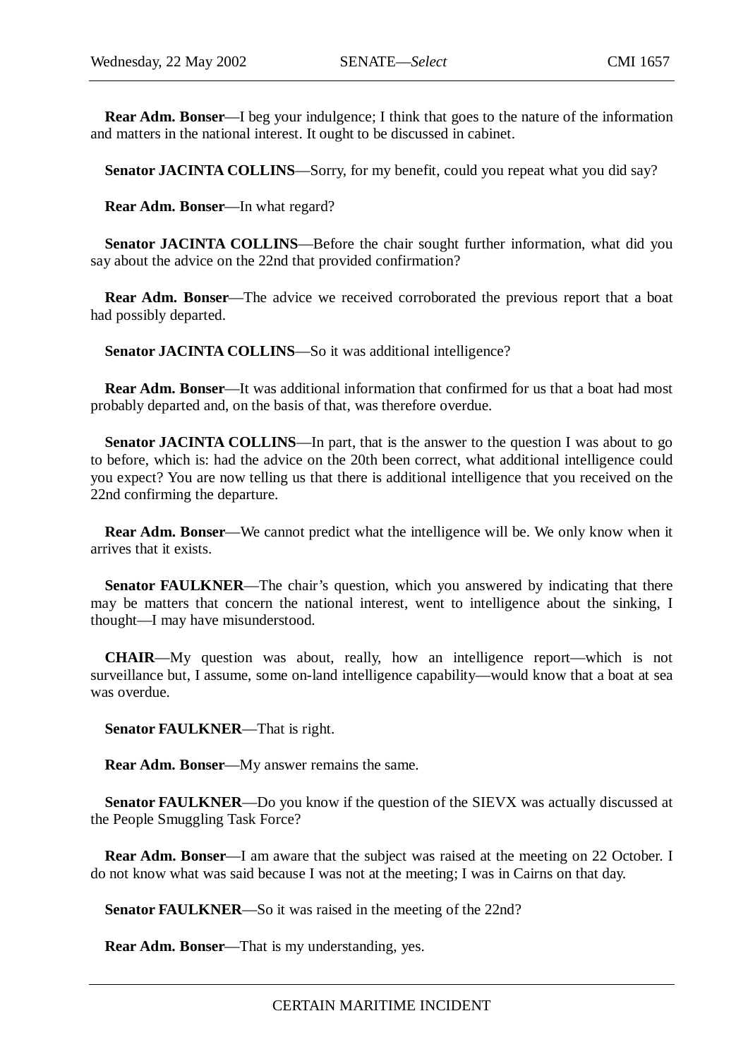**Rear Adm. Bonser**—I beg your indulgence; I think that goes to the nature of the information and matters in the national interest. It ought to be discussed in cabinet.

**Senator JACINTA COLLINS**—Sorry, for my benefit, could you repeat what you did say?

**Rear Adm. Bonser**—In what regard?

**Senator JACINTA COLLINS**—Before the chair sought further information, what did you say about the advice on the 22nd that provided confirmation?

**Rear Adm. Bonser**—The advice we received corroborated the previous report that a boat had possibly departed.

**Senator JACINTA COLLINS**—So it was additional intelligence?

**Rear Adm. Bonser**—It was additional information that confirmed for us that a boat had most probably departed and, on the basis of that, was therefore overdue.

**Senator JACINTA COLLINS**—In part, that is the answer to the question I was about to go to before, which is: had the advice on the 20th been correct, what additional intelligence could you expect? You are now telling us that there is additional intelligence that you received on the 22nd confirming the departure.

**Rear Adm. Bonser**—We cannot predict what the intelligence will be. We only know when it arrives that it exists.

**Senator FAULKNER**—The chair's question, which you answered by indicating that there may be matters that concern the national interest, went to intelligence about the sinking, I thought—I may have misunderstood.

**CHAIR**—My question was about, really, how an intelligence report—which is not surveillance but, I assume, some on-land intelligence capability—would know that a boat at sea was overdue.

**Senator FAULKNER**—That is right.

**Rear Adm. Bonser**—My answer remains the same.

**Senator FAULKNER**—Do you know if the question of the SIEVX was actually discussed at the People Smuggling Task Force?

**Rear Adm. Bonser**—I am aware that the subject was raised at the meeting on 22 October. I do not know what was said because I was not at the meeting; I was in Cairns on that day.

**Senator FAULKNER**—So it was raised in the meeting of the 22nd?

**Rear Adm. Bonser**—That is my understanding, yes.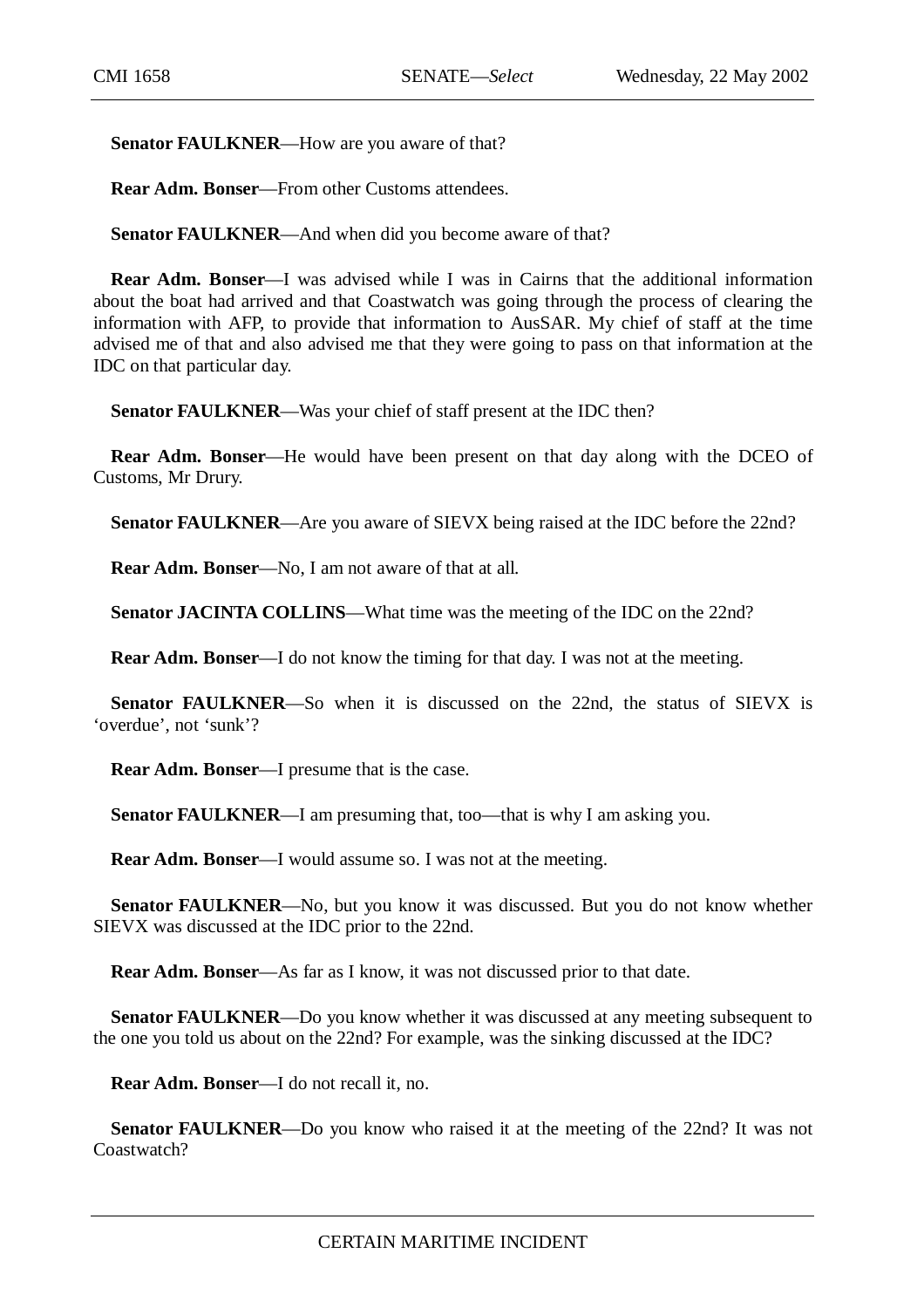**Senator FAULKNER**—How are you aware of that?

**Rear Adm. Bonser**—From other Customs attendees.

**Senator FAULKNER**—And when did you become aware of that?

**Rear Adm. Bonser**—I was advised while I was in Cairns that the additional information about the boat had arrived and that Coastwatch was going through the process of clearing the information with AFP, to provide that information to AusSAR. My chief of staff at the time advised me of that and also advised me that they were going to pass on that information at the IDC on that particular day.

**Senator FAULKNER**—Was your chief of staff present at the IDC then?

**Rear Adm. Bonser**—He would have been present on that day along with the DCEO of Customs, Mr Drury.

**Senator FAULKNER**—Are you aware of SIEVX being raised at the IDC before the 22nd?

**Rear Adm. Bonser**—No, I am not aware of that at all.

**Senator JACINTA COLLINS**—What time was the meeting of the IDC on the 22nd?

**Rear Adm. Bonser**—I do not know the timing for that day. I was not at the meeting.

**Senator FAULKNER**—So when it is discussed on the 22nd, the status of SIEVX is 'overdue', not 'sunk'?

**Rear Adm. Bonser**—I presume that is the case.

**Senator FAULKNER**—I am presuming that, too—that is why I am asking you.

**Rear Adm. Bonser**—I would assume so. I was not at the meeting.

**Senator FAULKNER**—No, but you know it was discussed. But you do not know whether SIEVX was discussed at the IDC prior to the 22nd.

**Rear Adm. Bonser**—As far as I know, it was not discussed prior to that date.

**Senator FAULKNER**—Do you know whether it was discussed at any meeting subsequent to the one you told us about on the 22nd? For example, was the sinking discussed at the IDC?

**Rear Adm. Bonser**—I do not recall it, no.

**Senator FAULKNER**—Do you know who raised it at the meeting of the 22nd? It was not Coastwatch?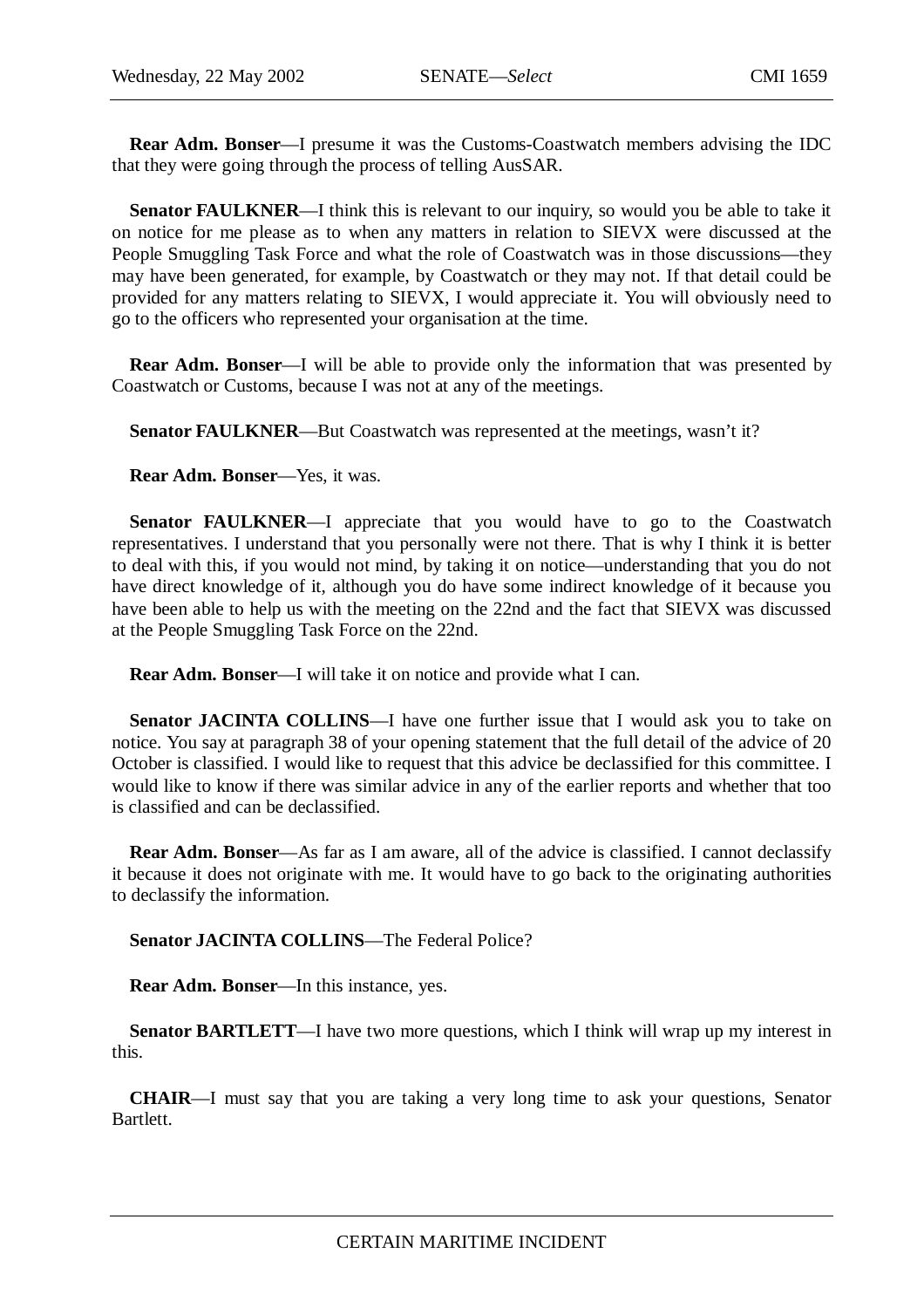**Rear Adm. Bonser**—I presume it was the Customs-Coastwatch members advising the IDC that they were going through the process of telling AusSAR.

**Senator FAULKNER**—I think this is relevant to our inquiry, so would you be able to take it on notice for me please as to when any matters in relation to SIEVX were discussed at the People Smuggling Task Force and what the role of Coastwatch was in those discussions—they may have been generated, for example, by Coastwatch or they may not. If that detail could be provided for any matters relating to SIEVX, I would appreciate it. You will obviously need to go to the officers who represented your organisation at the time.

**Rear Adm. Bonser**—I will be able to provide only the information that was presented by Coastwatch or Customs, because I was not at any of the meetings.

**Senator FAULKNER**—But Coastwatch was represented at the meetings, wasn't it?

**Rear Adm. Bonser**—Yes, it was.

**Senator FAULKNER**—I appreciate that you would have to go to the Coastwatch representatives. I understand that you personally were not there. That is why I think it is better to deal with this, if you would not mind, by taking it on notice—understanding that you do not have direct knowledge of it, although you do have some indirect knowledge of it because you have been able to help us with the meeting on the 22nd and the fact that SIEVX was discussed at the People Smuggling Task Force on the 22nd.

**Rear Adm. Bonser**—I will take it on notice and provide what I can.

**Senator JACINTA COLLINS**—I have one further issue that I would ask you to take on notice. You say at paragraph 38 of your opening statement that the full detail of the advice of 20 October is classified. I would like to request that this advice be declassified for this committee. I would like to know if there was similar advice in any of the earlier reports and whether that too is classified and can be declassified.

**Rear Adm. Bonser**—As far as I am aware, all of the advice is classified. I cannot declassify it because it does not originate with me. It would have to go back to the originating authorities to declassify the information.

**Senator JACINTA COLLINS**—The Federal Police?

**Rear Adm. Bonser**—In this instance, yes.

**Senator BARTLETT**—I have two more questions, which I think will wrap up my interest in this.

**CHAIR**—I must say that you are taking a very long time to ask your questions, Senator Bartlett.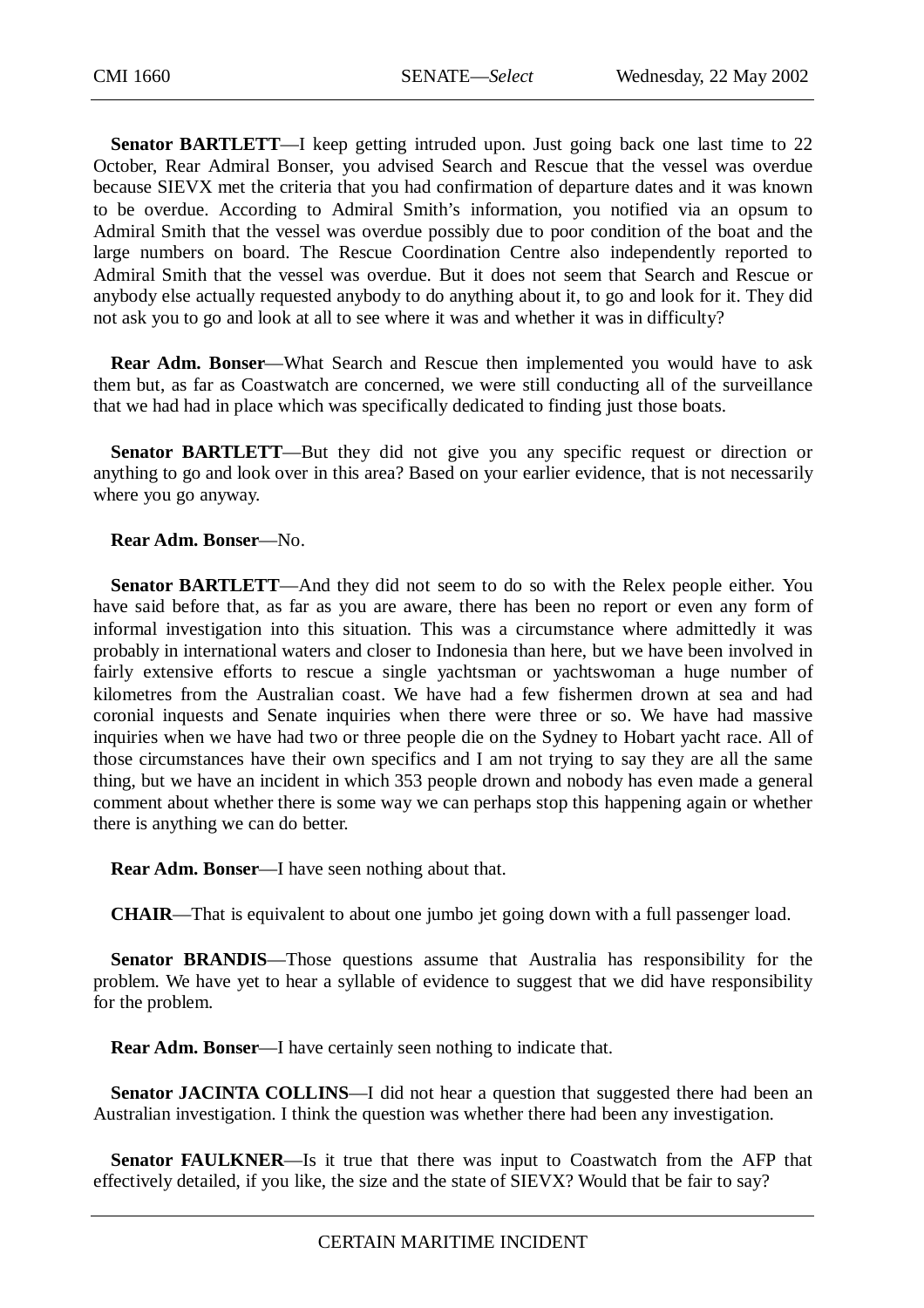**Senator BARTLETT**—I keep getting intruded upon. Just going back one last time to 22 October, Rear Admiral Bonser, you advised Search and Rescue that the vessel was overdue because SIEVX met the criteria that you had confirmation of departure dates and it was known to be overdue. According to Admiral Smith's information, you notified via an opsum to Admiral Smith that the vessel was overdue possibly due to poor condition of the boat and the large numbers on board. The Rescue Coordination Centre also independently reported to Admiral Smith that the vessel was overdue. But it does not seem that Search and Rescue or anybody else actually requested anybody to do anything about it, to go and look for it. They did not ask you to go and look at all to see where it was and whether it was in difficulty?

**Rear Adm. Bonser**—What Search and Rescue then implemented you would have to ask them but, as far as Coastwatch are concerned, we were still conducting all of the surveillance that we had had in place which was specifically dedicated to finding just those boats.

**Senator BARTLETT**—But they did not give you any specific request or direction or anything to go and look over in this area? Based on your earlier evidence, that is not necessarily where you go anyway.

**Rear Adm. Bonser**—No.

**Senator BARTLETT**—And they did not seem to do so with the Relex people either. You have said before that, as far as you are aware, there has been no report or even any form of informal investigation into this situation. This was a circumstance where admittedly it was probably in international waters and closer to Indonesia than here, but we have been involved in fairly extensive efforts to rescue a single yachtsman or yachtswoman a huge number of kilometres from the Australian coast. We have had a few fishermen drown at sea and had coronial inquests and Senate inquiries when there were three or so. We have had massive inquiries when we have had two or three people die on the Sydney to Hobart yacht race. All of those circumstances have their own specifics and I am not trying to say they are all the same thing, but we have an incident in which 353 people drown and nobody has even made a general comment about whether there is some way we can perhaps stop this happening again or whether there is anything we can do better.

**Rear Adm. Bonser**—I have seen nothing about that.

**CHAIR**—That is equivalent to about one jumbo jet going down with a full passenger load.

**Senator BRANDIS**—Those questions assume that Australia has responsibility for the problem. We have yet to hear a syllable of evidence to suggest that we did have responsibility for the problem.

**Rear Adm. Bonser**—I have certainly seen nothing to indicate that.

**Senator JACINTA COLLINS**—I did not hear a question that suggested there had been an Australian investigation. I think the question was whether there had been any investigation.

**Senator FAULKNER**—Is it true that there was input to Coastwatch from the AFP that effectively detailed, if you like, the size and the state of SIEVX? Would that be fair to say?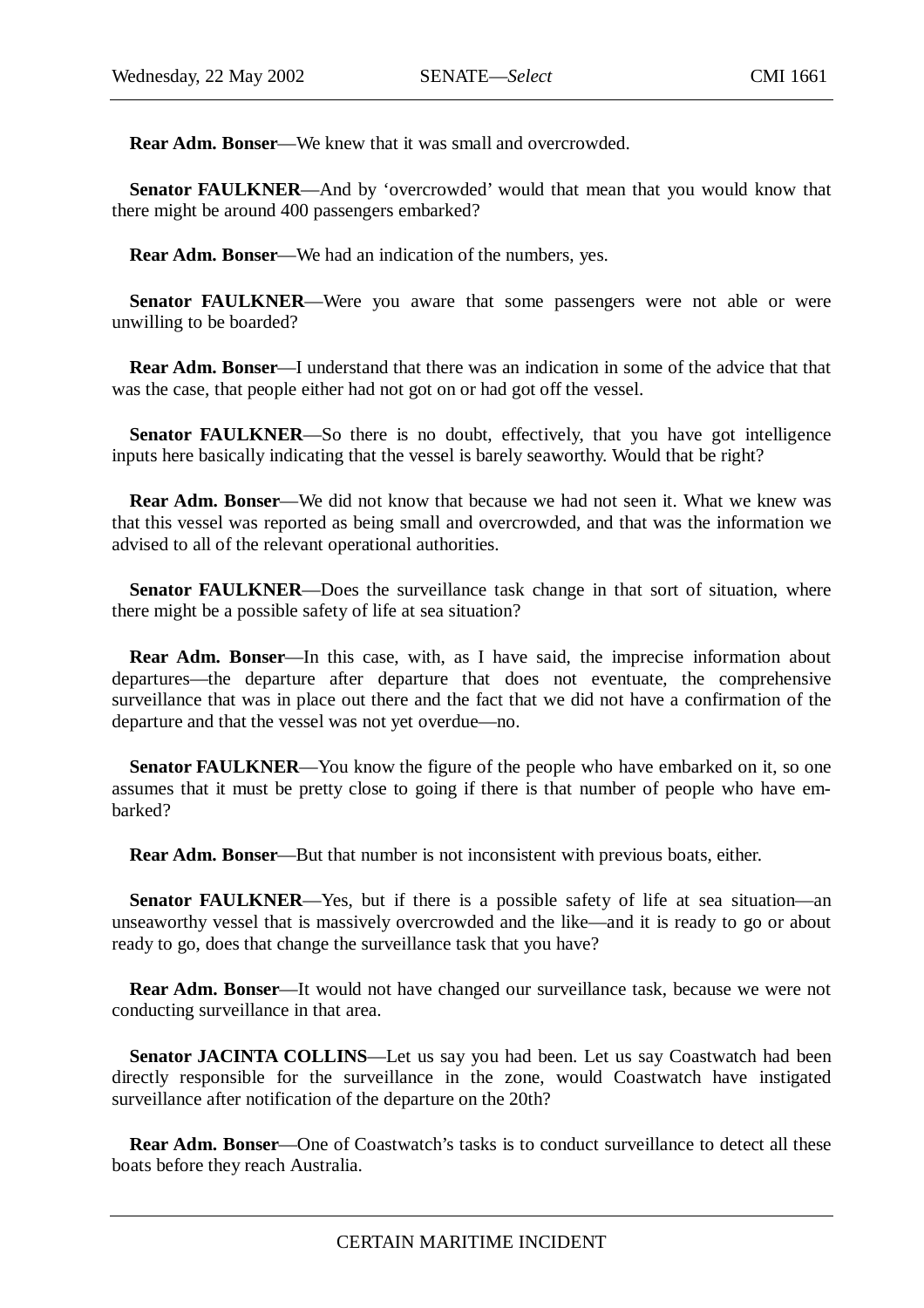**Rear Adm. Bonser**—We knew that it was small and overcrowded.

**Senator FAULKNER**—And by 'overcrowded' would that mean that you would know that there might be around 400 passengers embarked?

**Rear Adm. Bonser**—We had an indication of the numbers, yes.

**Senator FAULKNER**—Were you aware that some passengers were not able or were unwilling to be boarded?

**Rear Adm. Bonser**—I understand that there was an indication in some of the advice that that was the case, that people either had not got on or had got off the vessel.

**Senator FAULKNER**—So there is no doubt, effectively, that you have got intelligence inputs here basically indicating that the vessel is barely seaworthy. Would that be right?

**Rear Adm. Bonser**—We did not know that because we had not seen it. What we knew was that this vessel was reported as being small and overcrowded, and that was the information we advised to all of the relevant operational authorities.

**Senator FAULKNER**—Does the surveillance task change in that sort of situation, where there might be a possible safety of life at sea situation?

**Rear Adm. Bonser**—In this case, with, as I have said, the imprecise information about departures—the departure after departure that does not eventuate, the comprehensive surveillance that was in place out there and the fact that we did not have a confirmation of the departure and that the vessel was not yet overdue—no.

**Senator FAULKNER**—You know the figure of the people who have embarked on it, so one assumes that it must be pretty close to going if there is that number of people who have embarked?

**Rear Adm. Bonser**—But that number is not inconsistent with previous boats, either.

**Senator FAULKNER**—Yes, but if there is a possible safety of life at sea situation—an unseaworthy vessel that is massively overcrowded and the like—and it is ready to go or about ready to go, does that change the surveillance task that you have?

**Rear Adm. Bonser**—It would not have changed our surveillance task, because we were not conducting surveillance in that area.

**Senator JACINTA COLLINS**—Let us say you had been. Let us say Coastwatch had been directly responsible for the surveillance in the zone, would Coastwatch have instigated surveillance after notification of the departure on the 20th?

**Rear Adm. Bonser**—One of Coastwatch's tasks is to conduct surveillance to detect all these boats before they reach Australia.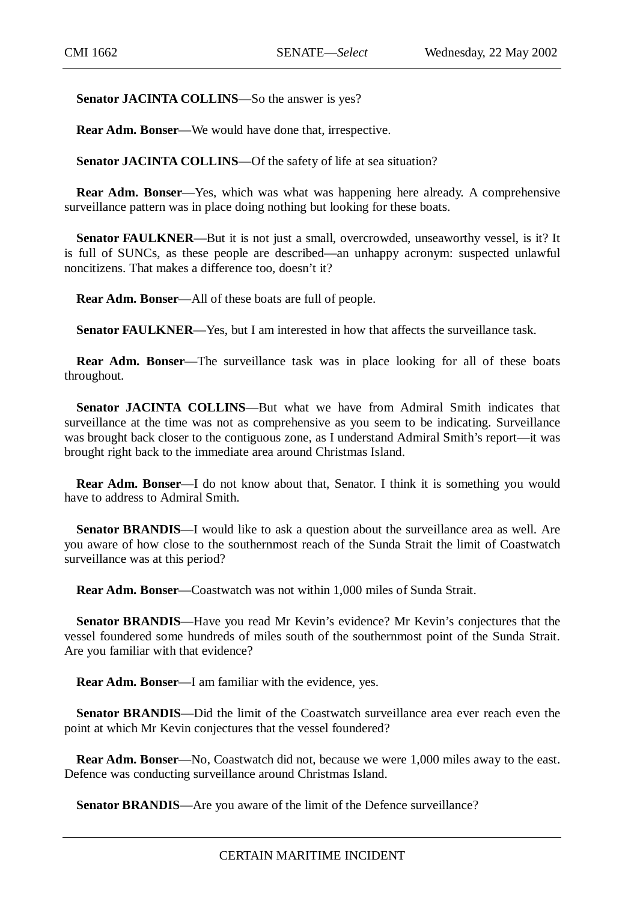**Senator JACINTA COLLINS**—So the answer is yes?

**Rear Adm. Bonser**—We would have done that, irrespective.

**Senator JACINTA COLLINS**—Of the safety of life at sea situation?

**Rear Adm. Bonser**—Yes, which was what was happening here already. A comprehensive surveillance pattern was in place doing nothing but looking for these boats.

**Senator FAULKNER**—But it is not just a small, overcrowded, unseaworthy vessel, is it? It is full of SUNCs, as these people are described—an unhappy acronym: suspected unlawful noncitizens. That makes a difference too, doesn't it?

**Rear Adm. Bonser**—All of these boats are full of people.

**Senator FAULKNER**—Yes, but I am interested in how that affects the surveillance task.

**Rear Adm. Bonser**—The surveillance task was in place looking for all of these boats throughout.

**Senator JACINTA COLLINS**—But what we have from Admiral Smith indicates that surveillance at the time was not as comprehensive as you seem to be indicating. Surveillance was brought back closer to the contiguous zone, as I understand Admiral Smith's report—it was brought right back to the immediate area around Christmas Island.

**Rear Adm. Bonser**—I do not know about that, Senator. I think it is something you would have to address to Admiral Smith.

**Senator BRANDIS**—I would like to ask a question about the surveillance area as well. Are you aware of how close to the southernmost reach of the Sunda Strait the limit of Coastwatch surveillance was at this period?

**Rear Adm. Bonser**—Coastwatch was not within 1,000 miles of Sunda Strait.

**Senator BRANDIS**—Have you read Mr Kevin's evidence? Mr Kevin's conjectures that the vessel foundered some hundreds of miles south of the southernmost point of the Sunda Strait. Are you familiar with that evidence?

**Rear Adm. Bonser**—I am familiar with the evidence, yes.

**Senator BRANDIS**—Did the limit of the Coastwatch surveillance area ever reach even the point at which Mr Kevin conjectures that the vessel foundered?

**Rear Adm. Bonser**—No, Coastwatch did not, because we were 1,000 miles away to the east. Defence was conducting surveillance around Christmas Island.

**Senator BRANDIS**—Are you aware of the limit of the Defence surveillance?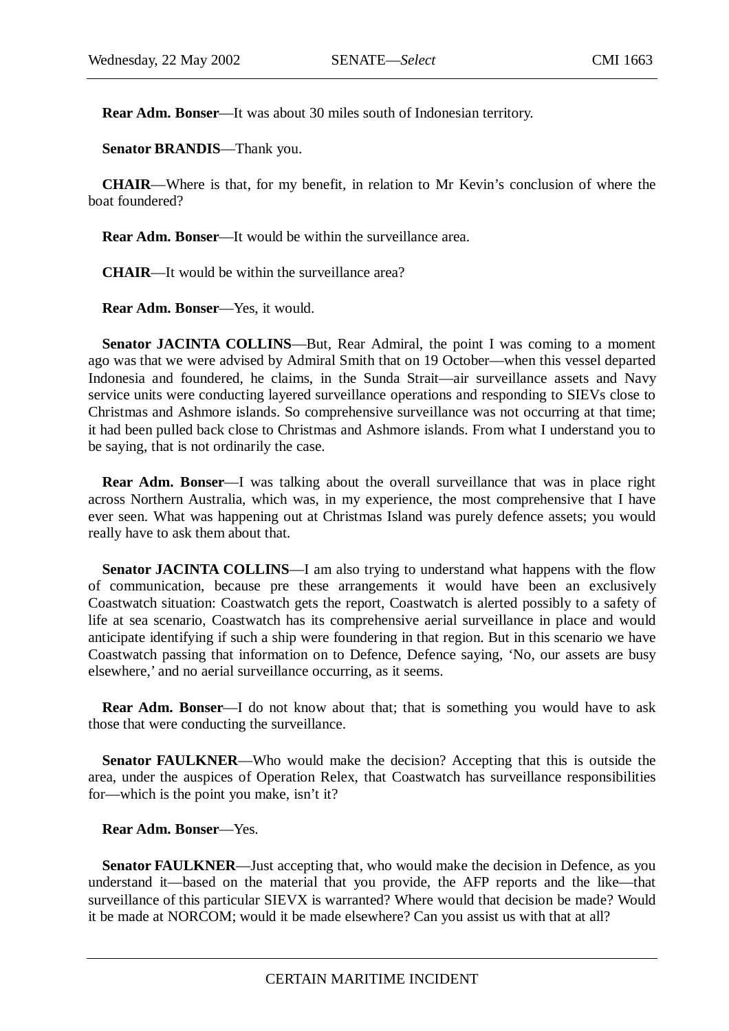**Rear Adm. Bonser**—It was about 30 miles south of Indonesian territory.

**Senator BRANDIS**—Thank you.

**CHAIR**—Where is that, for my benefit, in relation to Mr Kevin's conclusion of where the boat foundered?

**Rear Adm. Bonser**—It would be within the surveillance area.

**CHAIR**—It would be within the surveillance area?

**Rear Adm. Bonser**—Yes, it would.

**Senator JACINTA COLLINS**—But, Rear Admiral, the point I was coming to a moment ago was that we were advised by Admiral Smith that on 19 October—when this vessel departed Indonesia and foundered, he claims, in the Sunda Strait—air surveillance assets and Navy service units were conducting layered surveillance operations and responding to SIEVs close to Christmas and Ashmore islands. So comprehensive surveillance was not occurring at that time; it had been pulled back close to Christmas and Ashmore islands. From what I understand you to be saying, that is not ordinarily the case.

**Rear Adm. Bonser**—I was talking about the overall surveillance that was in place right across Northern Australia, which was, in my experience, the most comprehensive that I have ever seen. What was happening out at Christmas Island was purely defence assets; you would really have to ask them about that.

**Senator JACINTA COLLINS**—I am also trying to understand what happens with the flow of communication, because pre these arrangements it would have been an exclusively Coastwatch situation: Coastwatch gets the report, Coastwatch is alerted possibly to a safety of life at sea scenario, Coastwatch has its comprehensive aerial surveillance in place and would anticipate identifying if such a ship were foundering in that region. But in this scenario we have Coastwatch passing that information on to Defence, Defence saying, 'No, our assets are busy elsewhere,' and no aerial surveillance occurring, as it seems.

**Rear Adm. Bonser**—I do not know about that; that is something you would have to ask those that were conducting the surveillance.

**Senator FAULKNER**—Who would make the decision? Accepting that this is outside the area, under the auspices of Operation Relex, that Coastwatch has surveillance responsibilities for—which is the point you make, isn't it?

**Rear Adm. Bonser**—Yes.

**Senator FAULKNER**—Just accepting that, who would make the decision in Defence, as you understand it—based on the material that you provide, the AFP reports and the like—that surveillance of this particular SIEVX is warranted? Where would that decision be made? Would it be made at NORCOM; would it be made elsewhere? Can you assist us with that at all?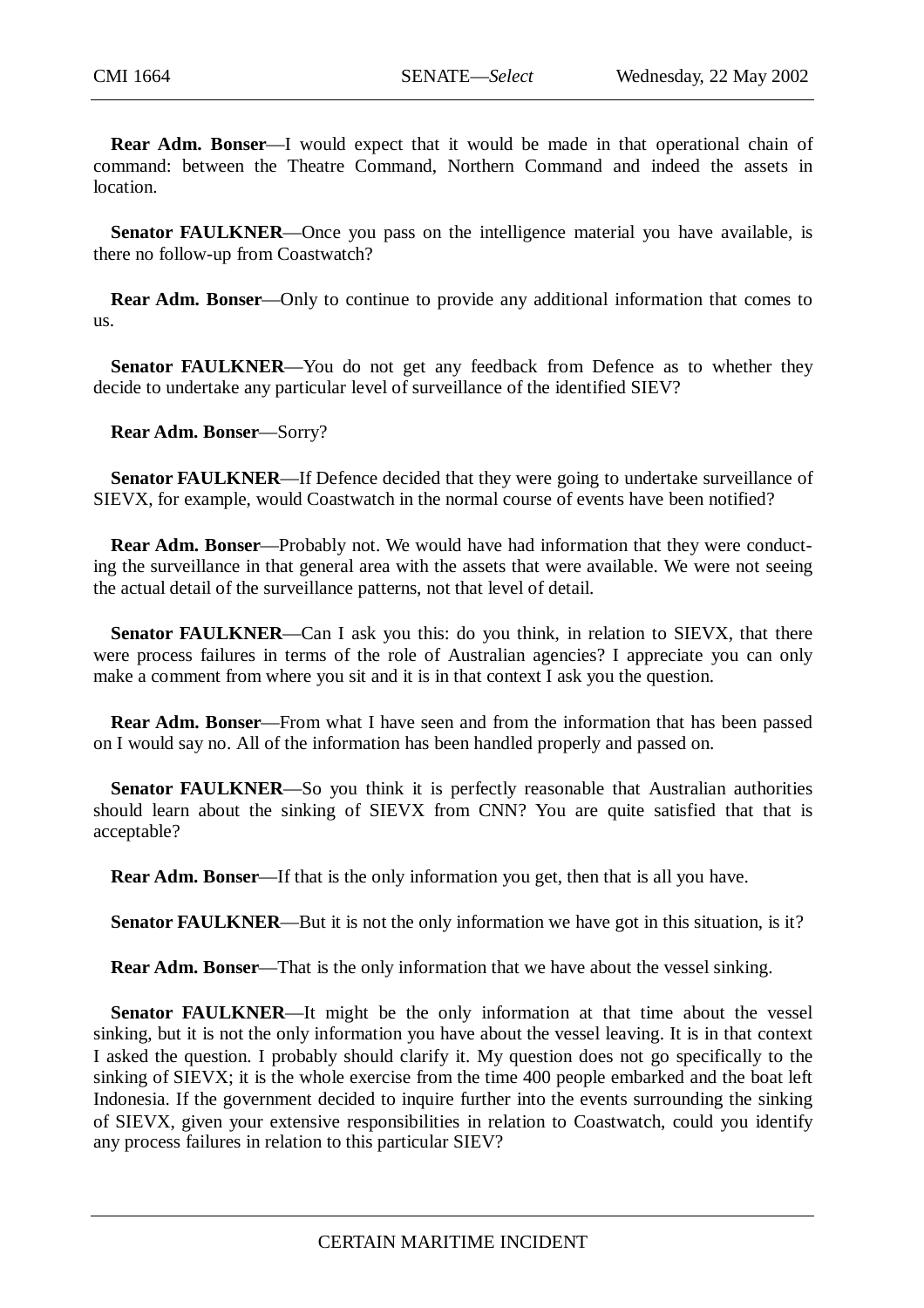**Rear Adm. Bonser**—I would expect that it would be made in that operational chain of command: between the Theatre Command, Northern Command and indeed the assets in location.

**Senator FAULKNER**—Once you pass on the intelligence material you have available, is there no follow-up from Coastwatch?

**Rear Adm. Bonser**—Only to continue to provide any additional information that comes to us.

**Senator FAULKNER**—You do not get any feedback from Defence as to whether they decide to undertake any particular level of surveillance of the identified SIEV?

**Rear Adm. Bonser**—Sorry?

**Senator FAULKNER**—If Defence decided that they were going to undertake surveillance of SIEVX, for example, would Coastwatch in the normal course of events have been notified?

**Rear Adm. Bonser**—Probably not. We would have had information that they were conducting the surveillance in that general area with the assets that were available. We were not seeing the actual detail of the surveillance patterns, not that level of detail.

**Senator FAULKNER**—Can I ask you this: do you think, in relation to SIEVX, that there were process failures in terms of the role of Australian agencies? I appreciate you can only make a comment from where you sit and it is in that context I ask you the question.

**Rear Adm. Bonser**—From what I have seen and from the information that has been passed on I would say no. All of the information has been handled properly and passed on.

**Senator FAULKNER**—So you think it is perfectly reasonable that Australian authorities should learn about the sinking of SIEVX from CNN? You are quite satisfied that that is acceptable?

**Rear Adm. Bonser**—If that is the only information you get, then that is all you have.

**Senator FAULKNER**—But it is not the only information we have got in this situation, is it?

**Rear Adm. Bonser**—That is the only information that we have about the vessel sinking.

**Senator FAULKNER**—It might be the only information at that time about the vessel sinking, but it is not the only information you have about the vessel leaving. It is in that context I asked the question. I probably should clarify it. My question does not go specifically to the sinking of SIEVX; it is the whole exercise from the time 400 people embarked and the boat left Indonesia. If the government decided to inquire further into the events surrounding the sinking of SIEVX, given your extensive responsibilities in relation to Coastwatch, could you identify any process failures in relation to this particular SIEV?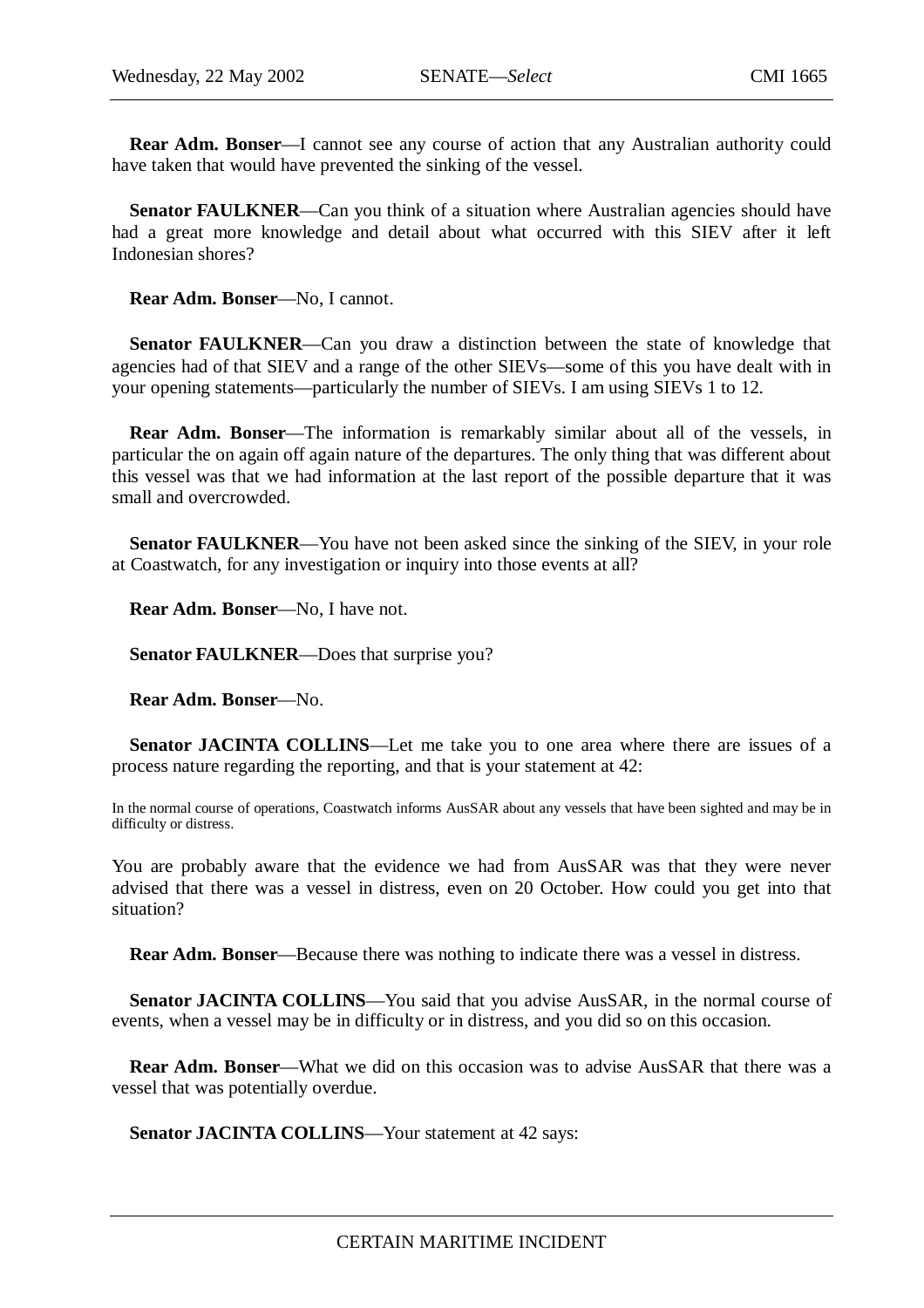**Rear Adm. Bonser**—I cannot see any course of action that any Australian authority could have taken that would have prevented the sinking of the vessel.

**Senator FAULKNER**—Can you think of a situation where Australian agencies should have had a great more knowledge and detail about what occurred with this SIEV after it left Indonesian shores?

**Rear Adm. Bonser**—No, I cannot.

**Senator FAULKNER**—Can you draw a distinction between the state of knowledge that agencies had of that SIEV and a range of the other SIEVs—some of this you have dealt with in your opening statements—particularly the number of SIEVs. I am using SIEVs 1 to 12.

**Rear Adm. Bonser**—The information is remarkably similar about all of the vessels, in particular the on again off again nature of the departures. The only thing that was different about this vessel was that we had information at the last report of the possible departure that it was small and overcrowded.

**Senator FAULKNER**—You have not been asked since the sinking of the SIEV, in your role at Coastwatch, for any investigation or inquiry into those events at all?

**Rear Adm. Bonser**—No, I have not.

**Senator FAULKNER**—Does that surprise you?

**Rear Adm. Bonser**—No.

**Senator JACINTA COLLINS**—Let me take you to one area where there are issues of a process nature regarding the reporting, and that is your statement at 42:

> In the normal course of operations, Coastwatch informs AusSAR about any vessels that have been sighted and may be in difficulty or distress.

You are probably aware that the evidence we had from AusSAR was that they were never advised that there was a vessel in distress, even on 20 October. How could you get into that situation?

**Rear Adm. Bonser**—Because there was nothing to indicate there was a vessel in distress.

**Senator JACINTA COLLINS**—You said that you advise AusSAR, in the normal course of events, when a vessel may be in difficulty or in distress, and you did so on this occasion.

**Rear Adm. Bonser**—What we did on this occasion was to advise AusSAR that there was a vessel that was potentially overdue.

**Senator JACINTA COLLINS**—Your statement at 42 says: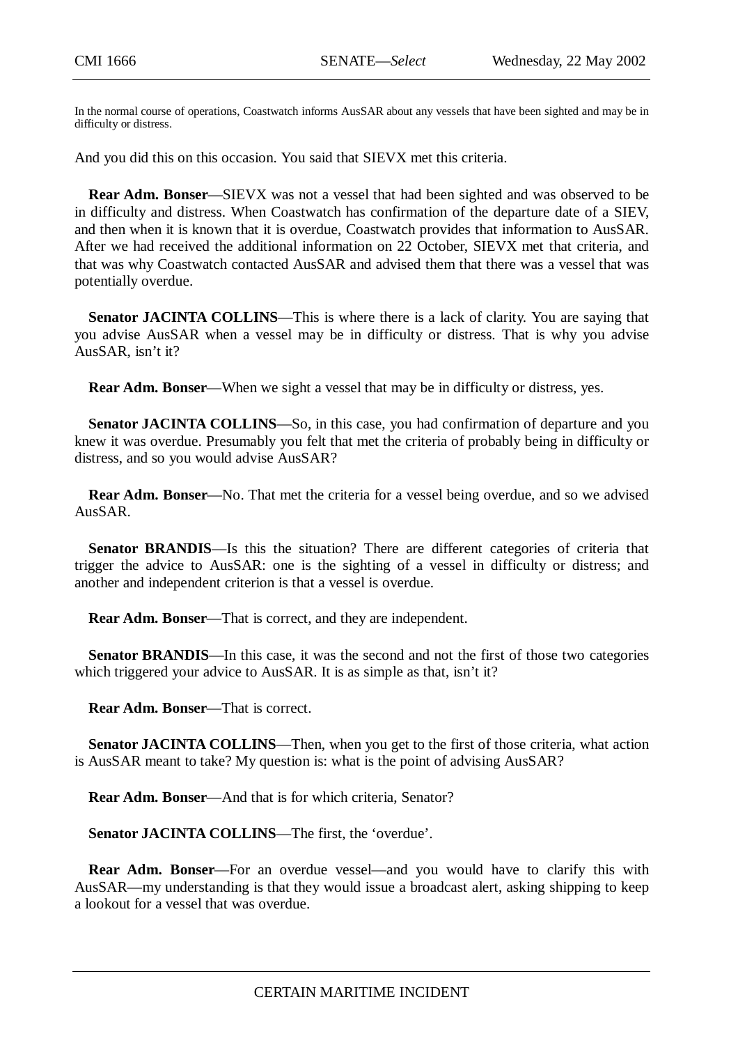In the normal course of operations, Coastwatch informs AusSAR about any vessels that have been sighted and may be in difficulty or distress.

And you did this on this occasion. You said that SIEVX met this criteria.

**Rear Adm. Bonser**—SIEVX was not a vessel that had been sighted and was observed to be in difficulty and distress. When Coastwatch has confirmation of the departure date of a SIEV, and then when it is known that it is overdue, Coastwatch provides that information to AusSAR. After we had received the additional information on 22 October, SIEVX met that criteria, and that was why Coastwatch contacted AusSAR and advised them that there was a vessel that was potentially overdue.

**Senator JACINTA COLLINS**—This is where there is a lack of clarity. You are saying that you advise AusSAR when a vessel may be in difficulty or distress. That is why you advise AusSAR, isn't it?

**Rear Adm. Bonser**—When we sight a vessel that may be in difficulty or distress, yes.

**Senator JACINTA COLLINS**—So, in this case, you had confirmation of departure and you knew it was overdue. Presumably you felt that met the criteria of probably being in difficulty or distress, and so you would advise AusSAR?

**Rear Adm. Bonser**—No. That met the criteria for a vessel being overdue, and so we advised AusSAR.

**Senator BRANDIS**—Is this the situation? There are different categories of criteria that trigger the advice to AusSAR: one is the sighting of a vessel in difficulty or distress; and another and independent criterion is that a vessel is overdue.

**Rear Adm. Bonser**—That is correct, and they are independent.

**Senator BRANDIS**—In this case, it was the second and not the first of those two categories which triggered your advice to AusSAR. It is as simple as that, isn't it?

**Rear Adm. Bonser**—That is correct.

**Senator JACINTA COLLINS**—Then, when you get to the first of those criteria, what action is AusSAR meant to take? My question is: what is the point of advising AusSAR?

**Rear Adm. Bonser**—And that is for which criteria, Senator?

**Senator JACINTA COLLINS**—The first, the 'overdue'.

**Rear Adm. Bonser**—For an overdue vessel—and you would have to clarify this with AusSAR—my understanding is that they would issue a broadcast alert, asking shipping to keep a lookout for a vessel that was overdue.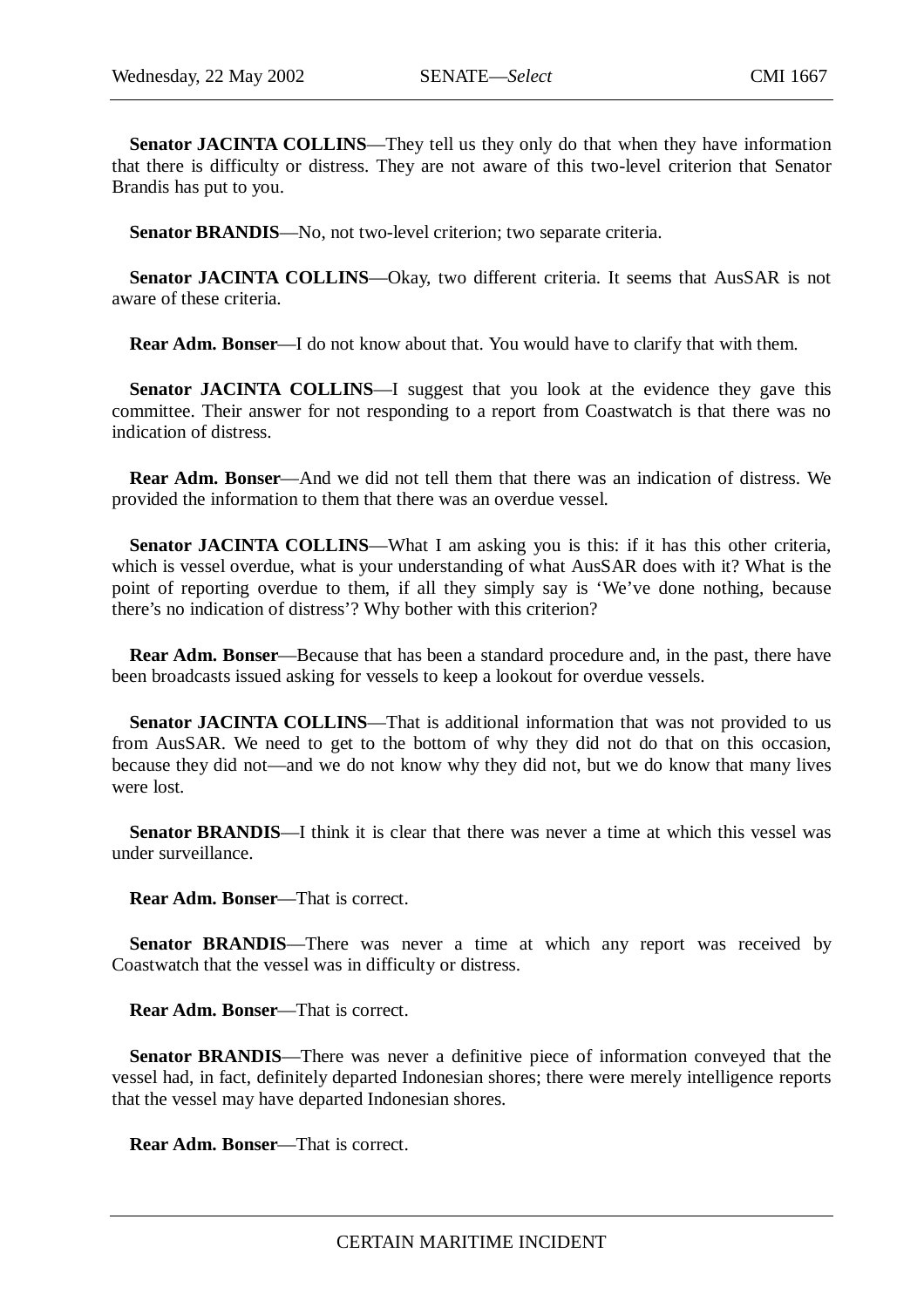**Senator JACINTA COLLINS**—They tell us they only do that when they have information that there is difficulty or distress. They are not aware of this two-level criterion that Senator Brandis has put to you.

**Senator BRANDIS**—No, not two-level criterion; two separate criteria.

**Senator JACINTA COLLINS**—Okay, two different criteria. It seems that AusSAR is not aware of these criteria.

**Rear Adm. Bonser**—I do not know about that. You would have to clarify that with them.

**Senator JACINTA COLLINS**—I suggest that you look at the evidence they gave this committee. Their answer for not responding to a report from Coastwatch is that there was no indication of distress.

**Rear Adm. Bonser**—And we did not tell them that there was an indication of distress. We provided the information to them that there was an overdue vessel.

**Senator JACINTA COLLINS**—What I am asking you is this: if it has this other criteria, which is vessel overdue, what is your understanding of what AusSAR does with it? What is the point of reporting overdue to them, if all they simply say is 'We've done nothing, because there's no indication of distress'? Why bother with this criterion?

**Rear Adm. Bonser**—Because that has been a standard procedure and, in the past, there have been broadcasts issued asking for vessels to keep a lookout for overdue vessels.

**Senator JACINTA COLLINS**—That is additional information that was not provided to us from AusSAR. We need to get to the bottom of why they did not do that on this occasion, because they did not—and we do not know why they did not, but we do know that many lives were lost.

**Senator BRANDIS**—I think it is clear that there was never a time at which this vessel was under surveillance.

**Rear Adm. Bonser**—That is correct.

**Senator BRANDIS**—There was never a time at which any report was received by Coastwatch that the vessel was in difficulty or distress.

**Rear Adm. Bonser**—That is correct.

**Senator BRANDIS**—There was never a definitive piece of information conveyed that the vessel had, in fact, definitely departed Indonesian shores; there were merely intelligence reports that the vessel may have departed Indonesian shores.

**Rear Adm. Bonser**—That is correct.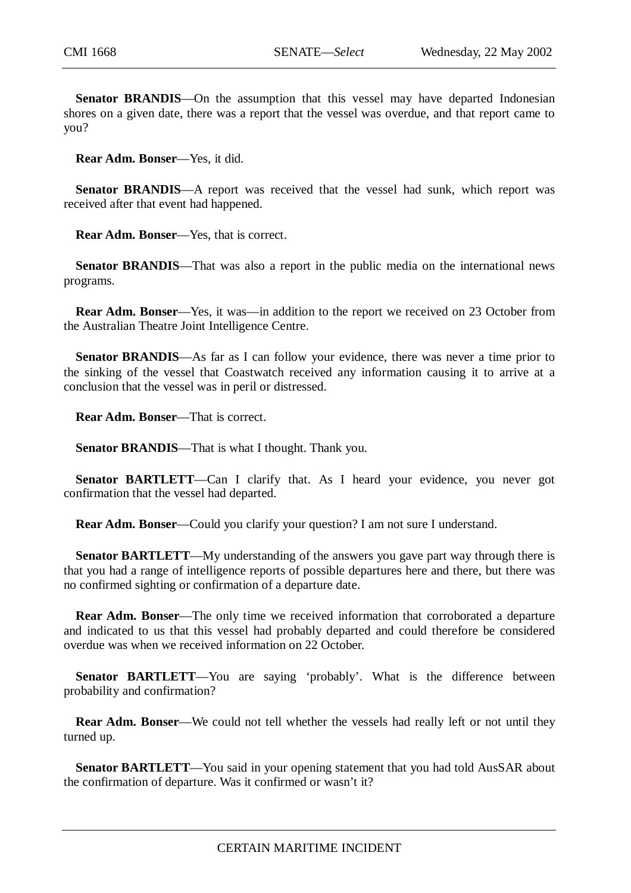**Senator BRANDIS**—On the assumption that this vessel may have departed Indonesian shores on a given date, there was a report that the vessel was overdue, and that report came to you?

**Rear Adm. Bonser**—Yes, it did.

**Senator BRANDIS**—A report was received that the vessel had sunk, which report was received after that event had happened.

**Rear Adm. Bonser**—Yes, that is correct.

**Senator BRANDIS**—That was also a report in the public media on the international news programs.

**Rear Adm. Bonser**—Yes, it was—in addition to the report we received on 23 October from the Australian Theatre Joint Intelligence Centre.

**Senator BRANDIS**—As far as I can follow your evidence, there was never a time prior to the sinking of the vessel that Coastwatch received any information causing it to arrive at a conclusion that the vessel was in peril or distressed.

**Rear Adm. Bonser**—That is correct.

**Senator BRANDIS**—That is what I thought. Thank you.

**Senator BARTLETT**—Can I clarify that. As I heard your evidence, you never got confirmation that the vessel had departed.

**Rear Adm. Bonser**—Could you clarify your question? I am not sure I understand.

**Senator BARTLETT**—My understanding of the answers you gave part way through there is that you had a range of intelligence reports of possible departures here and there, but there was no confirmed sighting or confirmation of a departure date.

**Rear Adm. Bonser**—The only time we received information that corroborated a departure and indicated to us that this vessel had probably departed and could therefore be considered overdue was when we received information on 22 October.

**Senator BARTLETT**—You are saying 'probably'. What is the difference between probability and confirmation?

**Rear Adm. Bonser**—We could not tell whether the vessels had really left or not until they turned up.

**Senator BARTLETT**—You said in your opening statement that you had told AusSAR about the confirmation of departure. Was it confirmed or wasn't it?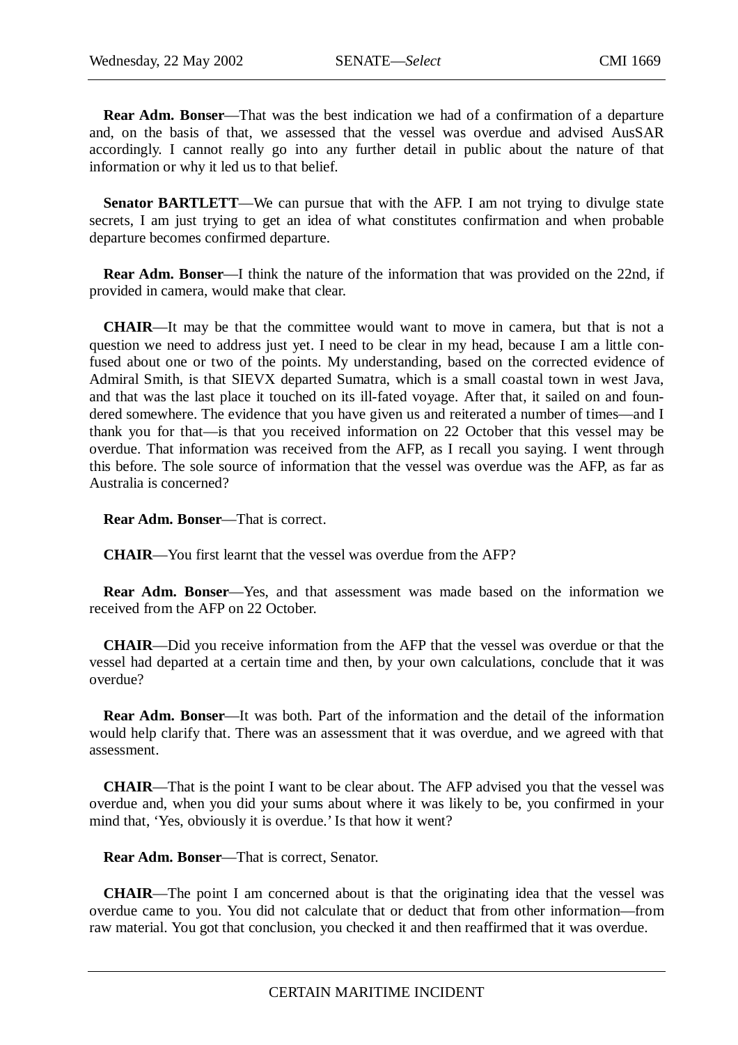**Rear Adm. Bonser**—That was the best indication we had of a confirmation of a departure and, on the basis of that, we assessed that the vessel was overdue and advised AusSAR accordingly. I cannot really go into any further detail in public about the nature of that information or why it led us to that belief.

**Senator BARTLETT**—We can pursue that with the AFP. I am not trying to divulge state secrets, I am just trying to get an idea of what constitutes confirmation and when probable departure becomes confirmed departure.

**Rear Adm. Bonser**—I think the nature of the information that was provided on the 22nd, if provided in camera, would make that clear.

**CHAIR**—It may be that the committee would want to move in camera, but that is not a question we need to address just yet. I need to be clear in my head, because I am a little confused about one or two of the points. My understanding, based on the corrected evidence of Admiral Smith, is that SIEVX departed Sumatra, which is a small coastal town in west Java, and that was the last place it touched on its ill-fated voyage. After that, it sailed on and foundered somewhere. The evidence that you have given us and reiterated a number of times—and I thank you for that—is that you received information on 22 October that this vessel may be overdue. That information was received from the AFP, as I recall you saying. I went through this before. The sole source of information that the vessel was overdue was the AFP, as far as Australia is concerned?

**Rear Adm. Bonser**—That is correct.

**CHAIR**—You first learnt that the vessel was overdue from the AFP?

**Rear Adm. Bonser**—Yes, and that assessment was made based on the information we received from the AFP on 22 October.

**CHAIR**—Did you receive information from the AFP that the vessel was overdue or that the vessel had departed at a certain time and then, by your own calculations, conclude that it was overdue?

**Rear Adm. Bonser**—It was both. Part of the information and the detail of the information would help clarify that. There was an assessment that it was overdue, and we agreed with that assessment.

**CHAIR**—That is the point I want to be clear about. The AFP advised you that the vessel was overdue and, when you did your sums about where it was likely to be, you confirmed in your mind that, 'Yes, obviously it is overdue.' Is that how it went?

**Rear Adm. Bonser**—That is correct, Senator.

**CHAIR**—The point I am concerned about is that the originating idea that the vessel was overdue came to you. You did not calculate that or deduct that from other information—from raw material. You got that conclusion, you checked it and then reaffirmed that it was overdue.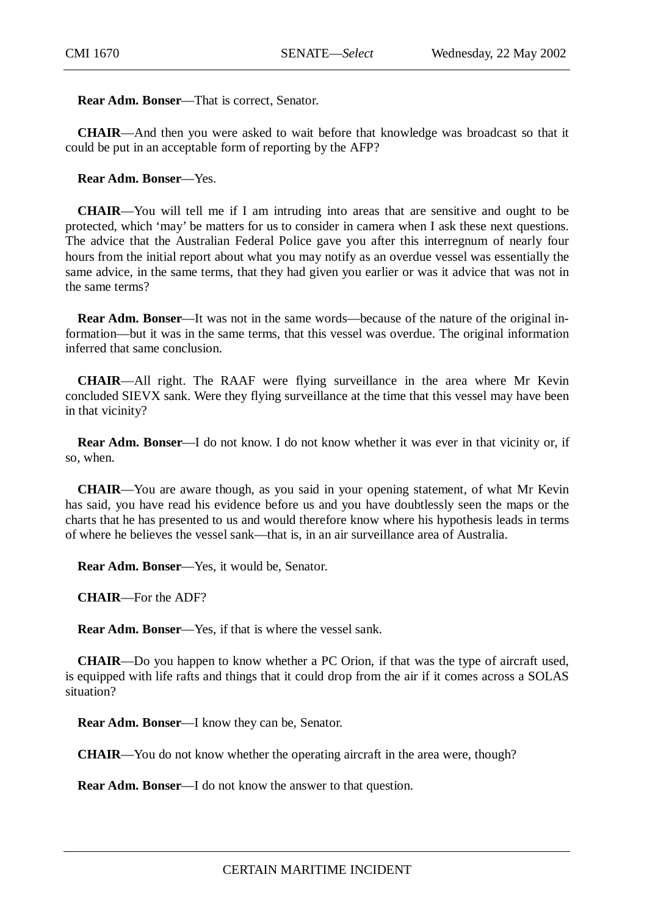**Rear Adm. Bonser**—That is correct, Senator.

**CHAIR**—And then you were asked to wait before that knowledge was broadcast so that it could be put in an acceptable form of reporting by the AFP?

**Rear Adm. Bonser**—Yes.

**CHAIR**—You will tell me if I am intruding into areas that are sensitive and ought to be protected, which 'may' be matters for us to consider in camera when I ask these next questions. The advice that the Australian Federal Police gave you after this interregnum of nearly four hours from the initial report about what you may notify as an overdue vessel was essentially the same advice, in the same terms, that they had given you earlier or was it advice that was not in the same terms?

**Rear Adm. Bonser**—It was not in the same words—because of the nature of the original information—but it was in the same terms, that this vessel was overdue. The original information inferred that same conclusion.

**CHAIR**—All right. The RAAF were flying surveillance in the area where Mr Kevin concluded SIEVX sank. Were they flying surveillance at the time that this vessel may have been in that vicinity?

**Rear Adm. Bonser**—I do not know. I do not know whether it was ever in that vicinity or, if so, when.

**CHAIR**—You are aware though, as you said in your opening statement, of what Mr Kevin has said, you have read his evidence before us and you have doubtlessly seen the maps or the charts that he has presented to us and would therefore know where his hypothesis leads in terms of where he believes the vessel sank—that is, in an air surveillance area of Australia.

**Rear Adm. Bonser**—Yes, it would be, Senator.

**CHAIR**—For the ADF?

**Rear Adm. Bonser**—Yes, if that is where the vessel sank.

**CHAIR**—Do you happen to know whether a PC Orion, if that was the type of aircraft used, is equipped with life rafts and things that it could drop from the air if it comes across a SOLAS situation?

**Rear Adm. Bonser**—I know they can be, Senator.

**CHAIR**—You do not know whether the operating aircraft in the area were, though?

**Rear Adm. Bonser**—I do not know the answer to that question.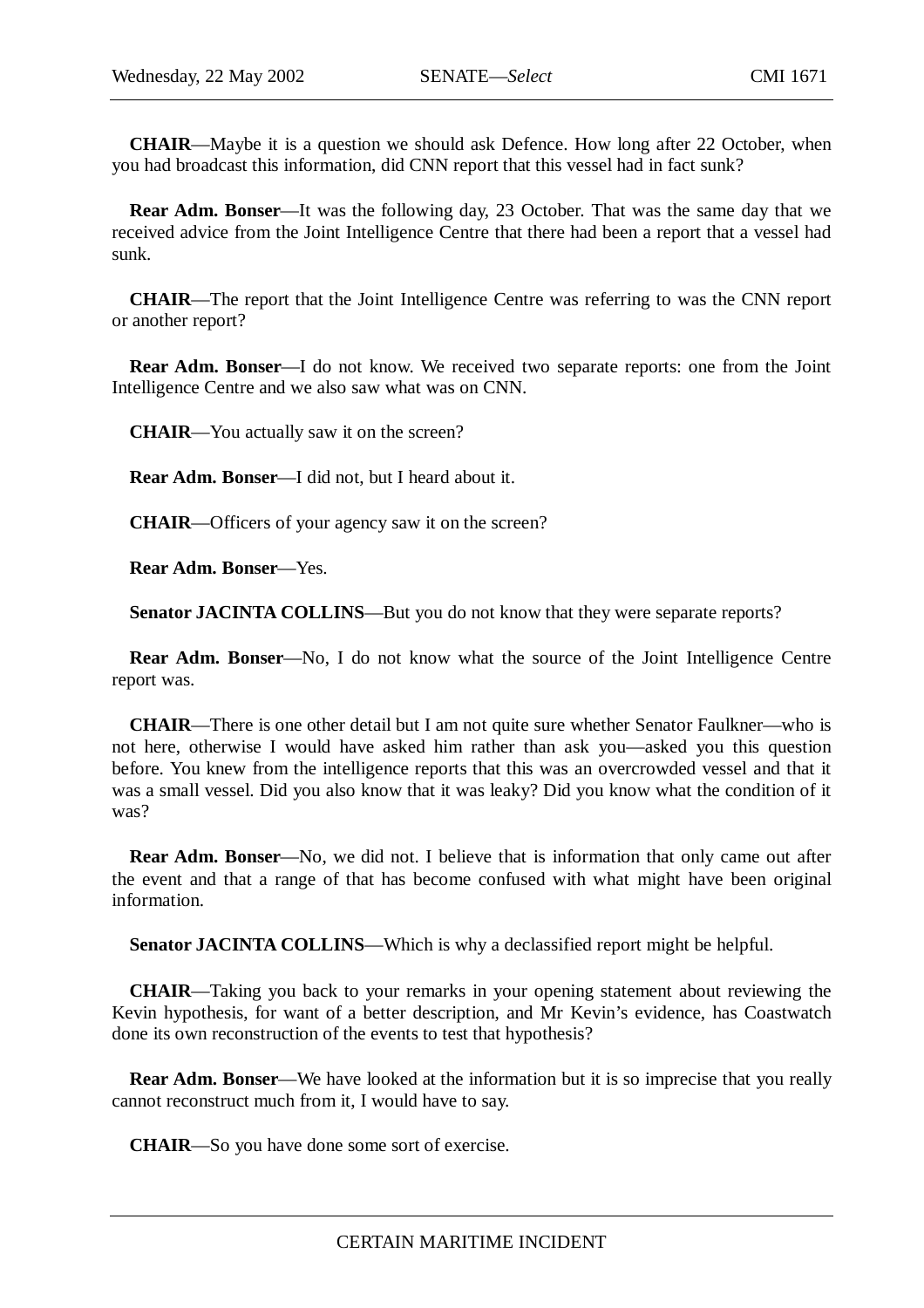**CHAIR**—Maybe it is a question we should ask Defence. How long after 22 October, when you had broadcast this information, did CNN report that this vessel had in fact sunk?

**Rear Adm. Bonser**—It was the following day, 23 October. That was the same day that we received advice from the Joint Intelligence Centre that there had been a report that a vessel had sunk.

**CHAIR**—The report that the Joint Intelligence Centre was referring to was the CNN report or another report?

**Rear Adm. Bonser**—I do not know. We received two separate reports: one from the Joint Intelligence Centre and we also saw what was on CNN.

**CHAIR**—You actually saw it on the screen?

**Rear Adm. Bonser**—I did not, but I heard about it.

**CHAIR**—Officers of your agency saw it on the screen?

**Rear Adm. Bonser**—Yes.

**Senator JACINTA COLLINS**—But you do not know that they were separate reports?

**Rear Adm. Bonser**—No, I do not know what the source of the Joint Intelligence Centre report was.

**CHAIR**—There is one other detail but I am not quite sure whether Senator Faulkner—who is not here, otherwise I would have asked him rather than ask you—asked you this question before. You knew from the intelligence reports that this was an overcrowded vessel and that it was a small vessel. Did you also know that it was leaky? Did you know what the condition of it was?

**Rear Adm. Bonser**—No, we did not. I believe that is information that only came out after the event and that a range of that has become confused with what might have been original information.

**Senator JACINTA COLLINS**—Which is why a declassified report might be helpful.

**CHAIR**—Taking you back to your remarks in your opening statement about reviewing the Kevin hypothesis, for want of a better description, and Mr Kevin's evidence, has Coastwatch done its own reconstruction of the events to test that hypothesis?

**Rear Adm. Bonser**—We have looked at the information but it is so imprecise that you really cannot reconstruct much from it, I would have to say.

**CHAIR**—So you have done some sort of exercise.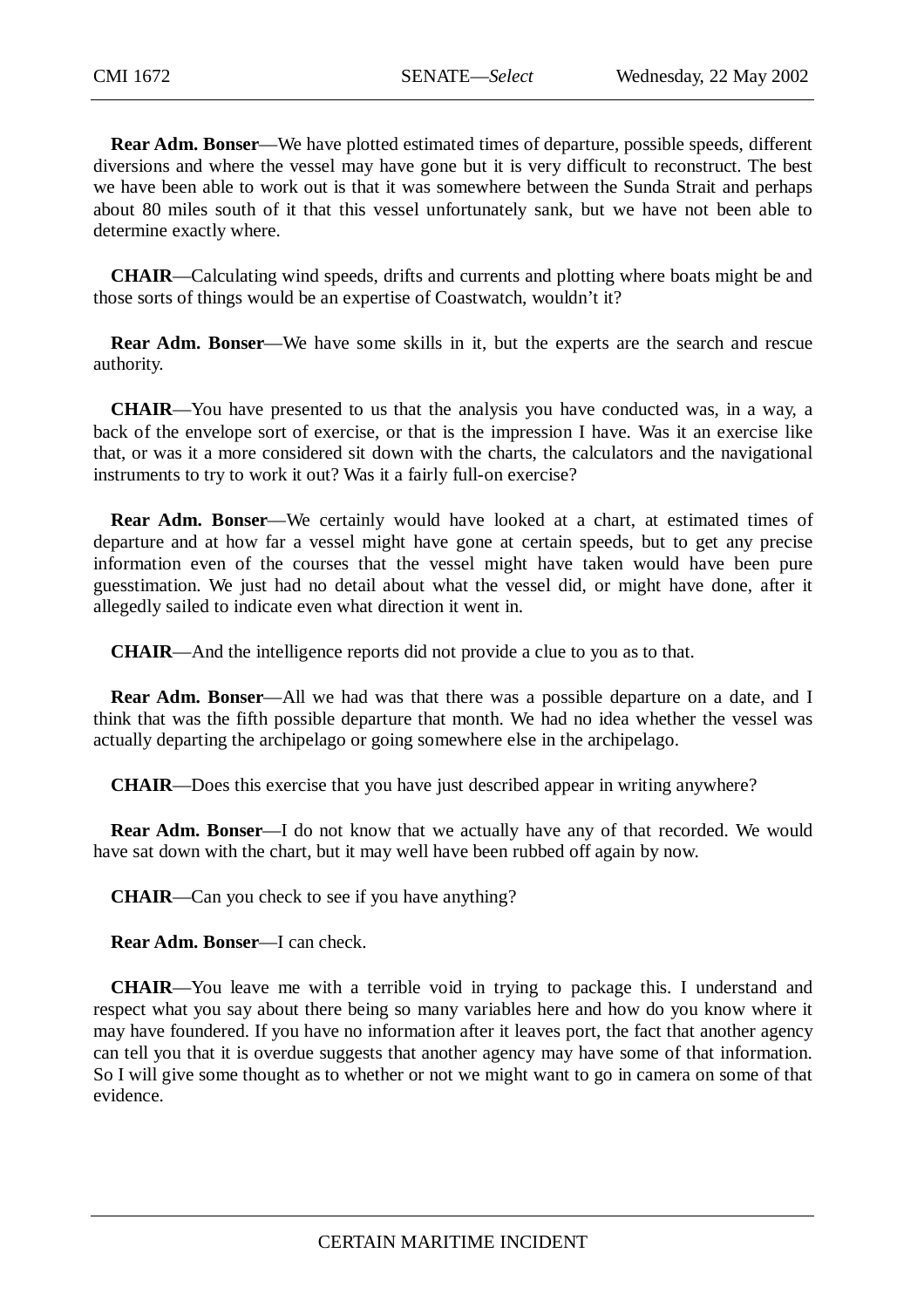**Rear Adm. Bonser**—We have plotted estimated times of departure, possible speeds, different diversions and where the vessel may have gone but it is very difficult to reconstruct. The best we have been able to work out is that it was somewhere between the Sunda Strait and perhaps about 80 miles south of it that this vessel unfortunately sank, but we have not been able to determine exactly where.

**CHAIR**—Calculating wind speeds, drifts and currents and plotting where boats might be and those sorts of things would be an expertise of Coastwatch, wouldn't it?

**Rear Adm. Bonser**—We have some skills in it, but the experts are the search and rescue authority.

**CHAIR**—You have presented to us that the analysis you have conducted was, in a way, a back of the envelope sort of exercise, or that is the impression I have. Was it an exercise like that, or was it a more considered sit down with the charts, the calculators and the navigational instruments to try to work it out? Was it a fairly full-on exercise?

**Rear Adm. Bonser**—We certainly would have looked at a chart, at estimated times of departure and at how far a vessel might have gone at certain speeds, but to get any precise information even of the courses that the vessel might have taken would have been pure guesstimation. We just had no detail about what the vessel did, or might have done, after it allegedly sailed to indicate even what direction it went in.

**CHAIR**—And the intelligence reports did not provide a clue to you as to that.

**Rear Adm. Bonser**—All we had was that there was a possible departure on a date, and I think that was the fifth possible departure that month. We had no idea whether the vessel was actually departing the archipelago or going somewhere else in the archipelago.

**CHAIR**—Does this exercise that you have just described appear in writing anywhere?

**Rear Adm. Bonser**—I do not know that we actually have any of that recorded. We would have sat down with the chart, but it may well have been rubbed off again by now.

**CHAIR**—Can you check to see if you have anything?

**Rear Adm. Bonser**—I can check.

**CHAIR**—You leave me with a terrible void in trying to package this. I understand and respect what you say about there being so many variables here and how do you know where it may have foundered. If you have no information after it leaves port, the fact that another agency can tell you that it is overdue suggests that another agency may have some of that information. So I will give some thought as to whether or not we might want to go in camera on some of that evidence.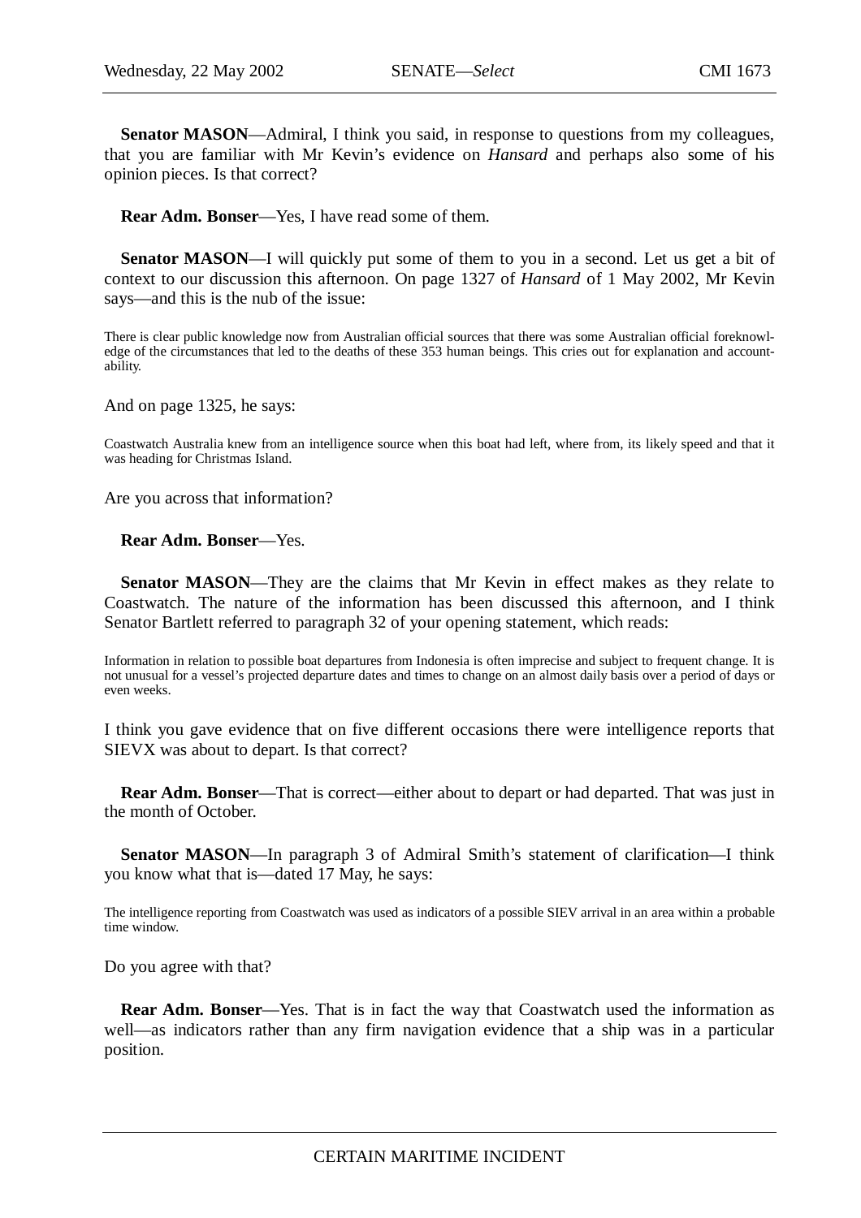**Senator MASON**—Admiral, I think you said, in response to questions from my colleagues, that you are familiar with Mr Kevin's evidence on *Hansard* and perhaps also some of his opinion pieces. Is that correct?

**Rear Adm. Bonser**—Yes, I have read some of them.

**Senator MASON**—I will quickly put some of them to you in a second. Let us get a bit of context to our discussion this afternoon. On page 1327 of *Hansard* of 1 May 2002, Mr Kevin says—and this is the nub of the issue:

> There is clear public knowledge now from Australian official sources that there was some Australian official foreknowledge of the circumstances that led to the deaths of these 353 human beings. This cries out for explanation and accountability.

And on page 1325, he says:

> Coastwatch Australia knew from an intelligence source when this boat had left, where from, its likely speed and that it was heading for Christmas Island.

Are you across that information?

**Rear Adm. Bonser**—Yes.

**Senator MASON**—They are the claims that Mr Kevin in effect makes as they relate to Coastwatch. The nature of the information has been discussed this afternoon, and I think Senator Bartlett referred to paragraph 32 of your opening statement, which reads:

> Information in relation to possible boat departures from Indonesia is often imprecise and subject to frequent change. It is not unusual for a vessel's projected departure dates and times to change on an almost daily basis over a period of days or even weeks.

I think you gave evidence that on five different occasions there were intelligence reports that SIEVX was about to depart. Is that correct?

**Rear Adm. Bonser**—That is correct—either about to depart or had departed. That was just in the month of October.

**Senator MASON**—In paragraph 3 of Admiral Smith's statement of clarification—I think you know what that is—dated 17 May, he says:

> The intelligence reporting from Coastwatch was used as indicators of a possible SIEV arrival in an area within a probable time window.

Do you agree with that?

**Rear Adm. Bonser**—Yes. That is in fact the way that Coastwatch used the information as well—as indicators rather than any firm navigation evidence that a ship was in a particular position.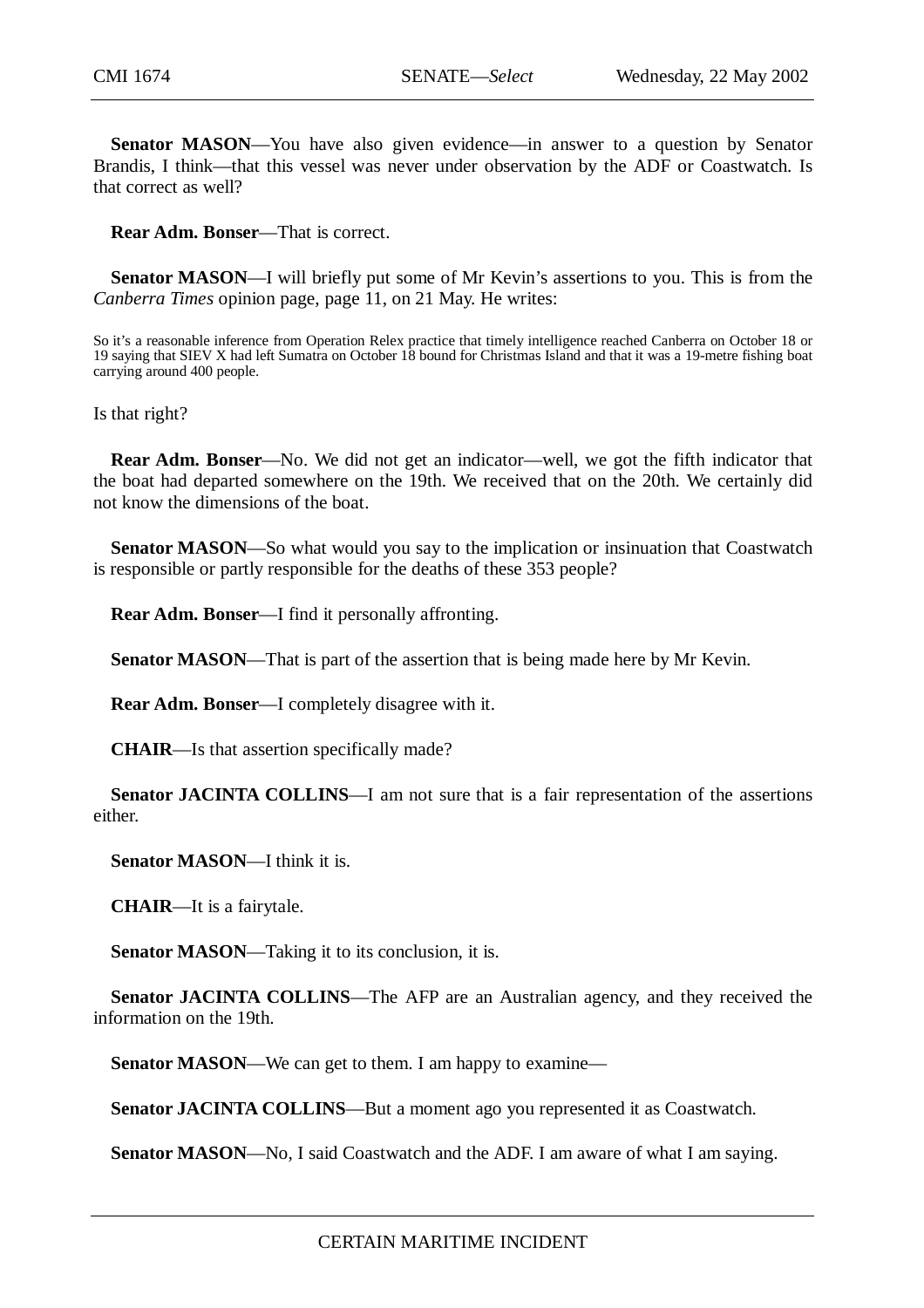**Senator MASON**—You have also given evidence—in answer to a question by Senator Brandis, I think—that this vessel was never under observation by the ADF or Coastwatch. Is that correct as well?

**Rear Adm. Bonser**—That is correct.

**Senator MASON**—I will briefly put some of Mr Kevin's assertions to you. This is from the *Canberra Times* opinion page, page 11, on 21 May. He writes:

> So it's a reasonable inference from Operation Relex practice that timely intelligence reached Canberra on October 18 or 19 saying that SIEV X had left Sumatra on October 18 bound for Christmas Island and that it was a 19-metre fishing boat carrying around 400 people.

Is that right?

**Rear Adm. Bonser**—No. We did not get an indicator—well, we got the fifth indicator that the boat had departed somewhere on the 19th. We received that on the 20th. We certainly did not know the dimensions of the boat.

**Senator MASON**—So what would you say to the implication or insinuation that Coastwatch is responsible or partly responsible for the deaths of these 353 people?

**Rear Adm. Bonser**—I find it personally affronting.

**Senator MASON**—That is part of the assertion that is being made here by Mr Kevin.

**Rear Adm. Bonser**—I completely disagree with it.

**CHAIR**—Is that assertion specifically made?

**Senator JACINTA COLLINS**—I am not sure that is a fair representation of the assertions either.

**Senator MASON**—I think it is.

**CHAIR**—It is a fairytale.

**Senator MASON**—Taking it to its conclusion, it is.

**Senator JACINTA COLLINS**—The AFP are an Australian agency, and they received the information on the 19th.

**Senator MASON**—We can get to them. I am happy to examine—

**Senator JACINTA COLLINS**—But a moment ago you represented it as Coastwatch.

**Senator MASON**—No, I said Coastwatch and the ADF. I am aware of what I am saying.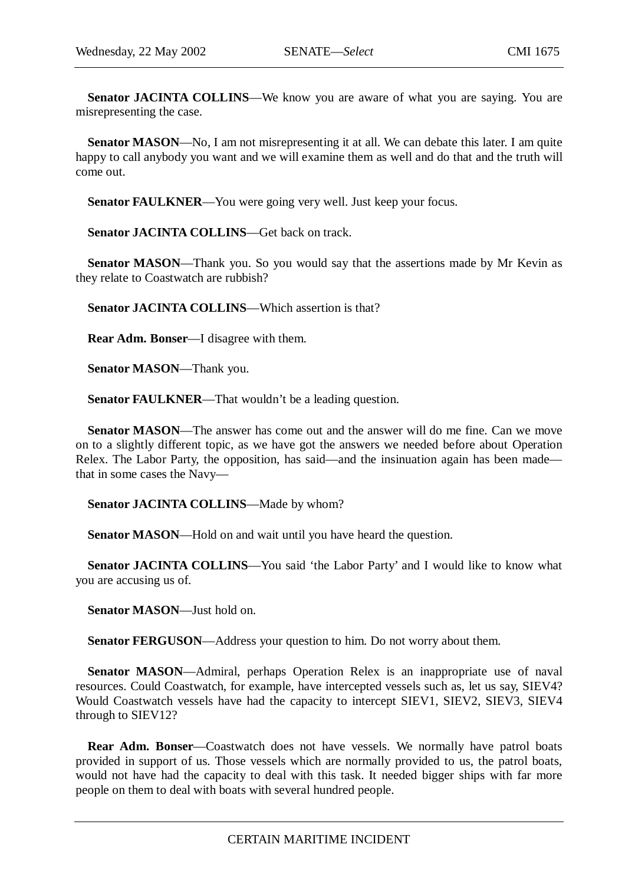**Senator JACINTA COLLINS**—We know you are aware of what you are saying. You are misrepresenting the case.

**Senator MASON**—No, I am not misrepresenting it at all. We can debate this later. I am quite happy to call anybody you want and we will examine them as well and do that and the truth will come out.

**Senator FAULKNER**—You were going very well. Just keep your focus.

**Senator JACINTA COLLINS**—Get back on track.

**Senator MASON**—Thank you. So you would say that the assertions made by Mr Kevin as they relate to Coastwatch are rubbish?

**Senator JACINTA COLLINS**—Which assertion is that?

**Rear Adm. Bonser**—I disagree with them.

**Senator MASON**—Thank you.

**Senator FAULKNER**—That wouldn't be a leading question.

**Senator MASON**—The answer has come out and the answer will do me fine. Can we move on to a slightly different topic, as we have got the answers we needed before about Operation Relex. The Labor Party, the opposition, has said—and the insinuation again has been made—that in some cases the Navy—

**Senator JACINTA COLLINS**—Made by whom?

**Senator MASON**—Hold on and wait until you have heard the question.

**Senator JACINTA COLLINS**—You said 'the Labor Party' and I would like to know what you are accusing us of.

**Senator MASON**—Just hold on.

**Senator FERGUSON**—Address your question to him. Do not worry about them.

**Senator MASON**—Admiral, perhaps Operation Relex is an inappropriate use of naval resources. Could Coastwatch, for example, have intercepted vessels such as, let us say, SIEV4? Would Coastwatch vessels have had the capacity to intercept SIEV1, SIEV2, SIEV3, SIEV4 through to SIEV12?

**Rear Adm. Bonser**—Coastwatch does not have vessels. We normally have patrol boats provided in support of us. Those vessels which are normally provided to us, the patrol boats, would not have had the capacity to deal with this task. It needed bigger ships with far more people on them to deal with boats with several hundred people.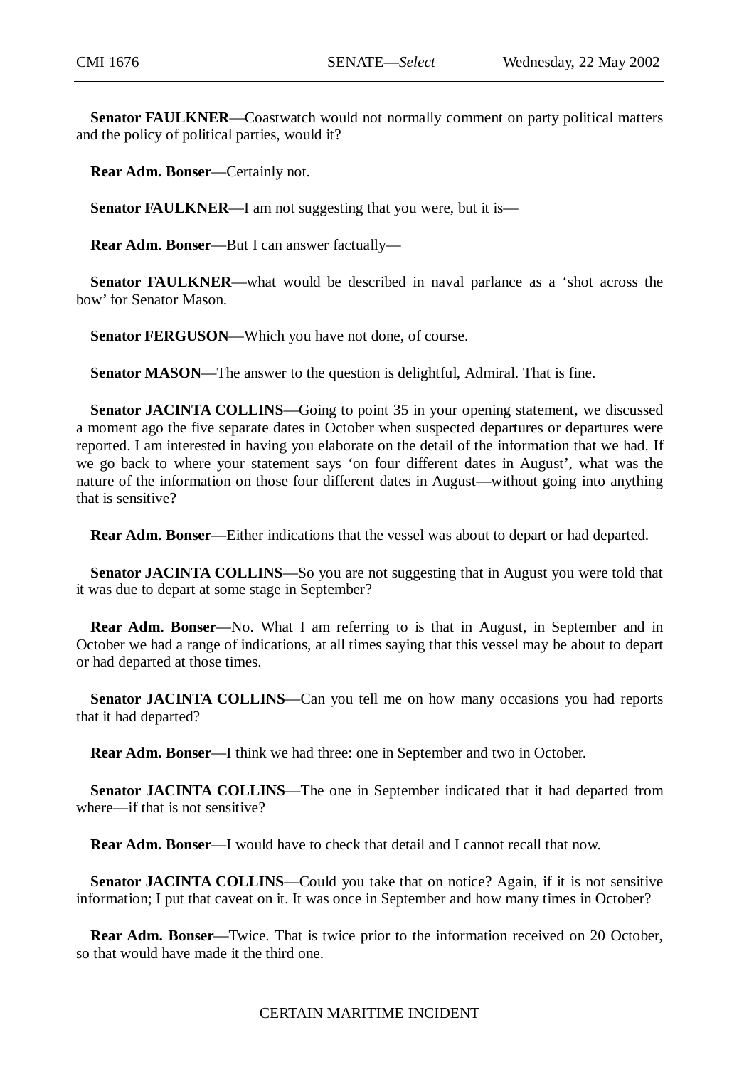**Senator FAULKNER**—Coastwatch would not normally comment on party political matters and the policy of political parties, would it?

**Rear Adm. Bonser**—Certainly not.

**Senator FAULKNER**—I am not suggesting that you were, but it is—

**Rear Adm. Bonser**—But I can answer factually—

**Senator FAULKNER**—what would be described in naval parlance as a 'shot across the bow' for Senator Mason.

**Senator FERGUSON**—Which you have not done, of course.

**Senator MASON**—The answer to the question is delightful, Admiral. That is fine.

**Senator JACINTA COLLINS**—Going to point 35 in your opening statement, we discussed a moment ago the five separate dates in October when suspected departures or departures were reported. I am interested in having you elaborate on the detail of the information that we had. If we go back to where your statement says 'on four different dates in August', what was the nature of the information on those four different dates in August—without going into anything that is sensitive?

**Rear Adm. Bonser**—Either indications that the vessel was about to depart or had departed.

**Senator JACINTA COLLINS**—So you are not suggesting that in August you were told that it was due to depart at some stage in September?

**Rear Adm. Bonser**—No. What I am referring to is that in August, in September and in October we had a range of indications, at all times saying that this vessel may be about to depart or had departed at those times.

**Senator JACINTA COLLINS**—Can you tell me on how many occasions you had reports that it had departed?

**Rear Adm. Bonser**—I think we had three: one in September and two in October.

**Senator JACINTA COLLINS**—The one in September indicated that it had departed from where—if that is not sensitive?

**Rear Adm. Bonser**—I would have to check that detail and I cannot recall that now.

**Senator JACINTA COLLINS**—Could you take that on notice? Again, if it is not sensitive information; I put that caveat on it. It was once in September and how many times in October?

**Rear Adm. Bonser**—Twice. That is twice prior to the information received on 20 October, so that would have made it the third one.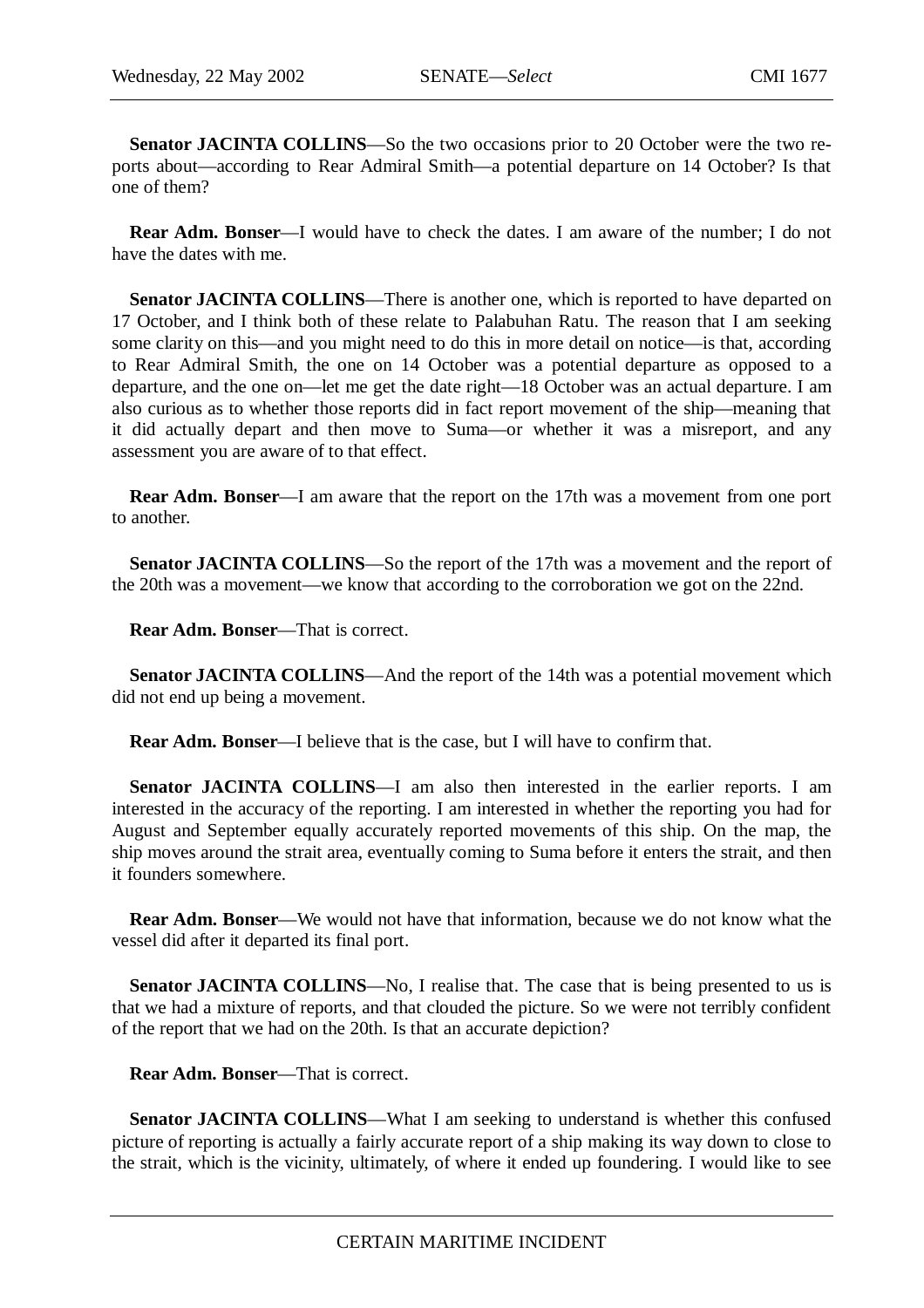**Senator JACINTA COLLINS**—So the two occasions prior to 20 October were the two reports about—according to Rear Admiral Smith—a potential departure on 14 October? Is that one of them?

**Rear Adm. Bonser**—I would have to check the dates. I am aware of the number; I do not have the dates with me.

**Senator JACINTA COLLINS**—There is another one, which is reported to have departed on 17 October, and I think both of these relate to Palabuhan Ratu. The reason that I am seeking some clarity on this—and you might need to do this in more detail on notice—is that, according to Rear Admiral Smith, the one on 14 October was a potential departure as opposed to a departure, and the one on—let me get the date right—18 October was an actual departure. I am also curious as to whether those reports did in fact report movement of the ship—meaning that it did actually depart and then move to Suma—or whether it was a misreport, and any assessment you are aware of to that effect.

**Rear Adm. Bonser**—I am aware that the report on the 17th was a movement from one port to another.

**Senator JACINTA COLLINS**—So the report of the 17th was a movement and the report of the 20th was a movement—we know that according to the corroboration we got on the 22nd.

**Rear Adm. Bonser**—That is correct.

**Senator JACINTA COLLINS**—And the report of the 14th was a potential movement which did not end up being a movement.

**Rear Adm. Bonser**—I believe that is the case, but I will have to confirm that.

**Senator JACINTA COLLINS**—I am also then interested in the earlier reports. I am interested in the accuracy of the reporting. I am interested in whether the reporting you had for August and September equally accurately reported movements of this ship. On the map, the ship moves around the strait area, eventually coming to Suma before it enters the strait, and then it founders somewhere.

**Rear Adm. Bonser**—We would not have that information, because we do not know what the vessel did after it departed its final port.

**Senator JACINTA COLLINS**—No, I realise that. The case that is being presented to us is that we had a mixture of reports, and that clouded the picture. So we were not terribly confident of the report that we had on the 20th. Is that an accurate depiction?

**Rear Adm. Bonser**—That is correct.

**Senator JACINTA COLLINS**—What I am seeking to understand is whether this confused picture of reporting is actually a fairly accurate report of a ship making its way down to close to the strait, which is the vicinity, ultimately, of where it ended up foundering. I would like to see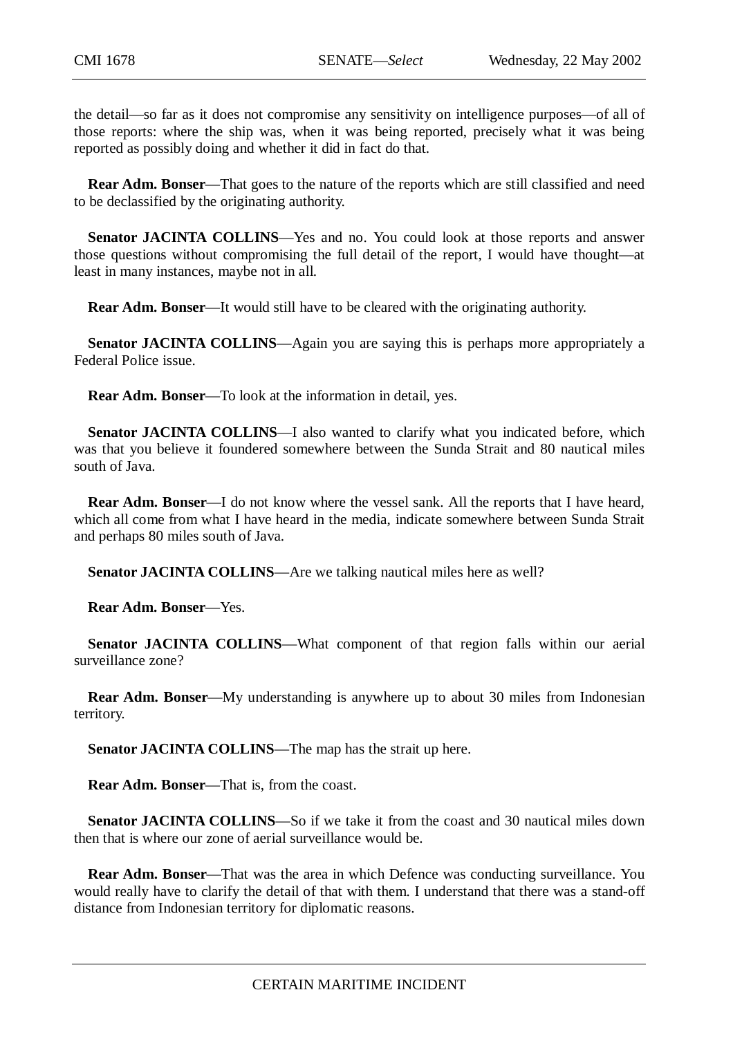the detail—so far as it does not compromise any sensitivity on intelligence purposes—of all of those reports: where the ship was, when it was being reported, precisely what it was being reported as possibly doing and whether it did in fact do that.

**Rear Adm. Bonser**—That goes to the nature of the reports which are still classified and need to be declassified by the originating authority.

**Senator JACINTA COLLINS**—Yes and no. You could look at those reports and answer those questions without compromising the full detail of the report, I would have thought—at least in many instances, maybe not in all.

**Rear Adm. Bonser**—It would still have to be cleared with the originating authority.

**Senator JACINTA COLLINS**—Again you are saying this is perhaps more appropriately a Federal Police issue.

**Rear Adm. Bonser**—To look at the information in detail, yes.

**Senator JACINTA COLLINS**—I also wanted to clarify what you indicated before, which was that you believe it foundered somewhere between the Sunda Strait and 80 nautical miles south of Java.

**Rear Adm. Bonser**—I do not know where the vessel sank. All the reports that I have heard, which all come from what I have heard in the media, indicate somewhere between Sunda Strait and perhaps 80 miles south of Java.

**Senator JACINTA COLLINS**—Are we talking nautical miles here as well?

**Rear Adm. Bonser**—Yes.

**Senator JACINTA COLLINS**—What component of that region falls within our aerial surveillance zone?

**Rear Adm. Bonser**—My understanding is anywhere up to about 30 miles from Indonesian territory.

**Senator JACINTA COLLINS**—The map has the strait up here.

**Rear Adm. Bonser**—That is, from the coast.

**Senator JACINTA COLLINS**—So if we take it from the coast and 30 nautical miles down then that is where our zone of aerial surveillance would be.

**Rear Adm. Bonser**—That was the area in which Defence was conducting surveillance. You would really have to clarify the detail of that with them. I understand that there was a stand-off distance from Indonesian territory for diplomatic reasons.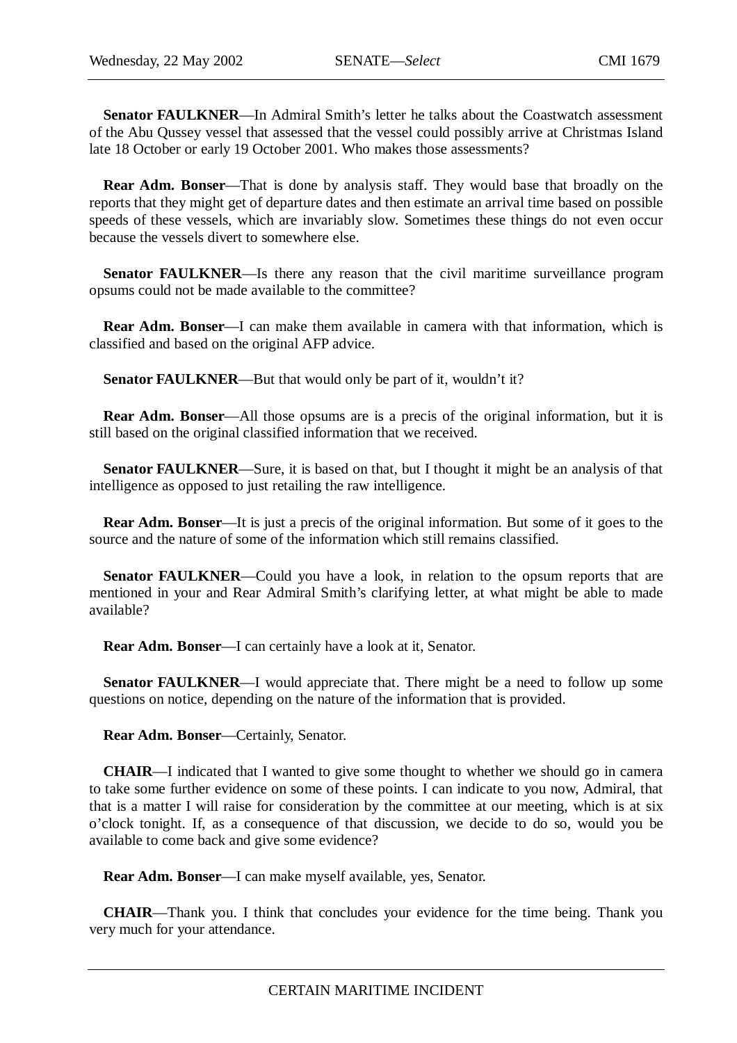**Senator FAULKNER**—In Admiral Smith's letter he talks about the Coastwatch assessment of the Abu Qussey vessel that assessed that the vessel could possibly arrive at Christmas Island late 18 October or early 19 October 2001. Who makes those assessments?

**Rear Adm. Bonser**—That is done by analysis staff. They would base that broadly on the reports that they might get of departure dates and then estimate an arrival time based on possible speeds of these vessels, which are invariably slow. Sometimes these things do not even occur because the vessels divert to somewhere else.

**Senator FAULKNER**—Is there any reason that the civil maritime surveillance program opsums could not be made available to the committee?

**Rear Adm. Bonser**—I can make them available in camera with that information, which is classified and based on the original AFP advice.

**Senator FAULKNER**—But that would only be part of it, wouldn't it?

**Rear Adm. Bonser**—All those opsums are is a precis of the original information, but it is still based on the original classified information that we received.

**Senator FAULKNER**—Sure, it is based on that, but I thought it might be an analysis of that intelligence as opposed to just retailing the raw intelligence.

**Rear Adm. Bonser**—It is just a precis of the original information. But some of it goes to the source and the nature of some of the information which still remains classified.

**Senator FAULKNER**—Could you have a look, in relation to the opsum reports that are mentioned in your and Rear Admiral Smith's clarifying letter, at what might be able to made available?

**Rear Adm. Bonser**—I can certainly have a look at it, Senator.

**Senator FAULKNER**—I would appreciate that. There might be a need to follow up some questions on notice, depending on the nature of the information that is provided.

**Rear Adm. Bonser**—Certainly, Senator.

**CHAIR**—I indicated that I wanted to give some thought to whether we should go in camera to take some further evidence on some of these points. I can indicate to you now, Admiral, that that is a matter I will raise for consideration by the committee at our meeting, which is at six o'clock tonight. If, as a consequence of that discussion, we decide to do so, would you be available to come back and give some evidence?

**Rear Adm. Bonser**—I can make myself available, yes, Senator.

**CHAIR**—Thank you. I think that concludes your evidence for the time being. Thank you very much for your attendance.